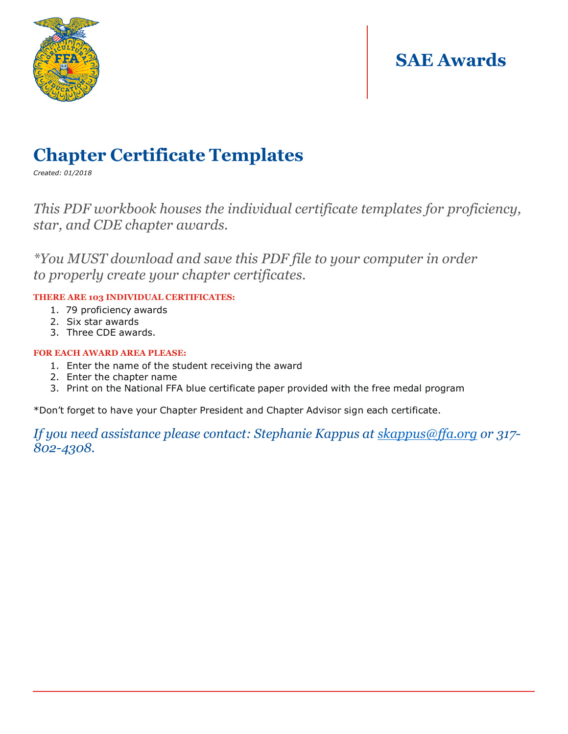# SAE Awards

## Chapter Certificate Templates

*Created: 01/2018*

*This PDF workbook houses the individual certificate templates for proficiency, star, and CDE chapter awards.*

*\*You MUST download and save this PDF file to your computer in order to properly create your chapter certificates.*

**THERE ARE 103 INDIVIDUAL CERTIFICATES:**

1. 79 proficiency awards
2. Six star awards
3. Three CDE awards.

**FOR EACH AWARD AREA PLEASE:**

1. Enter the name of the student receiving the award
2. Enter the chapter name
3. Print on the National FFA blue certificate paper provided with the free medal program

*Don't forget to have your Chapter President and Chapter Advisor sign each certificate.

*If you need assistance please contact: Stephanie Kappus at skappus@ffa.org or 317-802-4308.*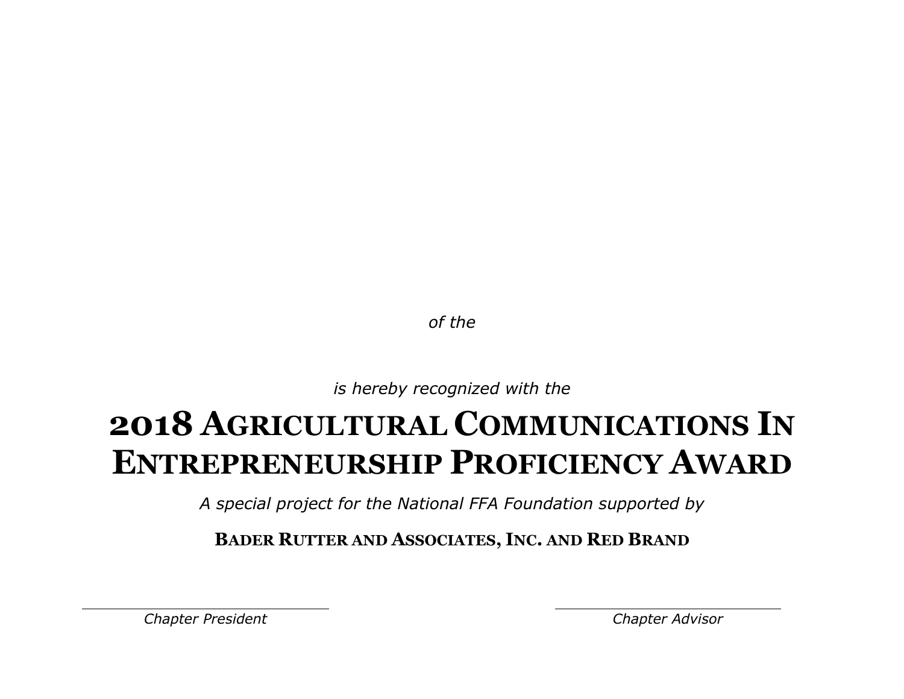*of the*

*is hereby recognized with the*

# 2018 Agricultural Communications In Entrepreneurship Proficiency Award

*A special project for the National FFA Foundation supported by*

**Bader Rutter and Associates, Inc. and Red Brand**

*Chapter President*

*Chapter Advisor*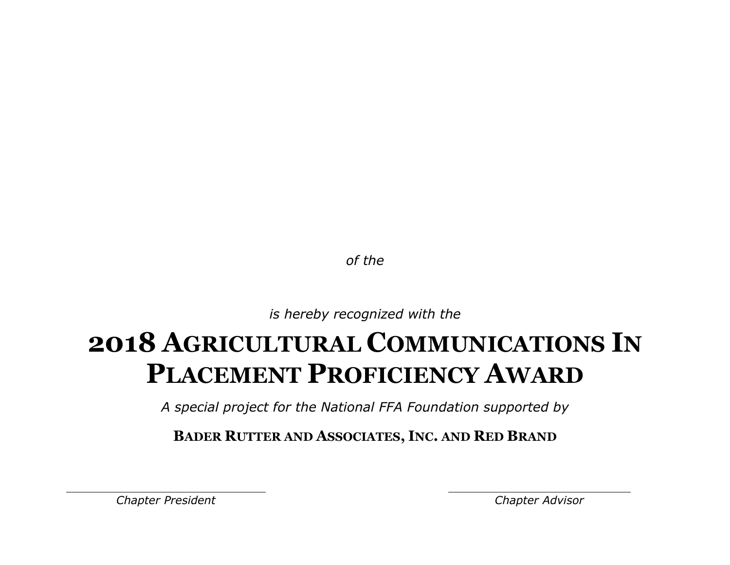*of the*

*is hereby recognized with the*

# 2018 Agricultural Communications In Placement Proficiency Award

*A special project for the National FFA Foundation supported by*

**Bader Rutter and Associates, Inc. and Red Brand**

*Chapter President*

*Chapter Advisor*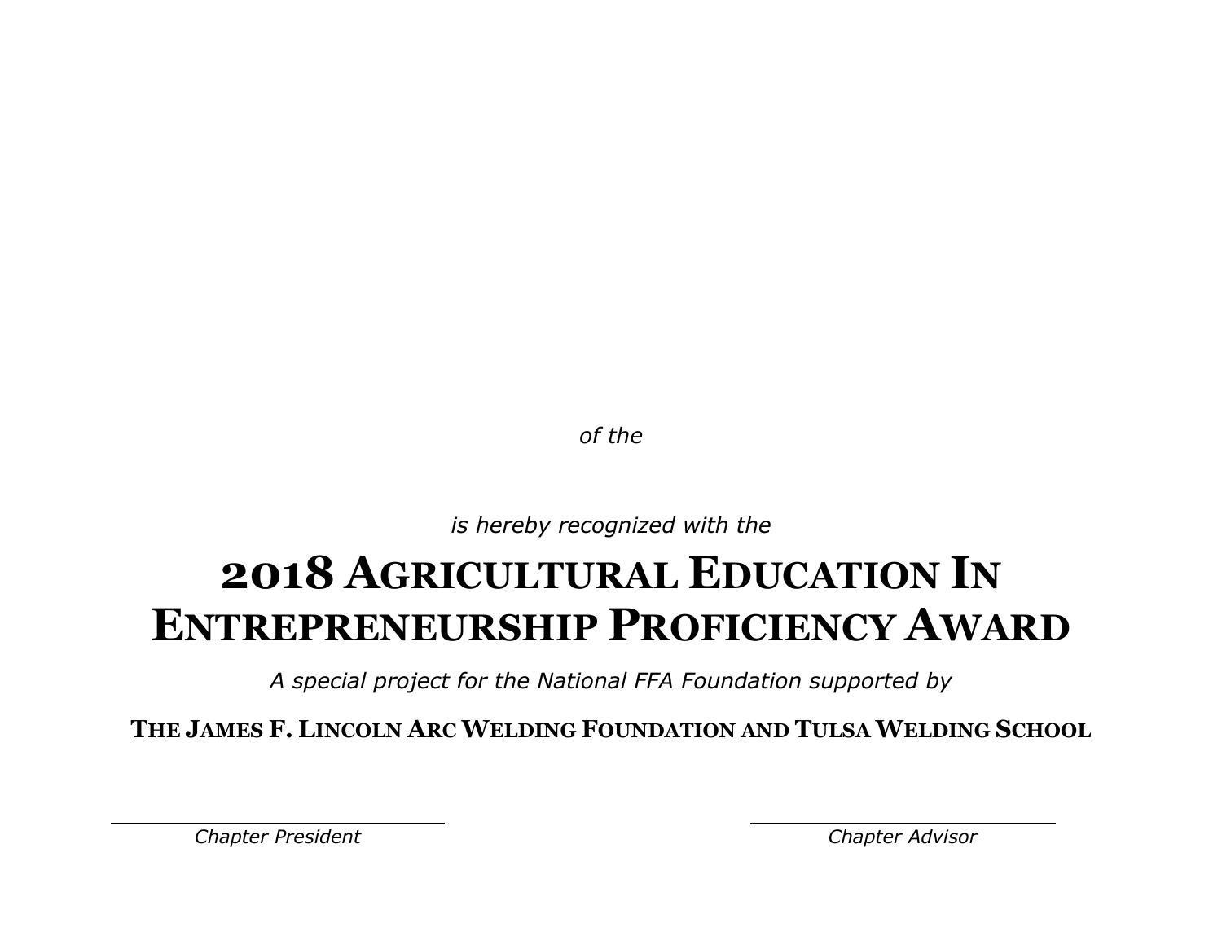*of the*

*is hereby recognized with the*

# 2018 Agricultural Education In Entrepreneurship Proficiency Award

*A special project for the National FFA Foundation supported by*

**The James F. Lincoln Arc Welding Foundation and Tulsa Welding School**

*Chapter President*

*Chapter Advisor*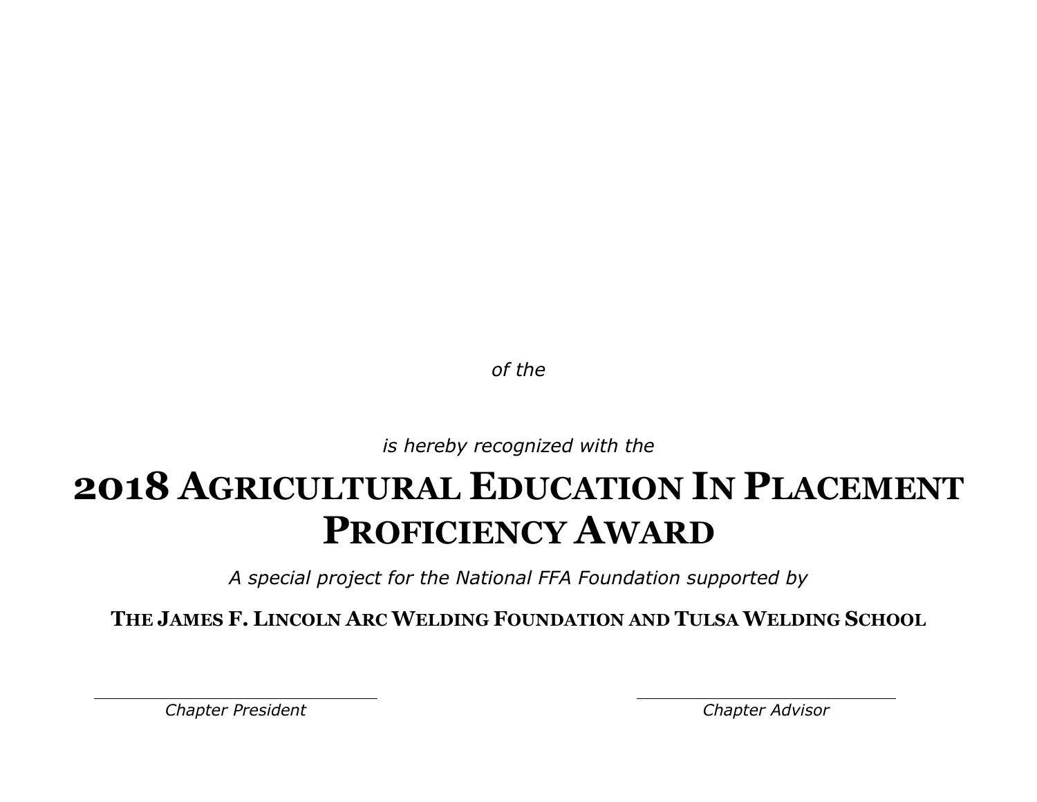*of the*

*is hereby recognized with the*

# 2018 Agricultural Education In Placement Proficiency Award

*A special project for the National FFA Foundation supported by*

**The James F. Lincoln Arc Welding Foundation and Tulsa Welding School**

*Chapter President*

*Chapter Advisor*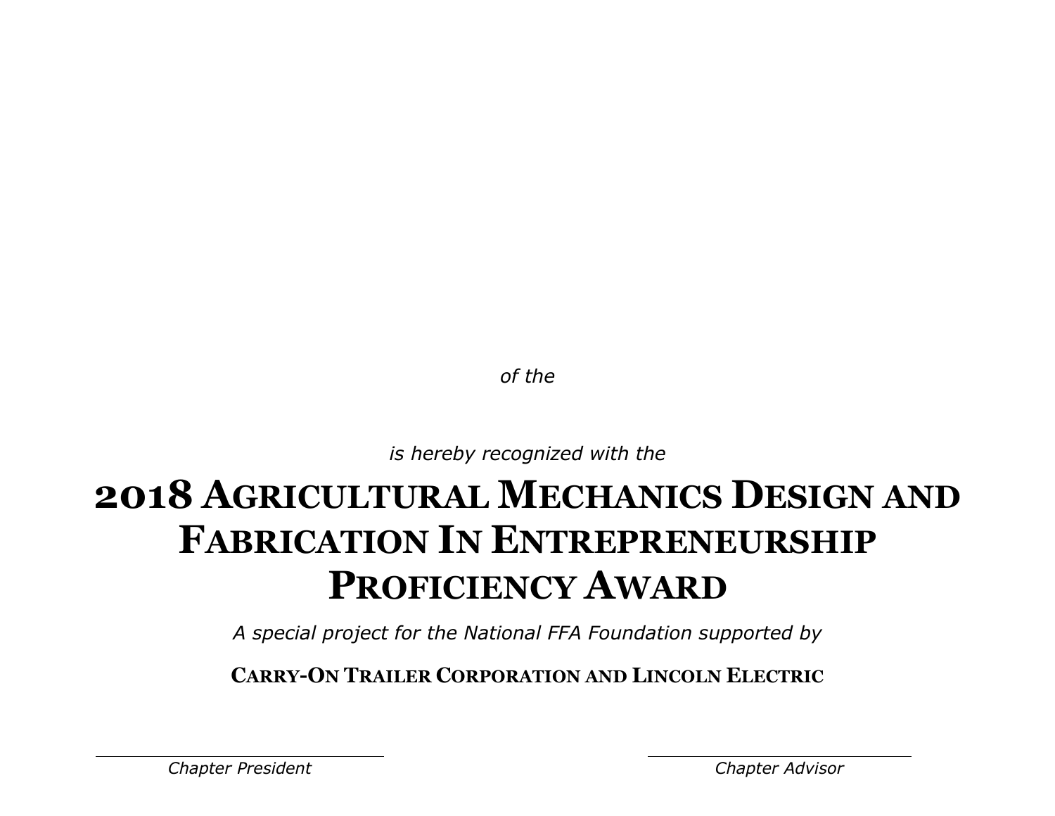*of the*

*is hereby recognized with the*

# 2018 Agricultural Mechanics Design and Fabrication In Entrepreneurship Proficiency Award

*A special project for the National FFA Foundation supported by*

**Carry-On Trailer Corporation and Lincoln Electric**

*Chapter President*

*Chapter Advisor*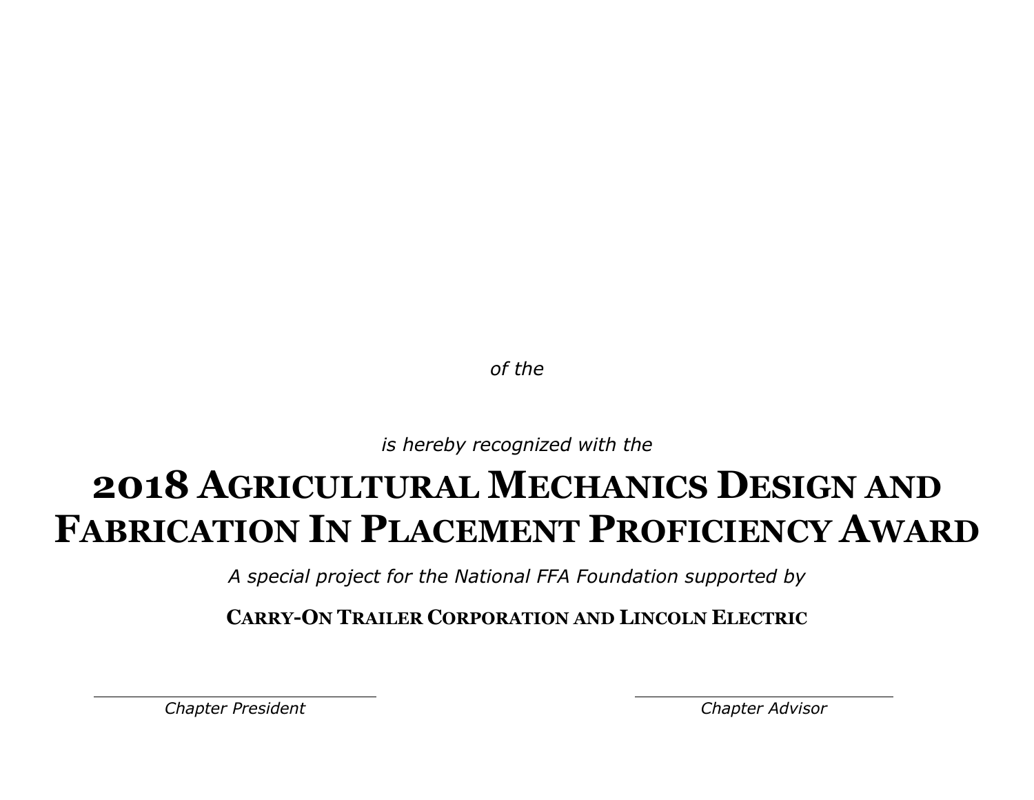*of the*

*is hereby recognized with the*

# 2018 Agricultural Mechanics Design and Fabrication In Placement Proficiency Award

*A special project for the National FFA Foundation supported by*

**Carry-On Trailer Corporation and Lincoln Electric**

*Chapter President*

*Chapter Advisor*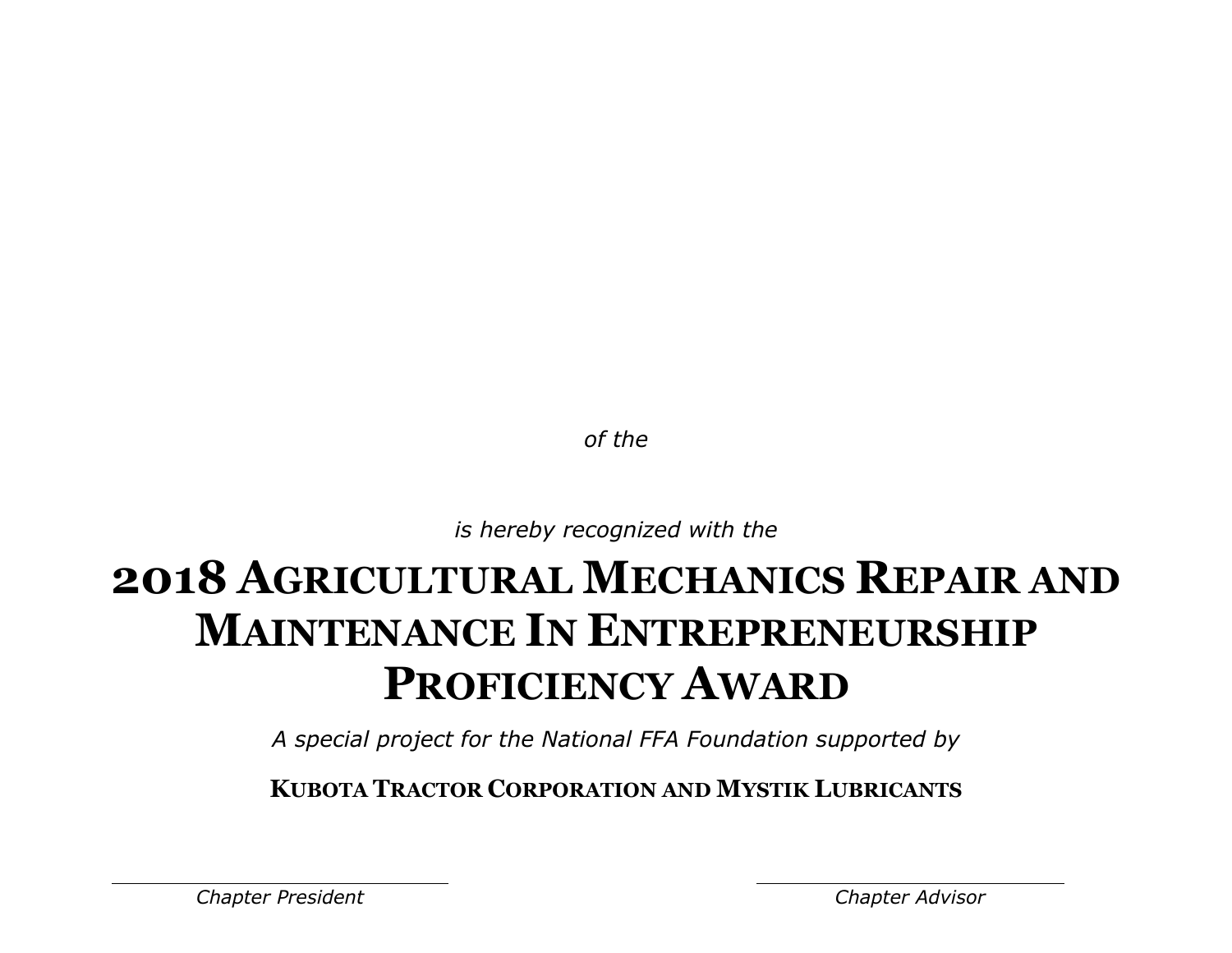*of the*

*is hereby recognized with the*

# 2018 Agricultural Mechanics Repair and Maintenance In Entrepreneurship Proficiency Award

*A special project for the National FFA Foundation supported by*

**Kubota Tractor Corporation and Mystik Lubricants**

*Chapter President*

*Chapter Advisor*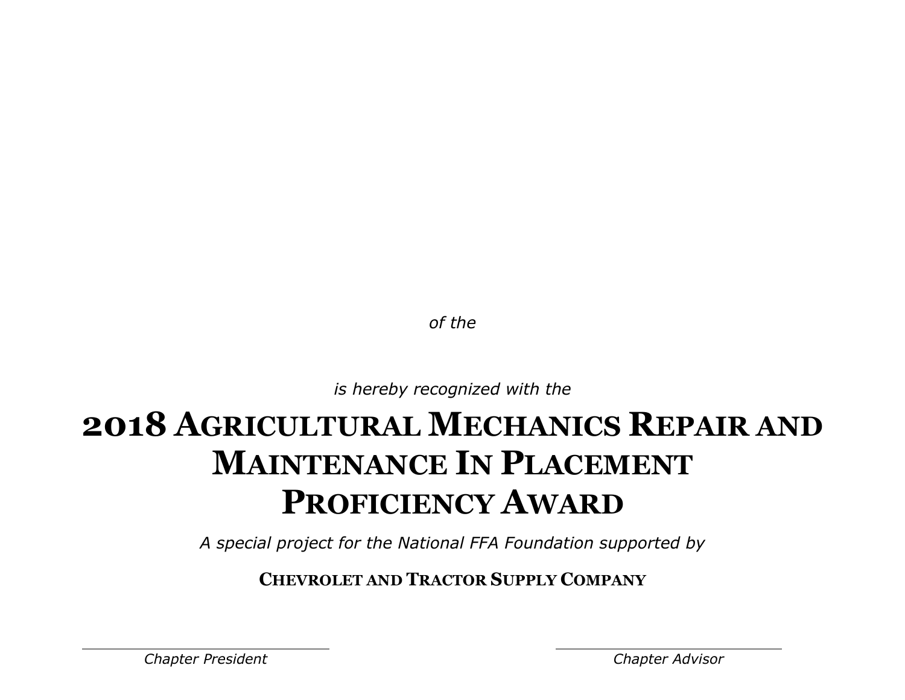*of the*

*is hereby recognized with the*

# 2018 Agricultural Mechanics Repair and Maintenance In Placement Proficiency Award

*A special project for the National FFA Foundation supported by*

**Chevrolet and Tractor Supply Company**

*Chapter President*

*Chapter Advisor*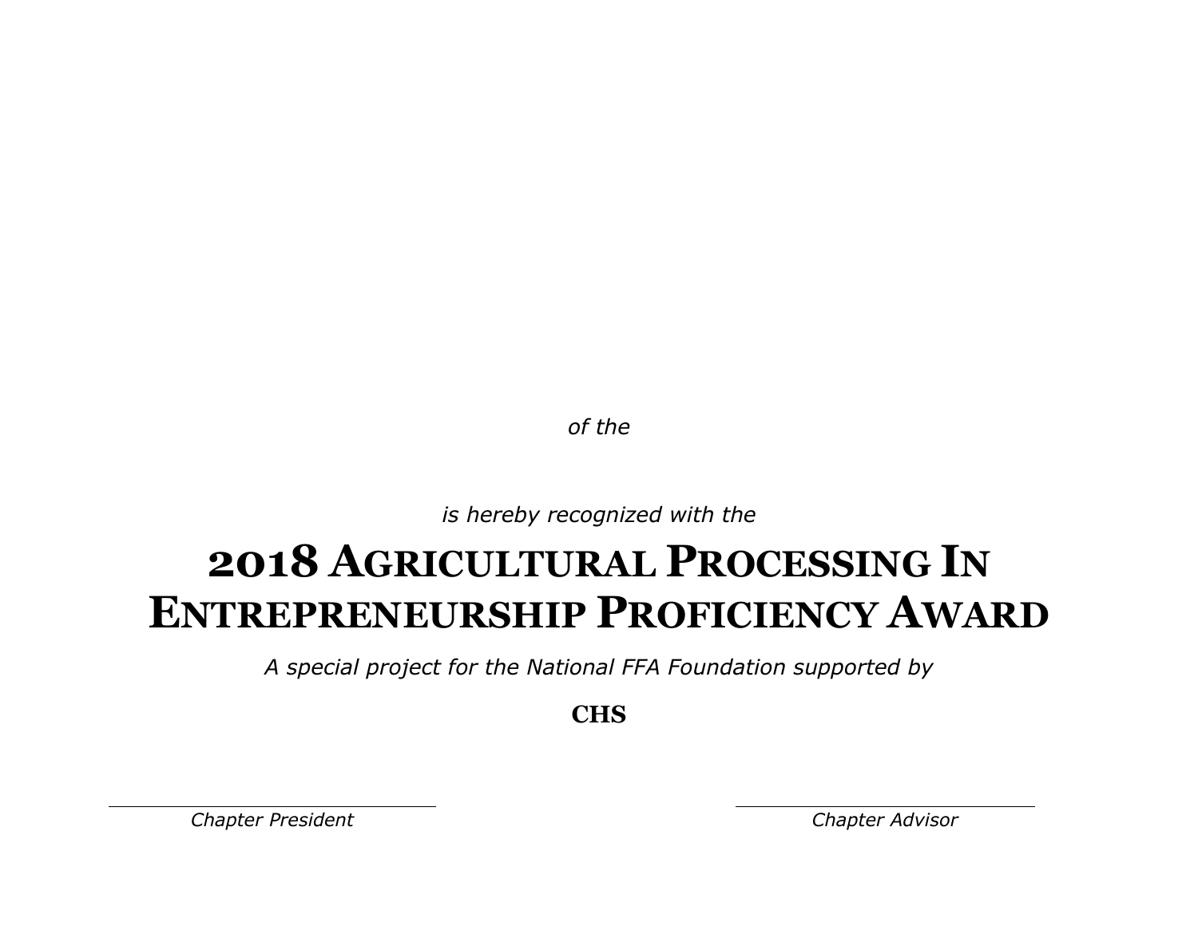*of the*

*is hereby recognized with the*

# 2018 Agricultural Processing In Entrepreneurship Proficiency Award

*A special project for the National FFA Foundation supported by*

**CHS**

*Chapter President*

*Chapter Advisor*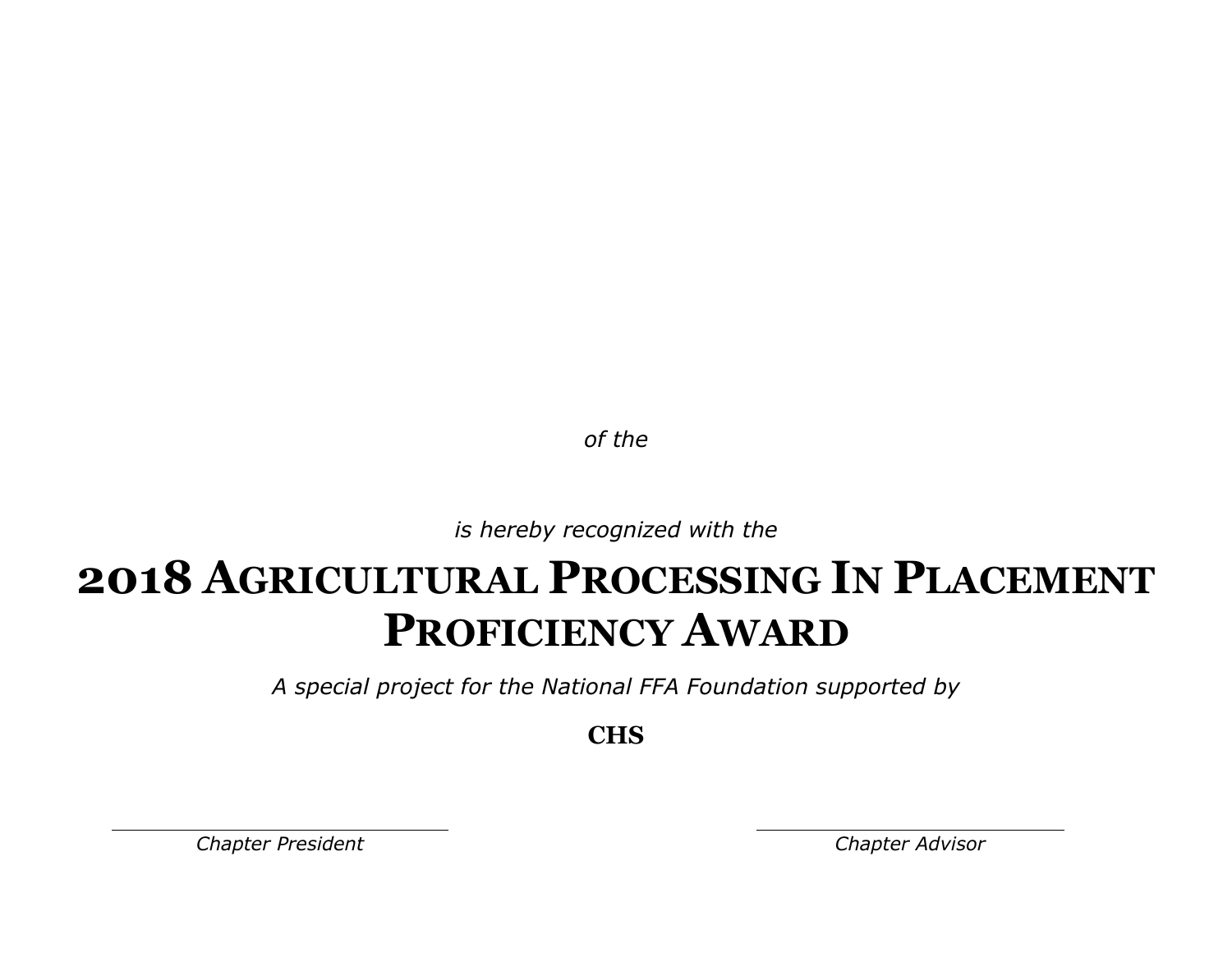*of the*

*is hereby recognized with the*

# 2018 Agricultural Processing In Placement Proficiency Award

*A special project for the National FFA Foundation supported by*

**CHS**

*Chapter President*

*Chapter Advisor*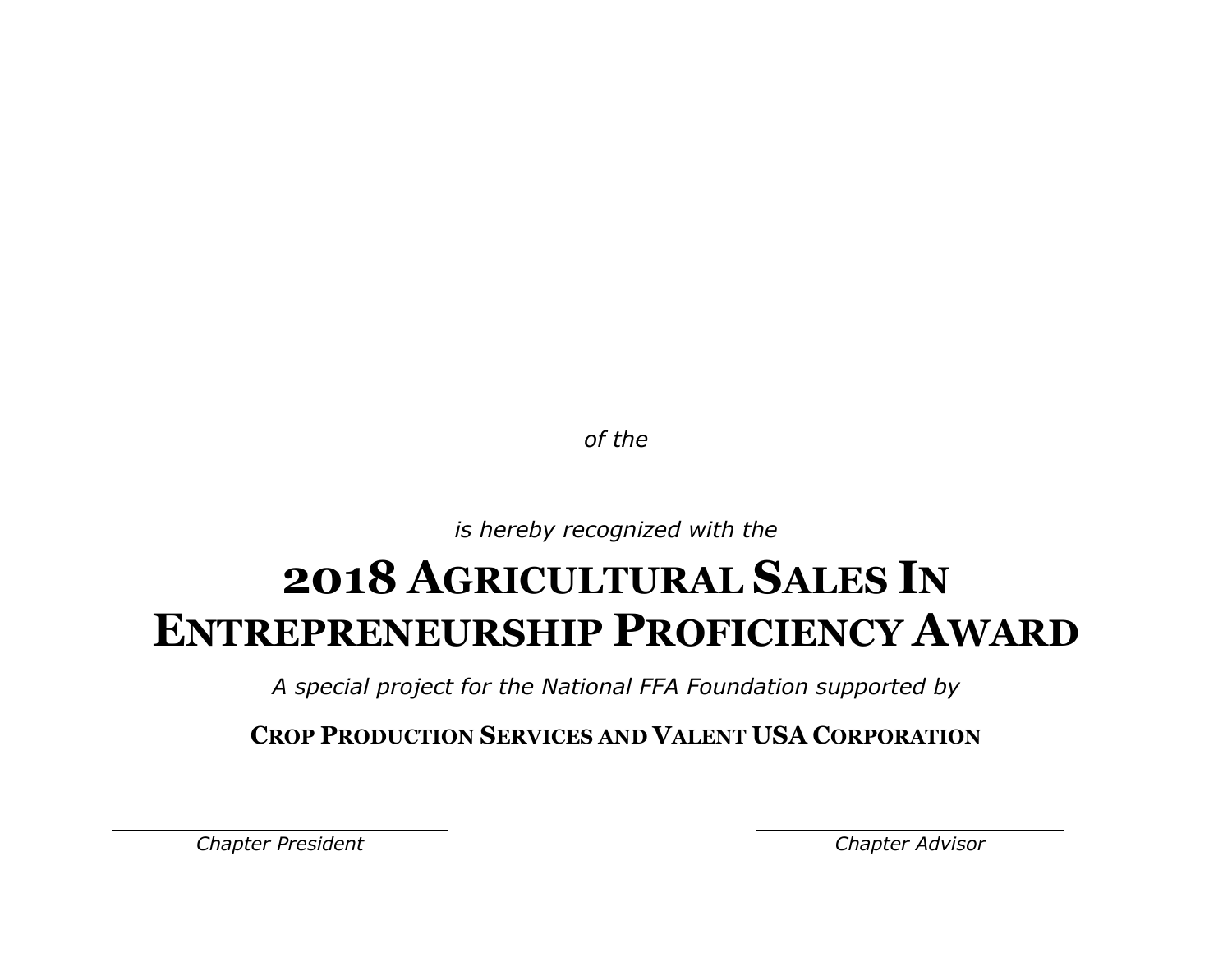*of the*

*is hereby recognized with the*

# 2018 Agricultural Sales In Entrepreneurship Proficiency Award

*A special project for the National FFA Foundation supported by*

**Crop Production Services and Valent USA Corporation**

*Chapter President*

*Chapter Advisor*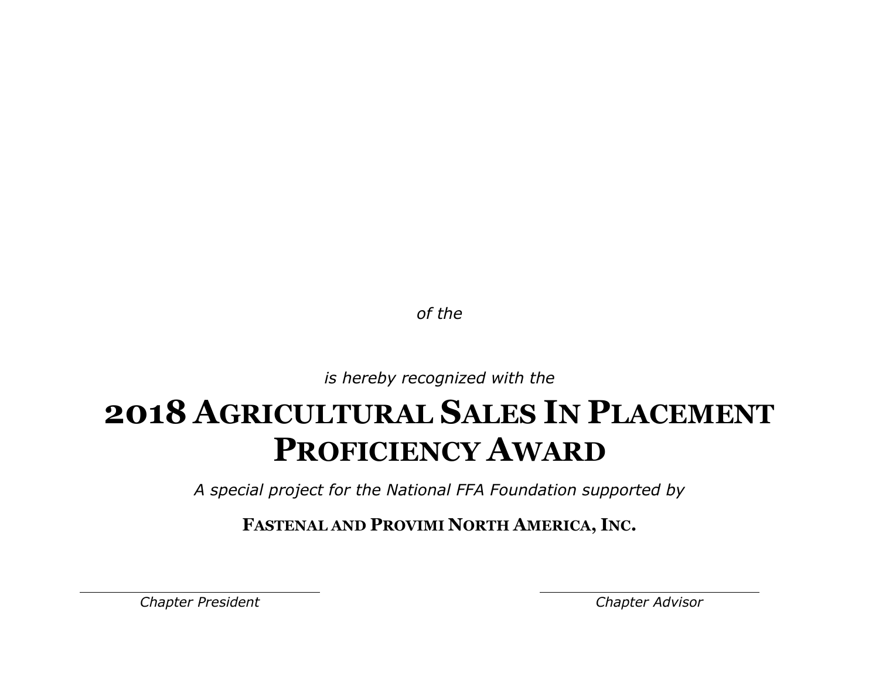*of the*

*is hereby recognized with the*

# 2018 Agricultural Sales In Placement Proficiency Award

*A special project for the National FFA Foundation supported by*

**Fastenal and Provimi North America, Inc.**

*Chapter President*

*Chapter Advisor*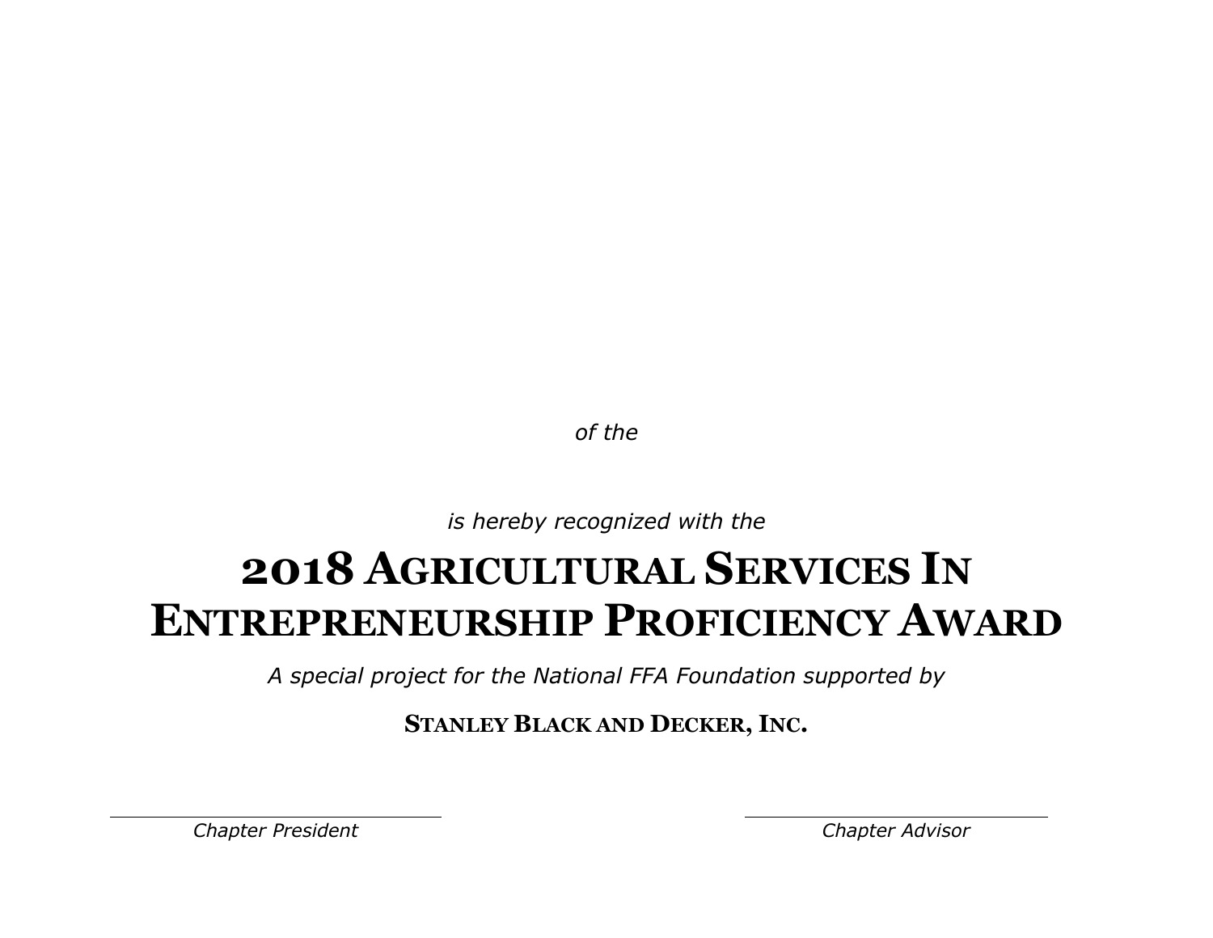*of the*

*is hereby recognized with the*

# 2018 Agricultural Services In Entrepreneurship Proficiency Award

*A special project for the National FFA Foundation supported by*

**Stanley Black and Decker, Inc.**

*Chapter President*

*Chapter Advisor*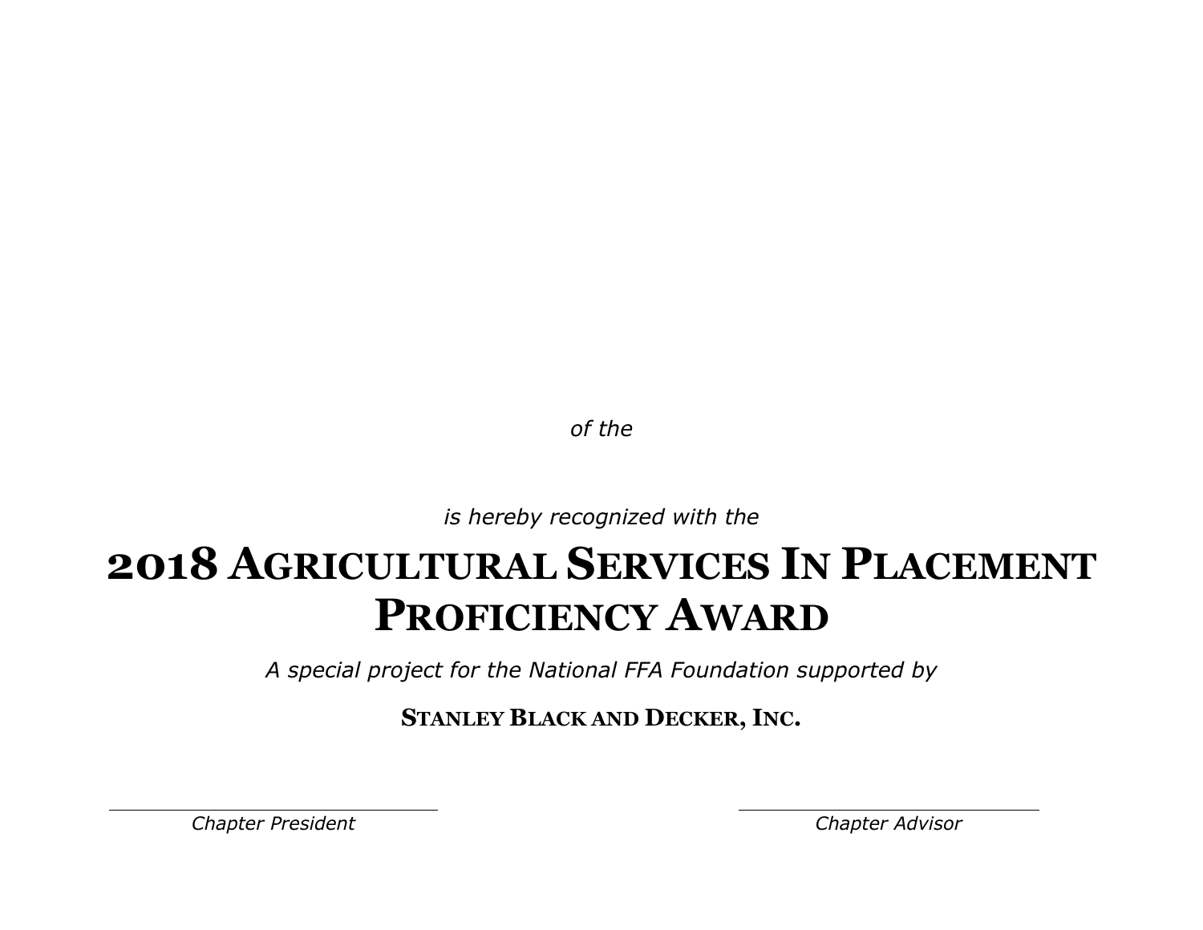*of the*

*is hereby recognized with the*

# 2018 Agricultural Services In Placement Proficiency Award

*A special project for the National FFA Foundation supported by*

**Stanley Black and Decker, Inc.**

*Chapter President*

*Chapter Advisor*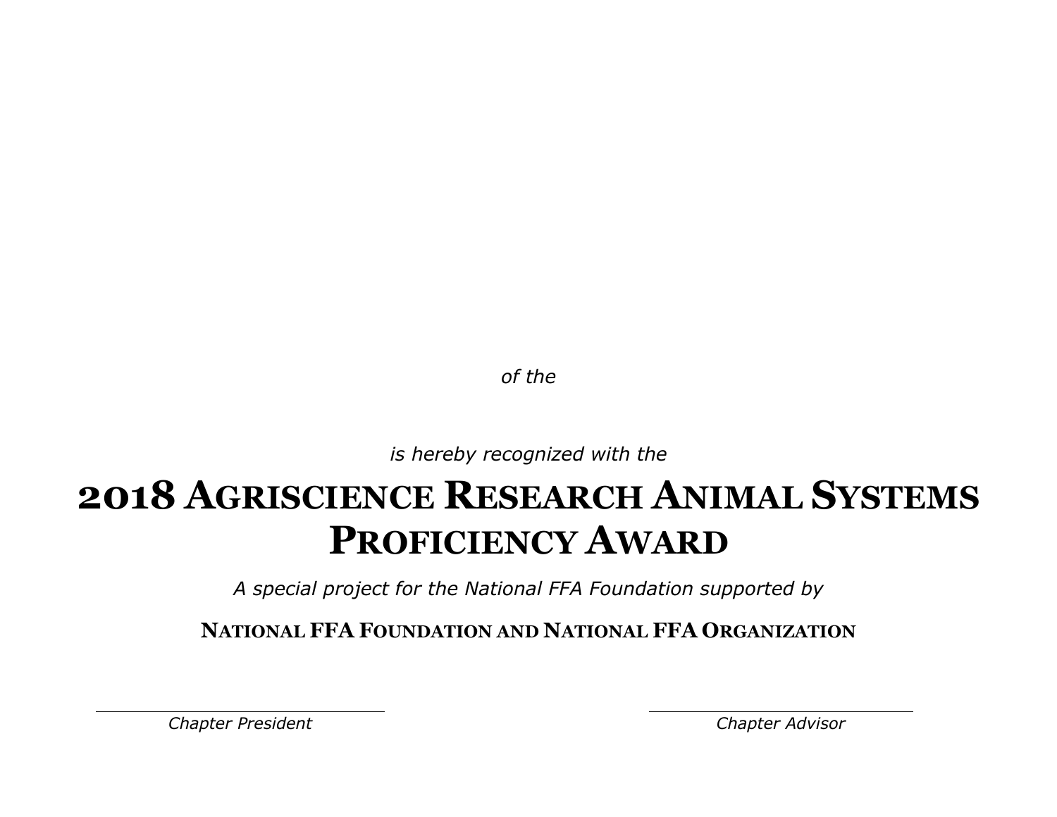*of the*

*is hereby recognized with the*

# 2018 Agriscience Research Animal Systems Proficiency Award

*A special project for the National FFA Foundation supported by*

**National FFA Foundation and National FFA Organization**

*Chapter President*

*Chapter Advisor*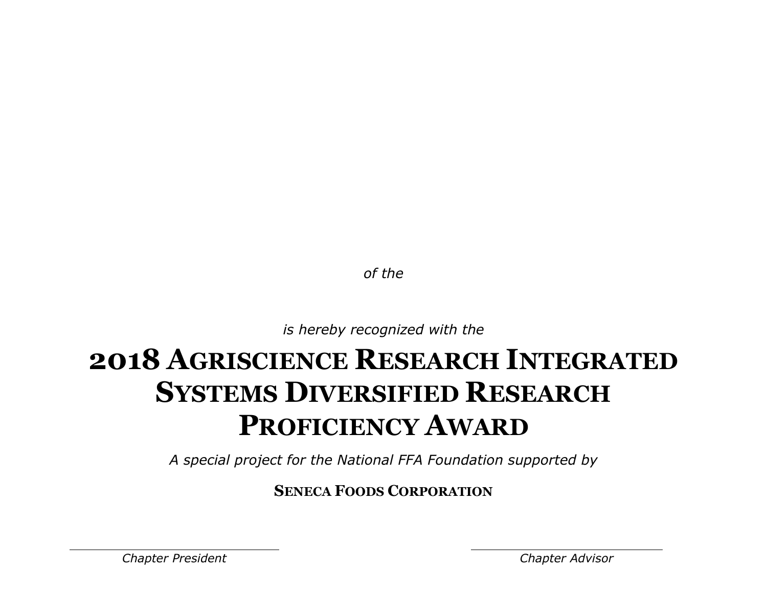*of the*

*is hereby recognized with the*

# 2018 Agriscience Research Integrated Systems Diversified Research Proficiency Award

*A special project for the National FFA Foundation supported by*

**Seneca Foods Corporation**

*Chapter President*

*Chapter Advisor*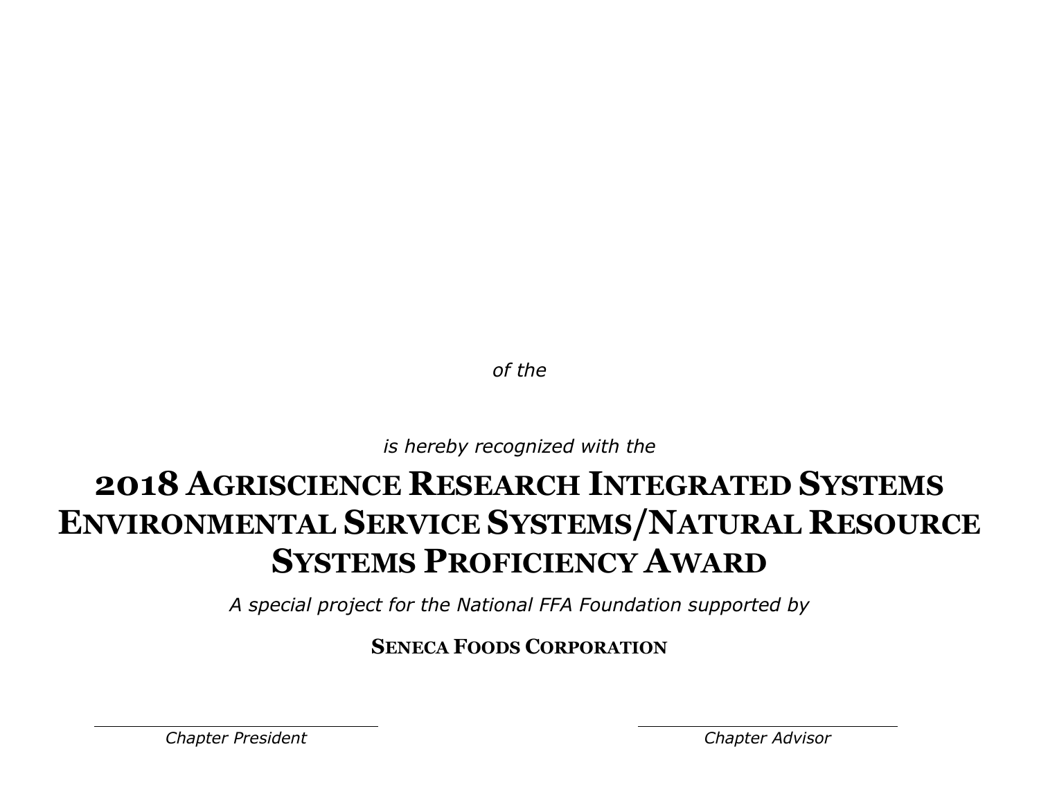*of the*

*is hereby recognized with the*

# 2018 Agriscience Research Integrated Systems Environmental Service Systems/Natural Resource Systems Proficiency Award

*A special project for the National FFA Foundation supported by*

**Seneca Foods Corporation**

*Chapter President*

*Chapter Advisor*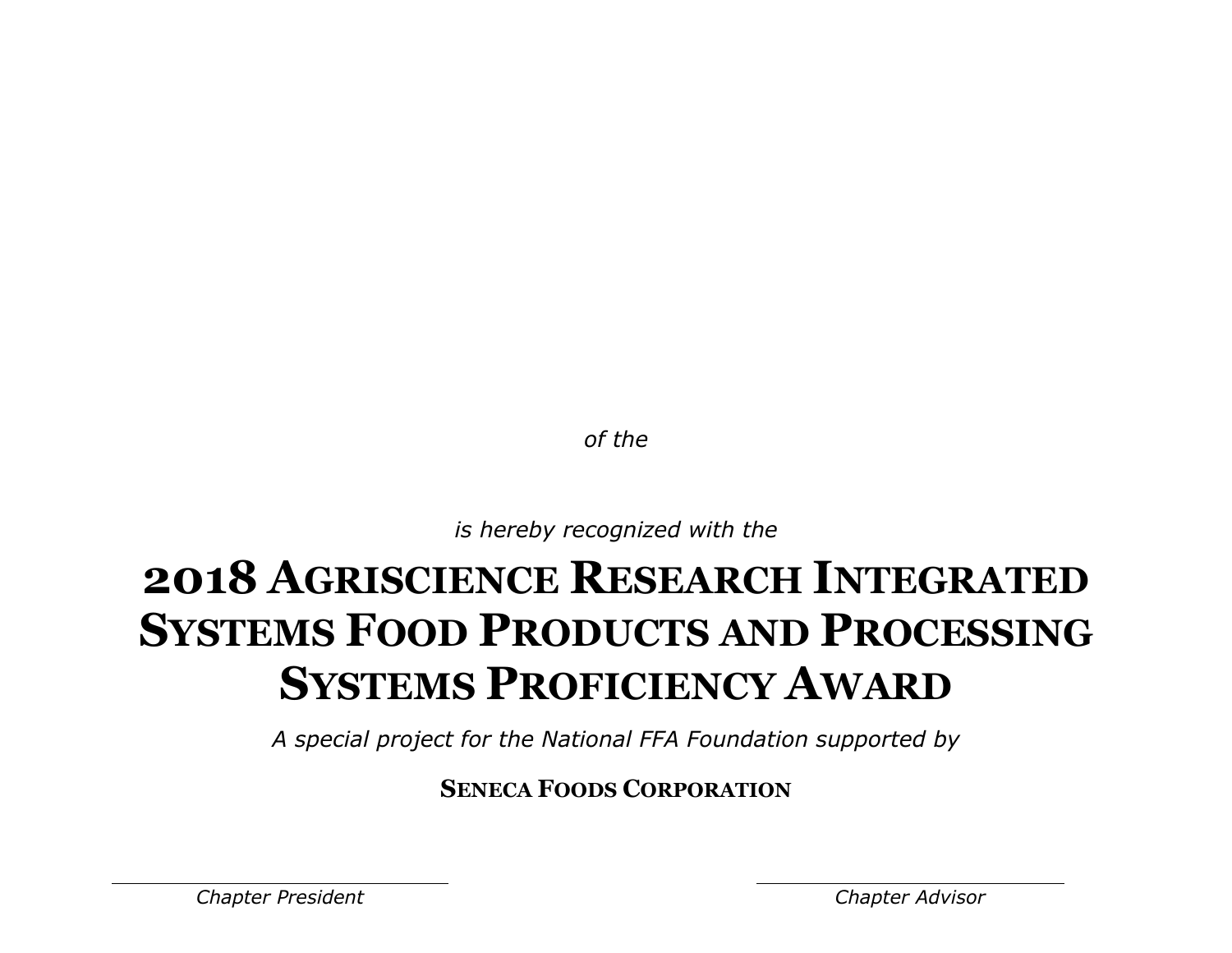*of the*

*is hereby recognized with the*

# 2018 Agriscience Research Integrated Systems Food Products and Processing Systems Proficiency Award

*A special project for the National FFA Foundation supported by*

**Seneca Foods Corporation**

*Chapter President*

*Chapter Advisor*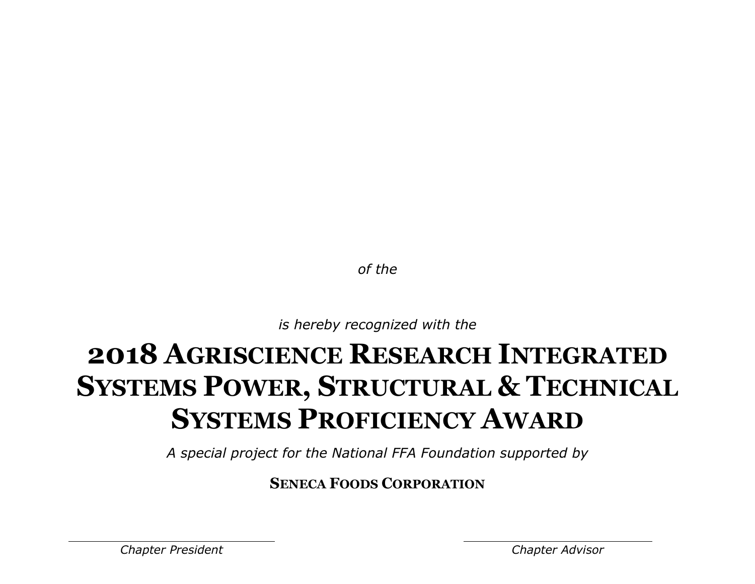*of the*

*is hereby recognized with the*

# 2018 Agriscience Research Integrated Systems Power, Structural & Technical Systems Proficiency Award

*A special project for the National FFA Foundation supported by*

**Seneca Foods Corporation**

*Chapter President*

*Chapter Advisor*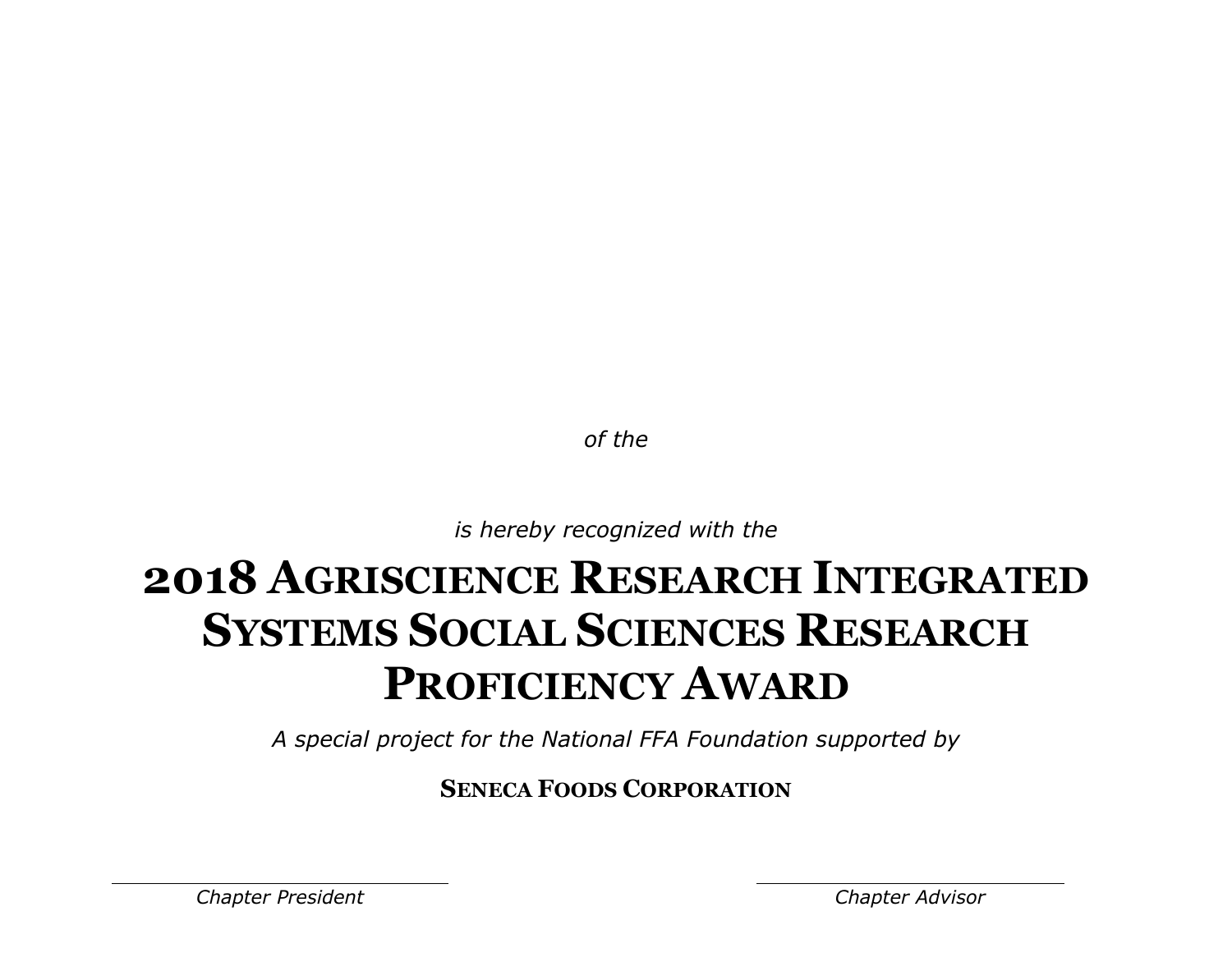*of the*

*is hereby recognized with the*

# 2018 Agriscience Research Integrated Systems Social Sciences Research Proficiency Award

*A special project for the National FFA Foundation supported by*

**Seneca Foods Corporation**

*Chapter President*

*Chapter Advisor*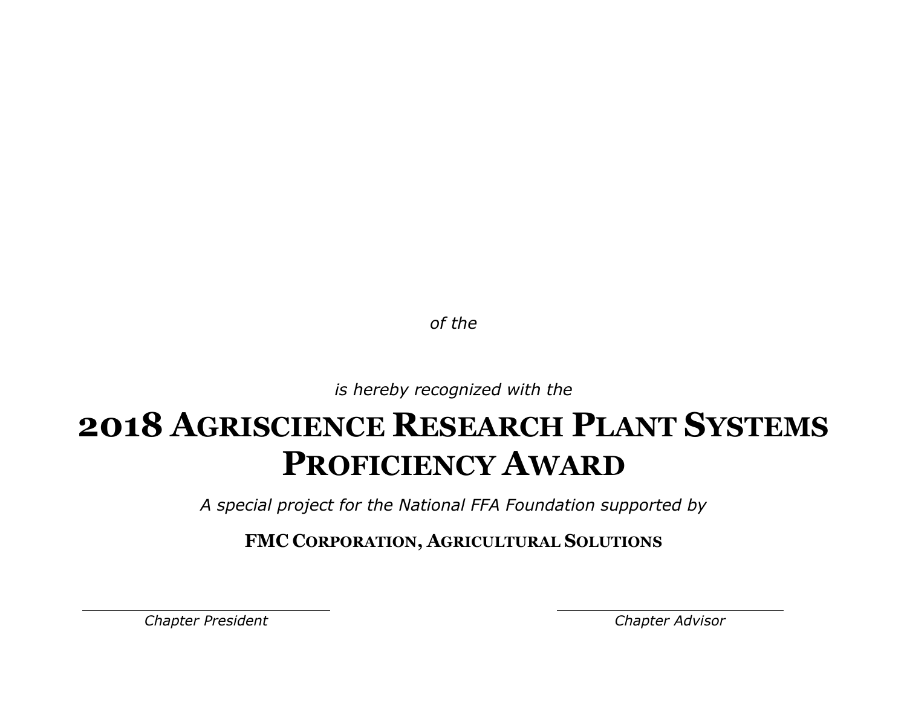*of the*

*is hereby recognized with the*

# 2018 AGRISCIENCE RESEARCH PLANT SYSTEMS PROFICIENCY AWARD

*A special project for the National FFA Foundation supported by*

**FMC CORPORATION, AGRICULTURAL SOLUTIONS**

*Chapter President*

*Chapter Advisor*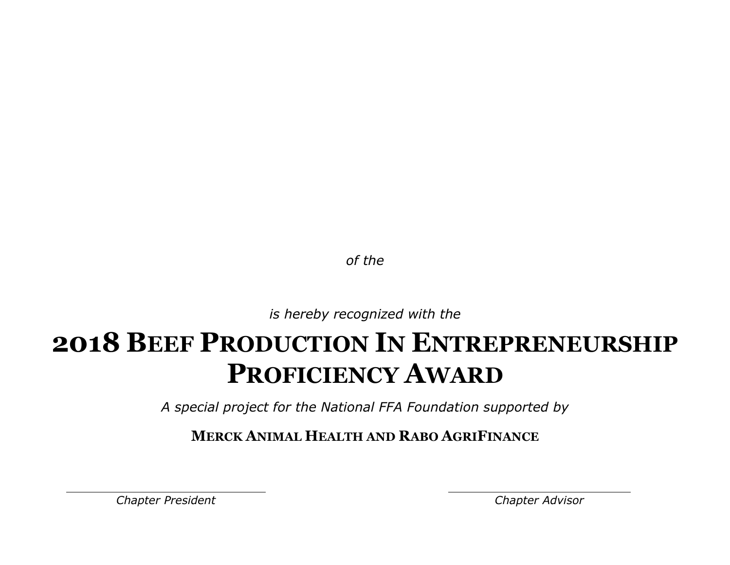*of the*

*is hereby recognized with the*

# 2018 Beef Production In Entrepreneurship Proficiency Award

*A special project for the National FFA Foundation supported by*

**Merck Animal Health and Rabo AgriFinance**

*Chapter President*

*Chapter Advisor*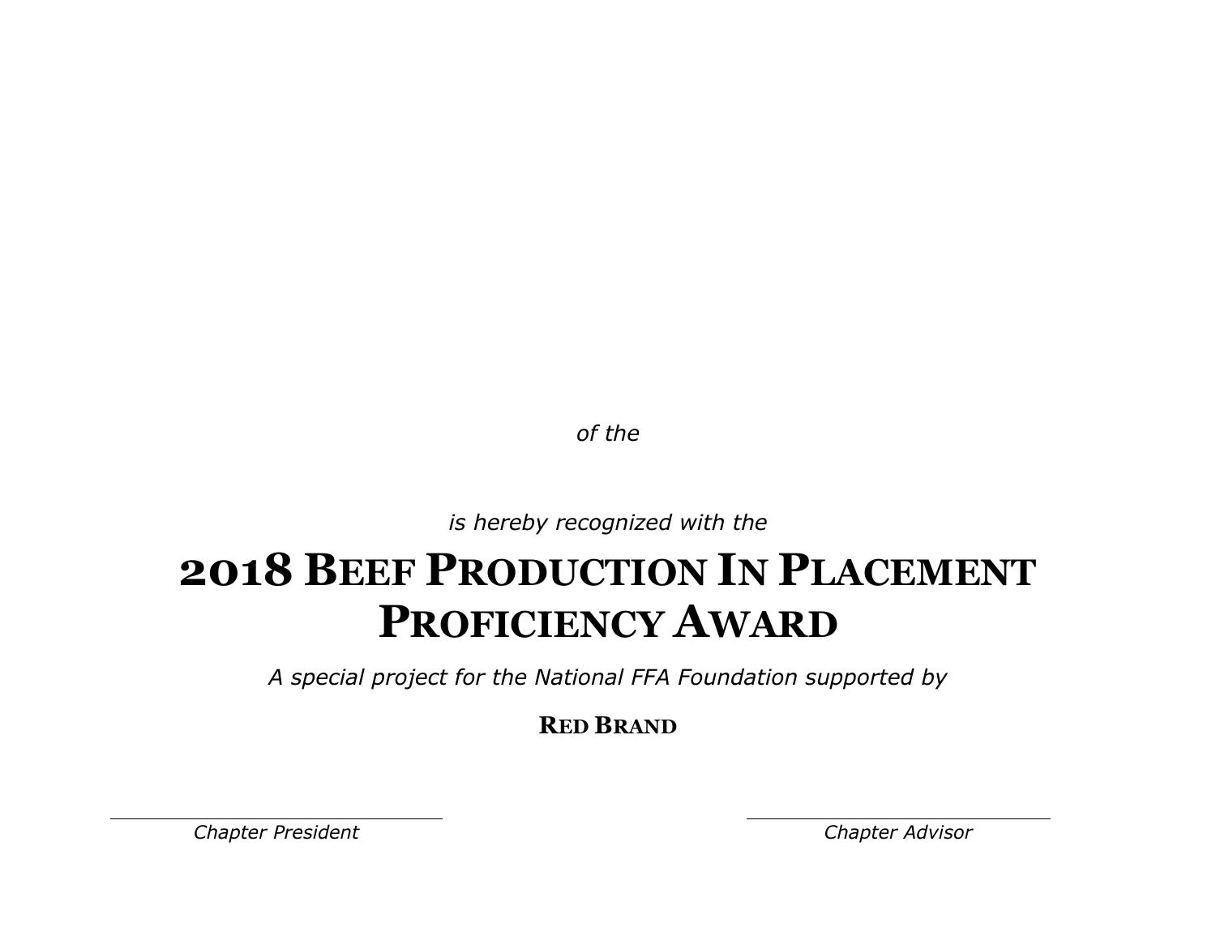*of the*

*is hereby recognized with the*

# 2018 Beef Production In Placement Proficiency Award

*A special project for the National FFA Foundation supported by*

**Red Brand**

*Chapter President*

*Chapter Advisor*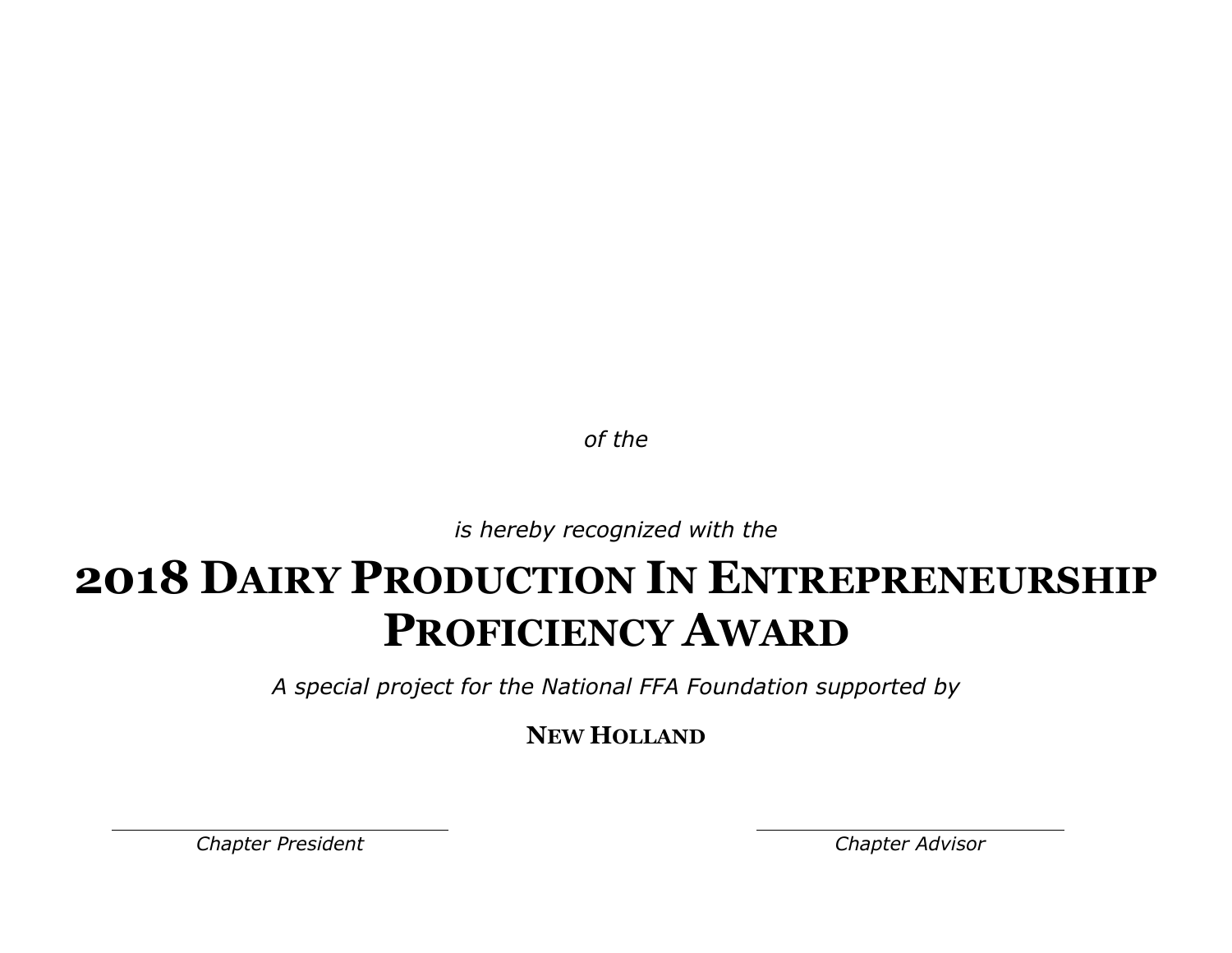*of the*

*is hereby recognized with the*

# 2018 Dairy Production In Entrepreneurship Proficiency Award

*A special project for the National FFA Foundation supported by*

**New Holland**

*Chapter President*

*Chapter Advisor*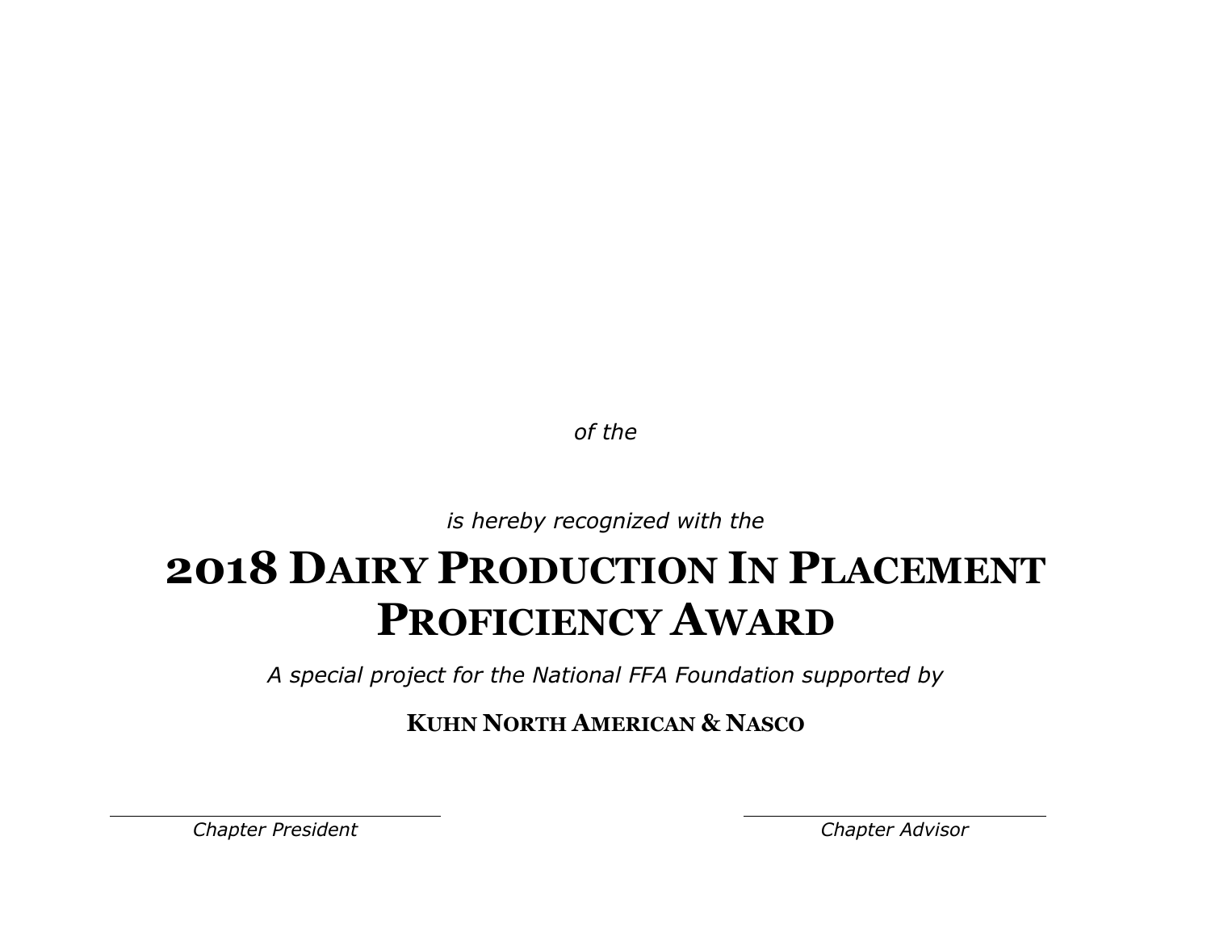*of the*

*is hereby recognized with the*

# 2018 Dairy Production In Placement Proficiency Award

*A special project for the National FFA Foundation supported by*

**Kuhn North American & Nasco**

*Chapter President*

*Chapter Advisor*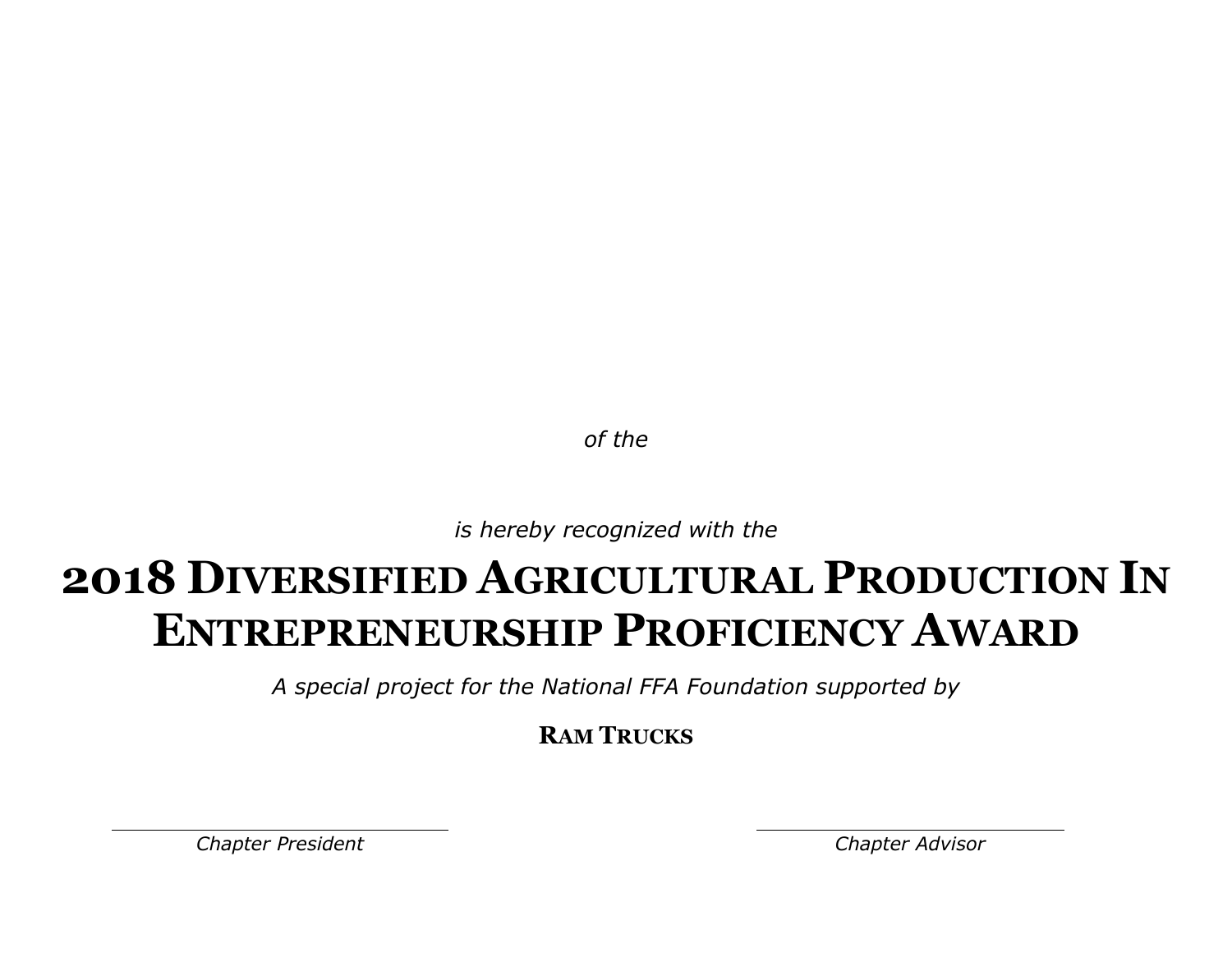*of the*

*is hereby recognized with the*

# 2018 Diversified Agricultural Production In Entrepreneurship Proficiency Award

*A special project for the National FFA Foundation supported by*

**Ram Trucks**

*Chapter President*

*Chapter Advisor*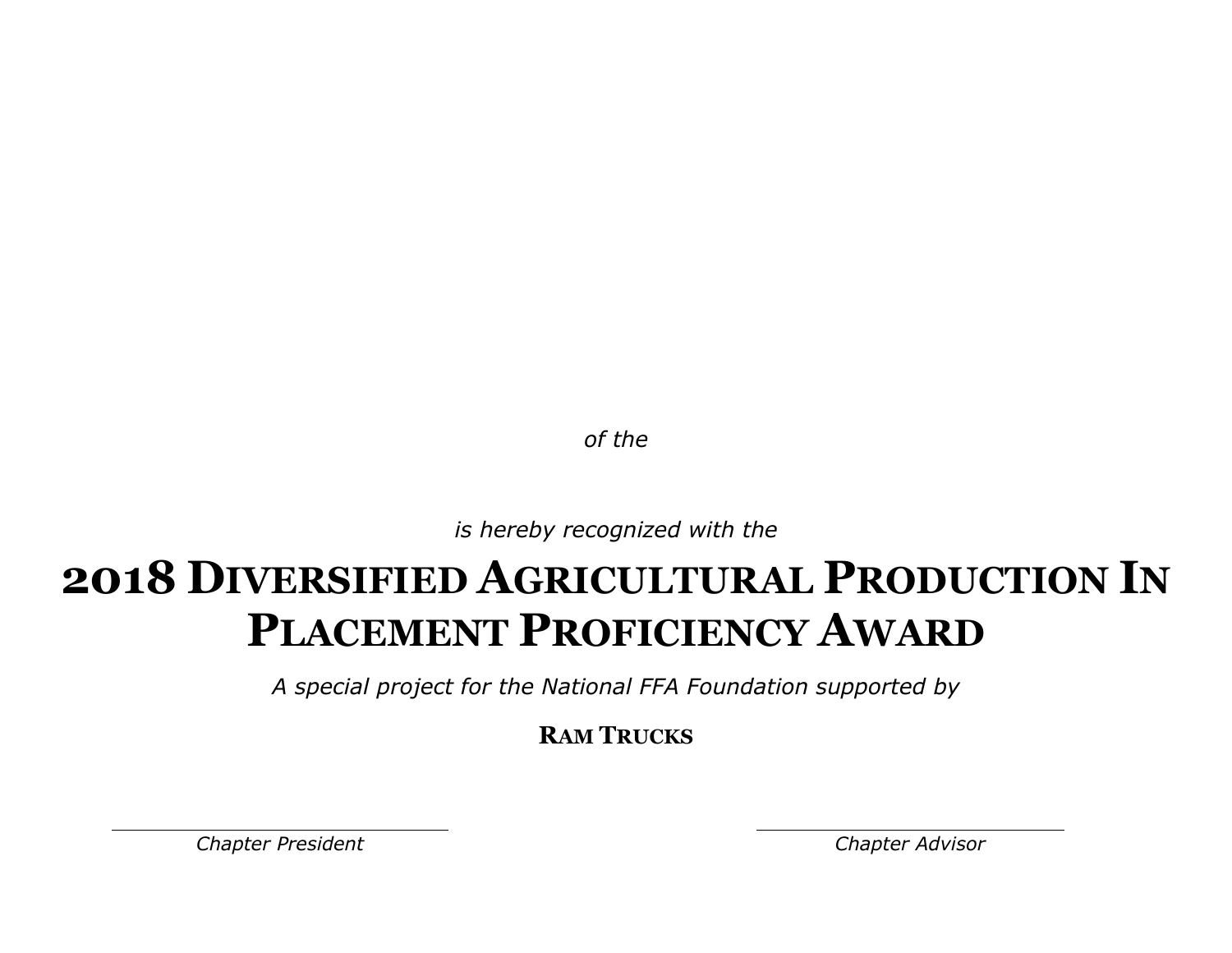*of the*

*is hereby recognized with the*

# 2018 Diversified Agricultural Production In Placement Proficiency Award

*A special project for the National FFA Foundation supported by*

**Ram Trucks**

*Chapter President*

*Chapter Advisor*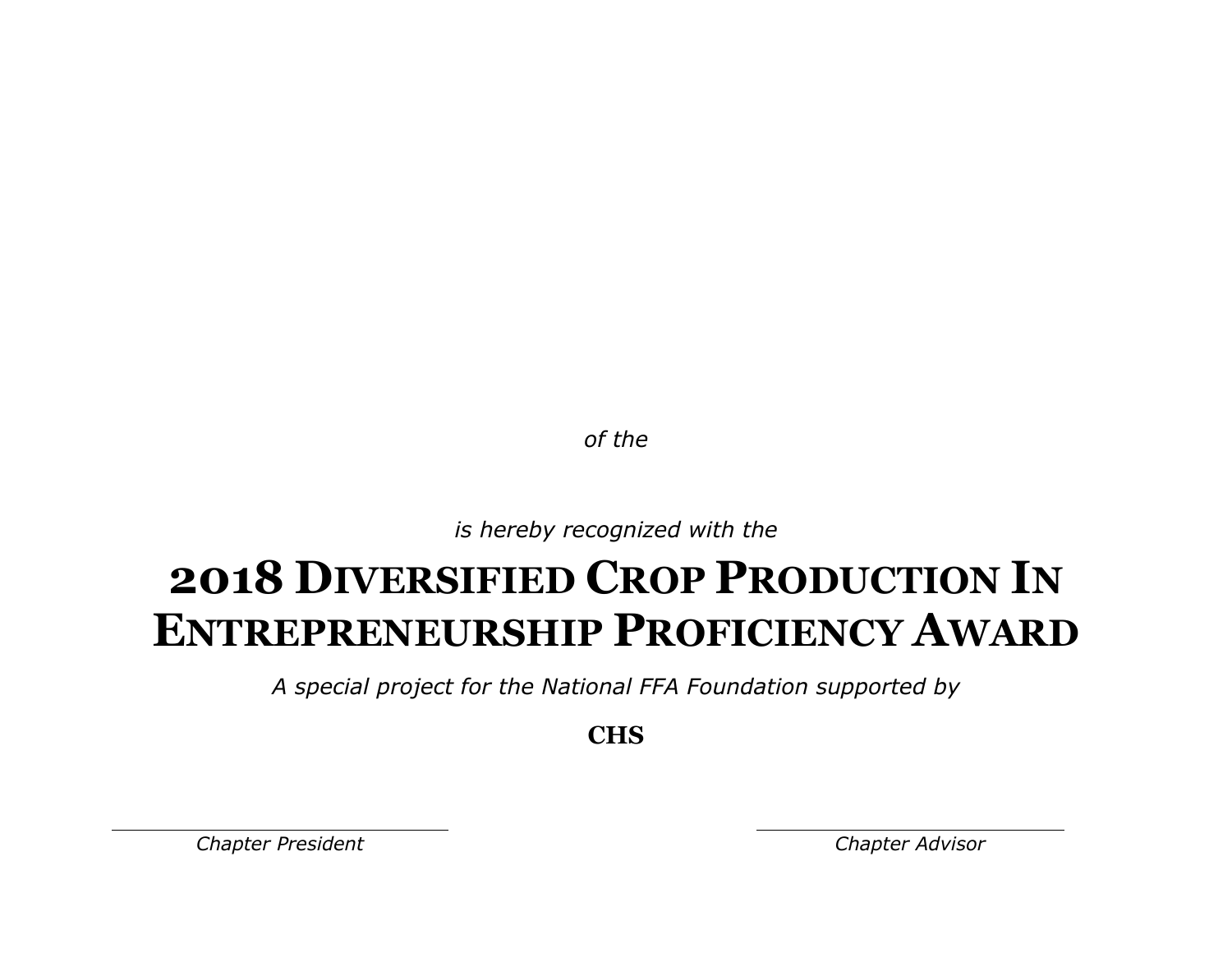*of the*

*is hereby recognized with the*

# 2018 Diversified Crop Production In Entrepreneurship Proficiency Award

*A special project for the National FFA Foundation supported by*

**CHS**

*Chapter President*

*Chapter Advisor*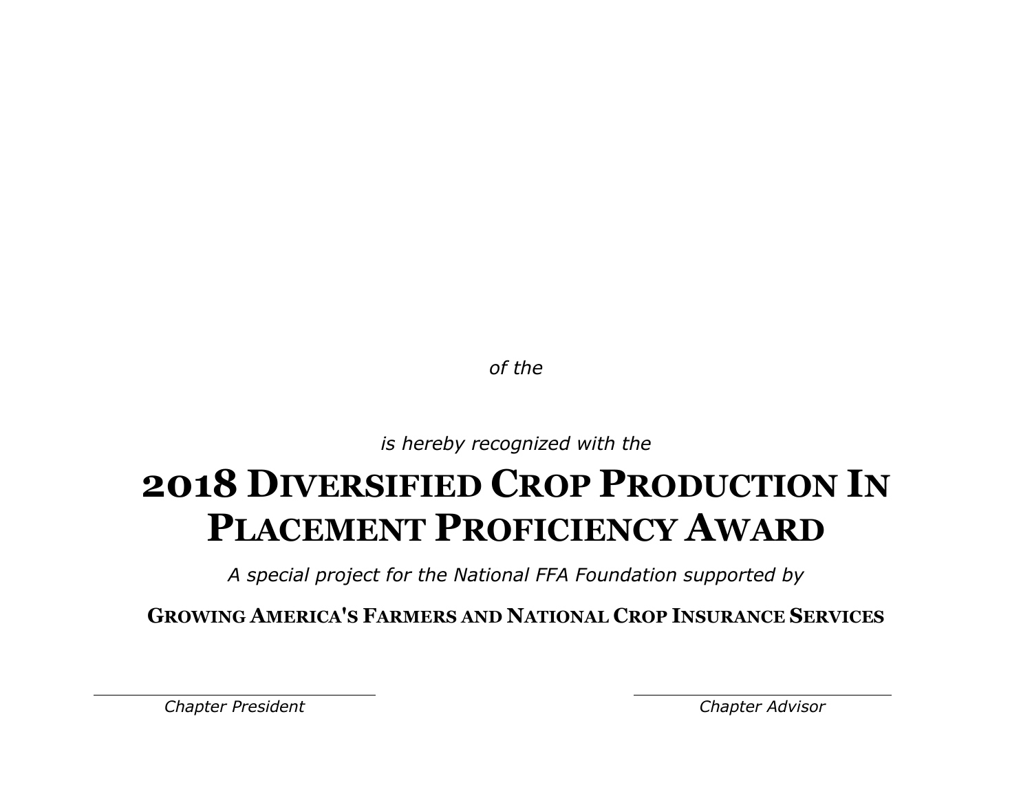*of the*

*is hereby recognized with the*

# 2018 Diversified Crop Production In Placement Proficiency Award

*A special project for the National FFA Foundation supported by*

**Growing America's Farmers and National Crop Insurance Services**

*Chapter President*

*Chapter Advisor*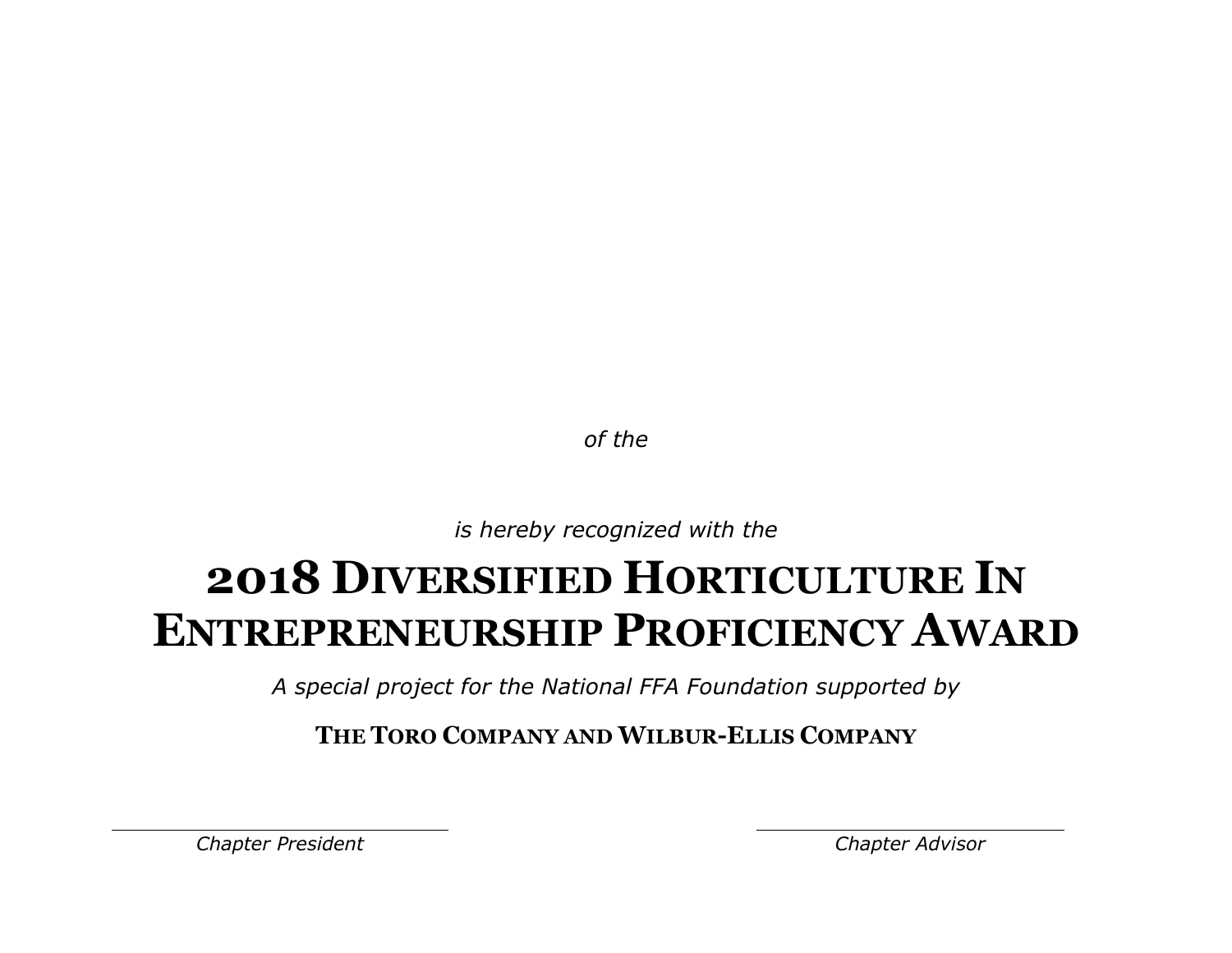*of the*

*is hereby recognized with the*

# 2018 DIVERSIFIED HORTICULTURE IN ENTREPRENEURSHIP PROFICIENCY AWARD

*A special project for the National FFA Foundation supported by*

**THE TORO COMPANY AND WILBUR-ELLIS COMPANY**

*Chapter President*

*Chapter Advisor*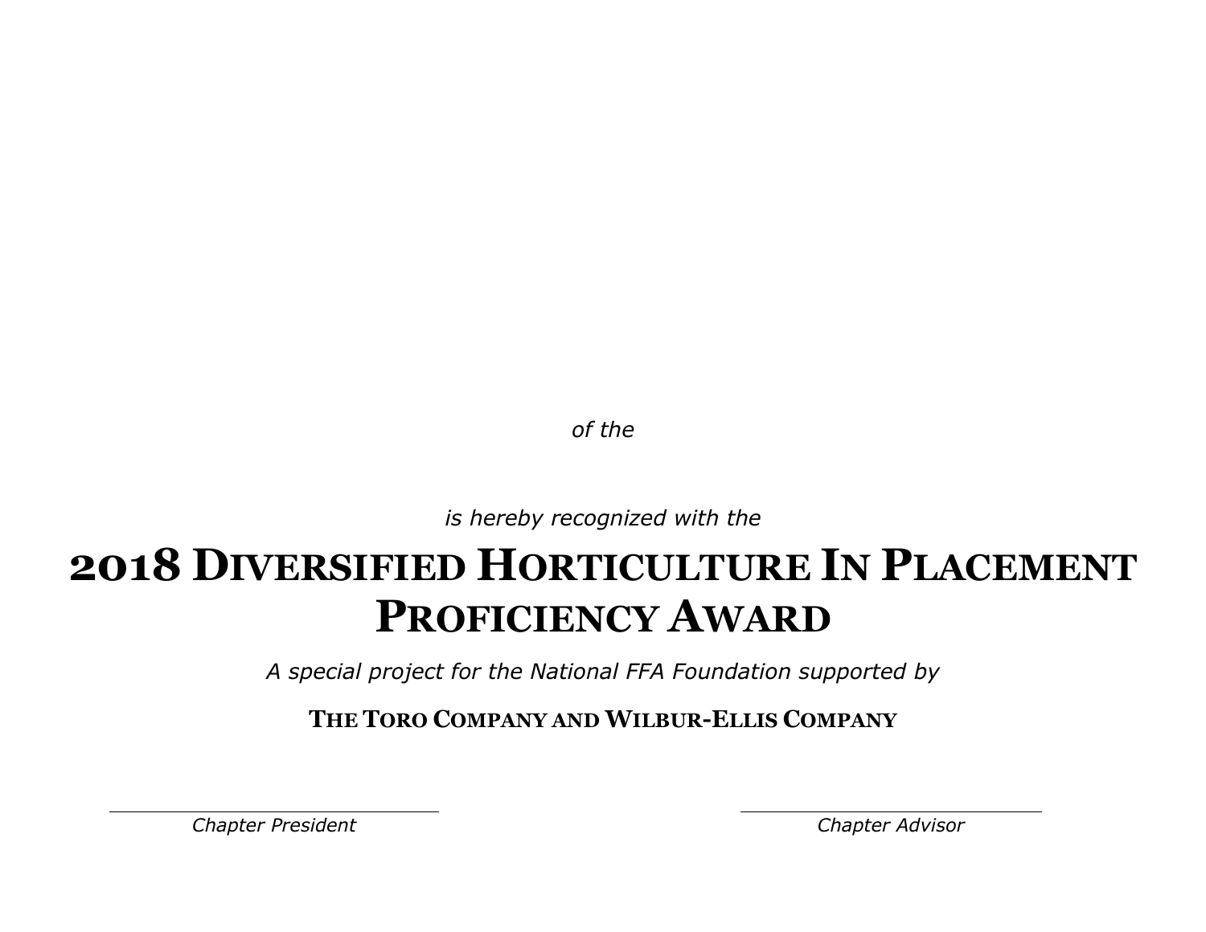*of the*

*is hereby recognized with the*

# 2018 Diversified Horticulture In Placement Proficiency Award

*A special project for the National FFA Foundation supported by*

**The Toro Company and Wilbur-Ellis Company**

*Chapter President*

*Chapter Advisor*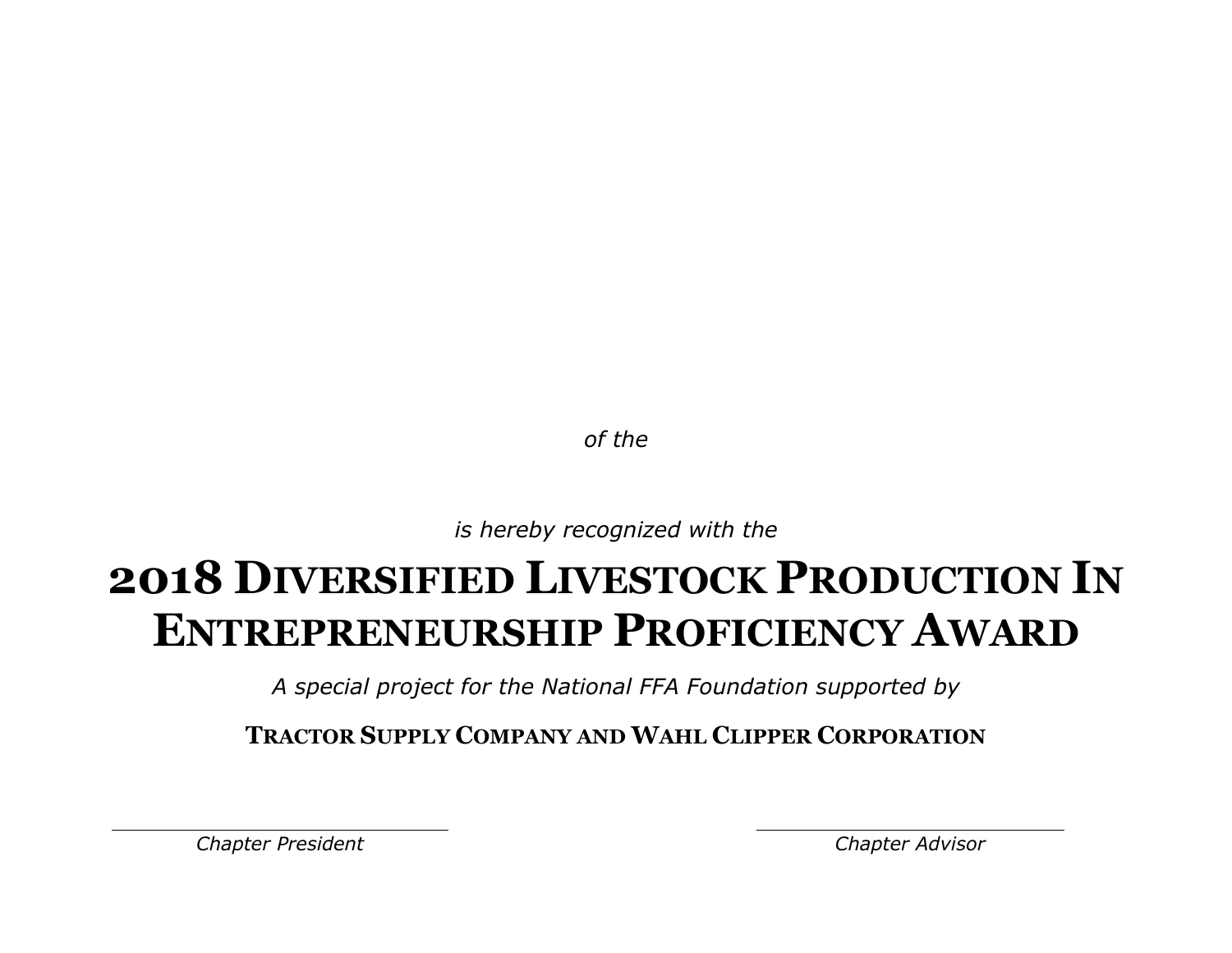*of the*

*is hereby recognized with the*

# 2018 Diversified Livestock Production In Entrepreneurship Proficiency Award

*A special project for the National FFA Foundation supported by*

**Tractor Supply Company and Wahl Clipper Corporation**

*Chapter President*

*Chapter Advisor*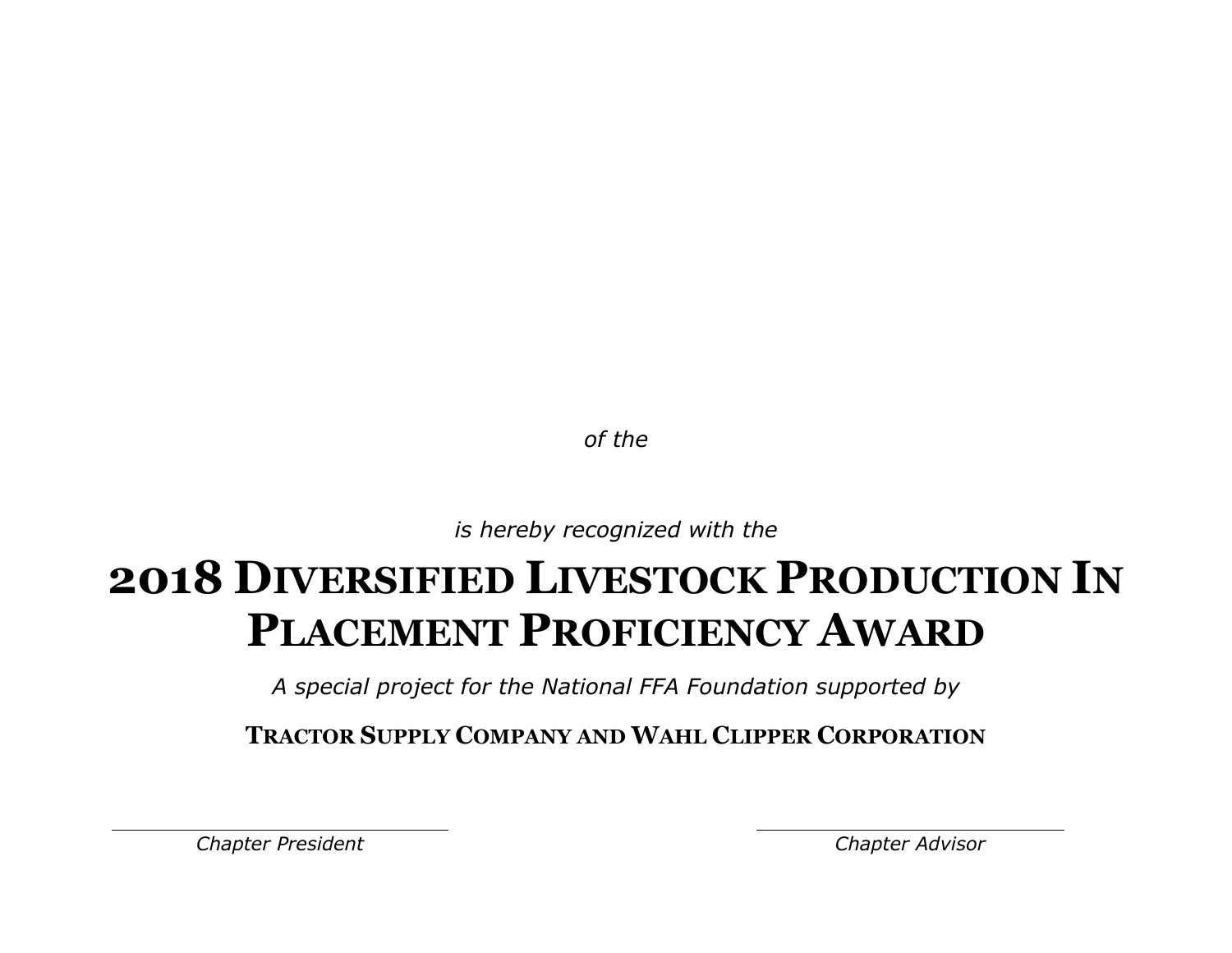*of the*

*is hereby recognized with the*

# 2018 Diversified Livestock Production In Placement Proficiency Award

*A special project for the National FFA Foundation supported by*

**Tractor Supply Company and Wahl Clipper Corporation**

*Chapter President*

*Chapter Advisor*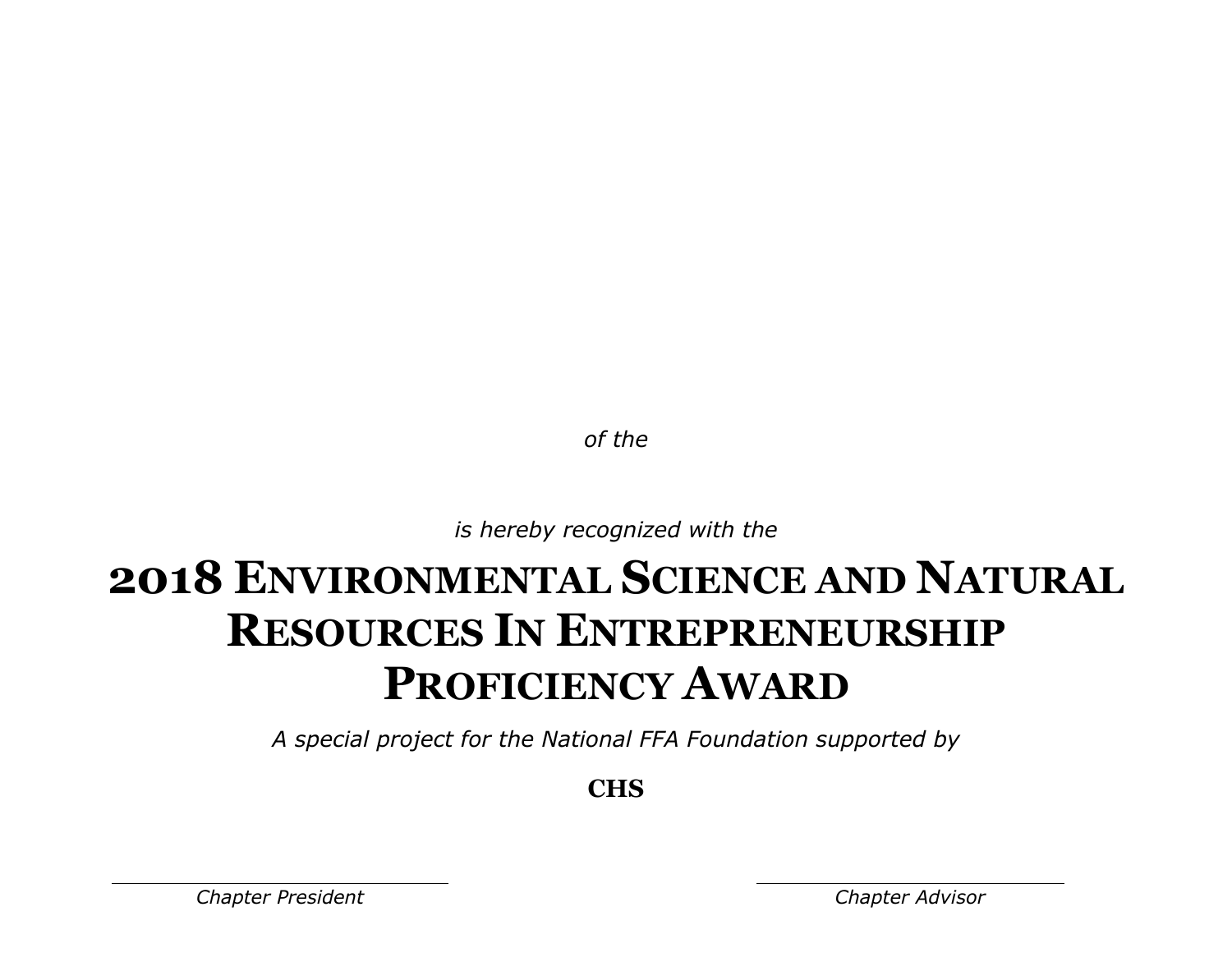*of the*

*is hereby recognized with the*

# 2018 Environmental Science and Natural Resources In Entrepreneurship Proficiency Award

*A special project for the National FFA Foundation supported by*

**CHS**

*Chapter President*

*Chapter Advisor*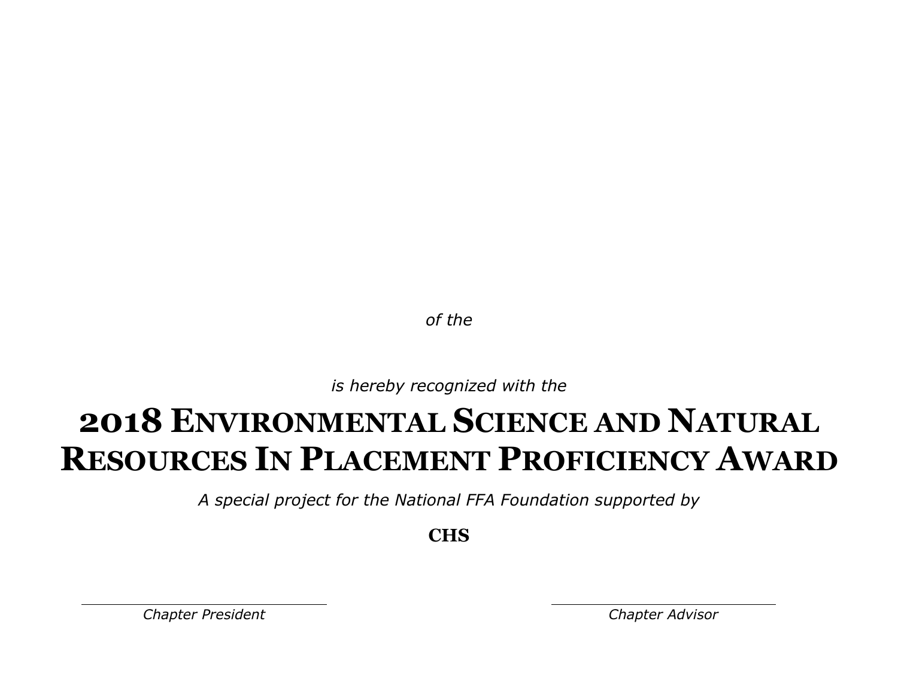*of the*

*is hereby recognized with the*

# 2018 Environmental Science and Natural Resources In Placement Proficiency Award

*A special project for the National FFA Foundation supported by*

**CHS**

*Chapter President*

*Chapter Advisor*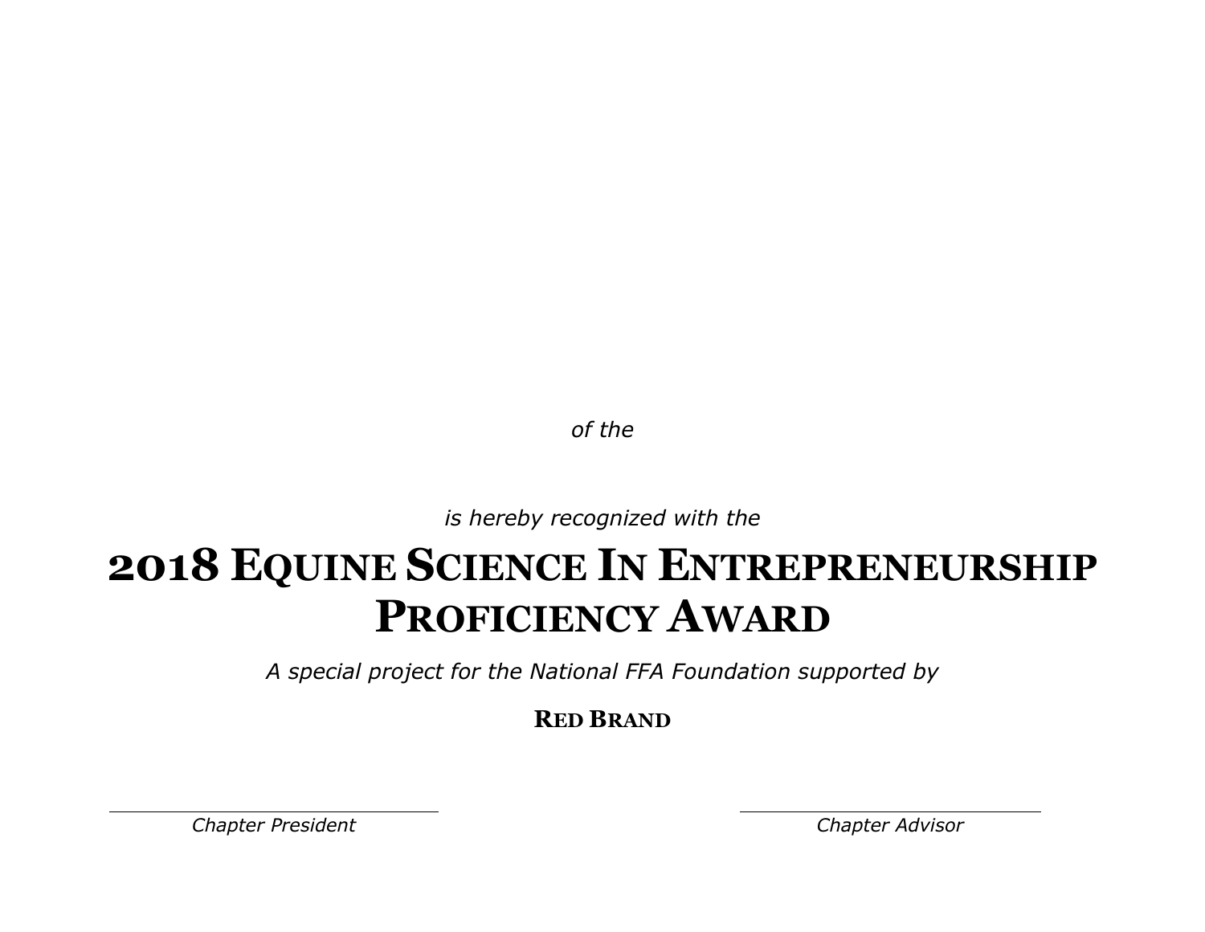*of the*

*is hereby recognized with the*

# 2018 Equine Science In Entrepreneurship Proficiency Award

*A special project for the National FFA Foundation supported by*

**Red Brand**

*Chapter President*

*Chapter Advisor*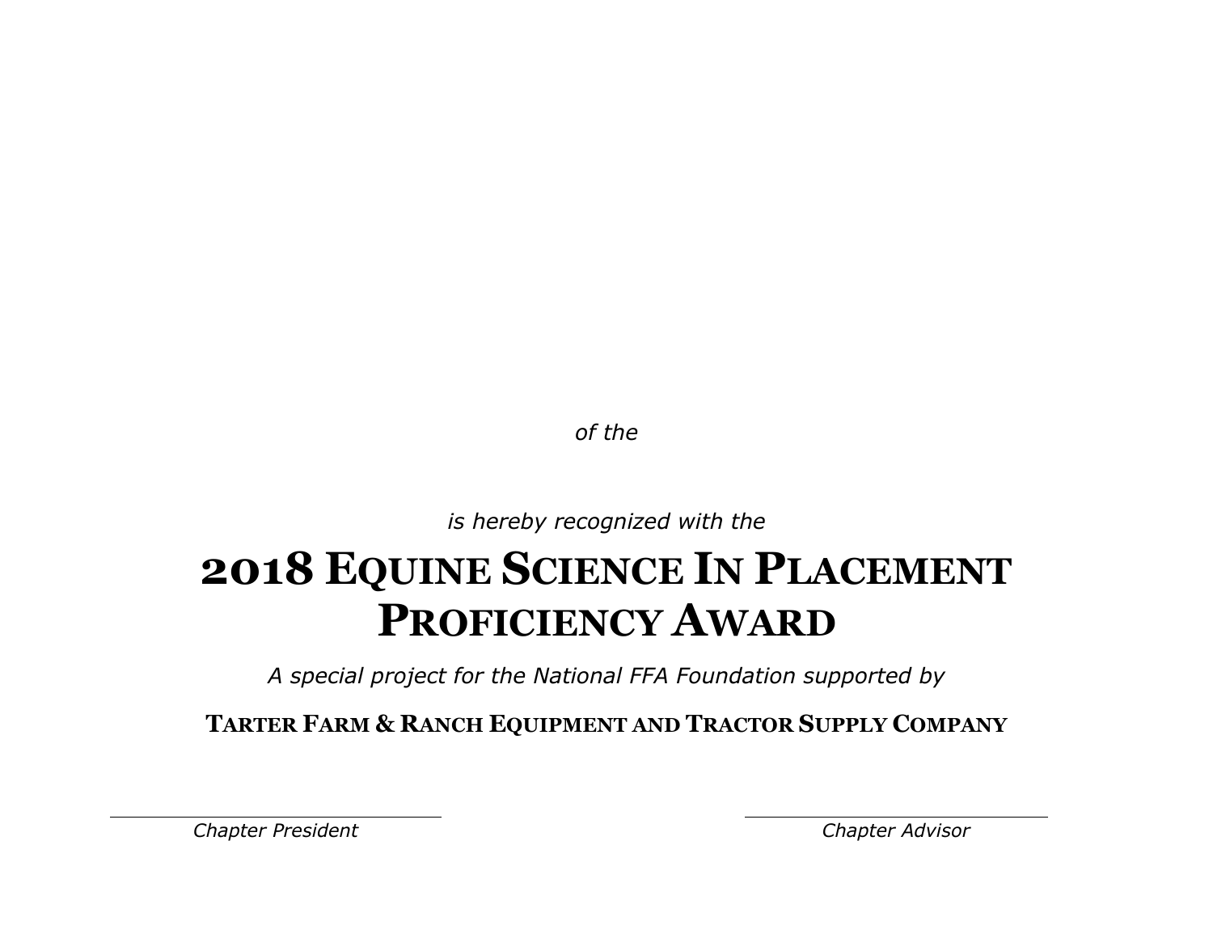*of the*

*is hereby recognized with the*

# 2018 Equine Science In Placement Proficiency Award

*A special project for the National FFA Foundation supported by*

**Tarter Farm & Ranch Equipment and Tractor Supply Company**

*Chapter President*

*Chapter Advisor*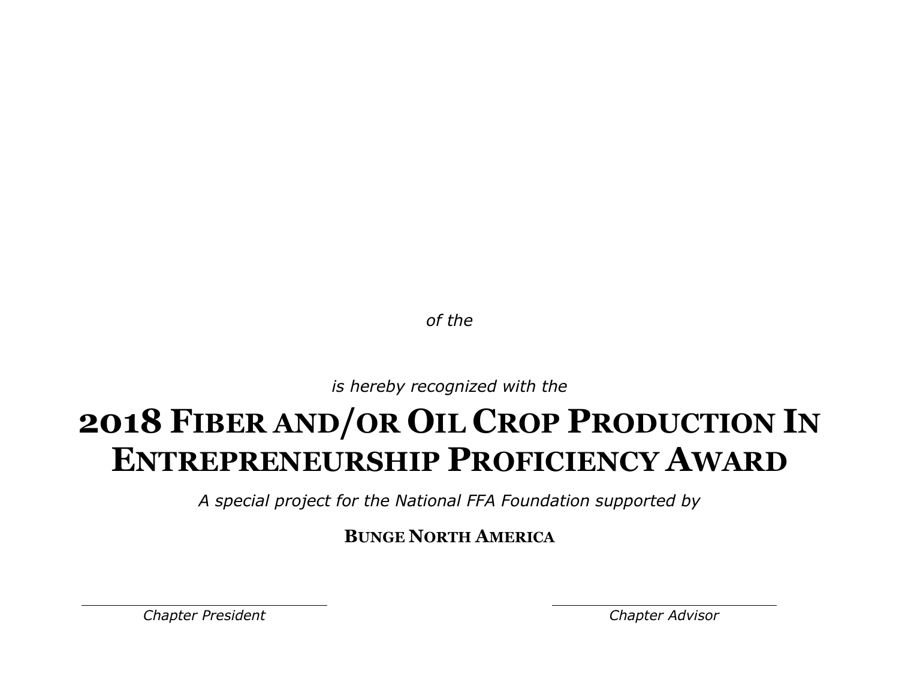*of the*

*is hereby recognized with the*

# 2018 Fiber and/or Oil Crop Production In Entrepreneurship Proficiency Award

*A special project for the National FFA Foundation supported by*

**BUNGE NORTH AMERICA**

*Chapter President*

*Chapter Advisor*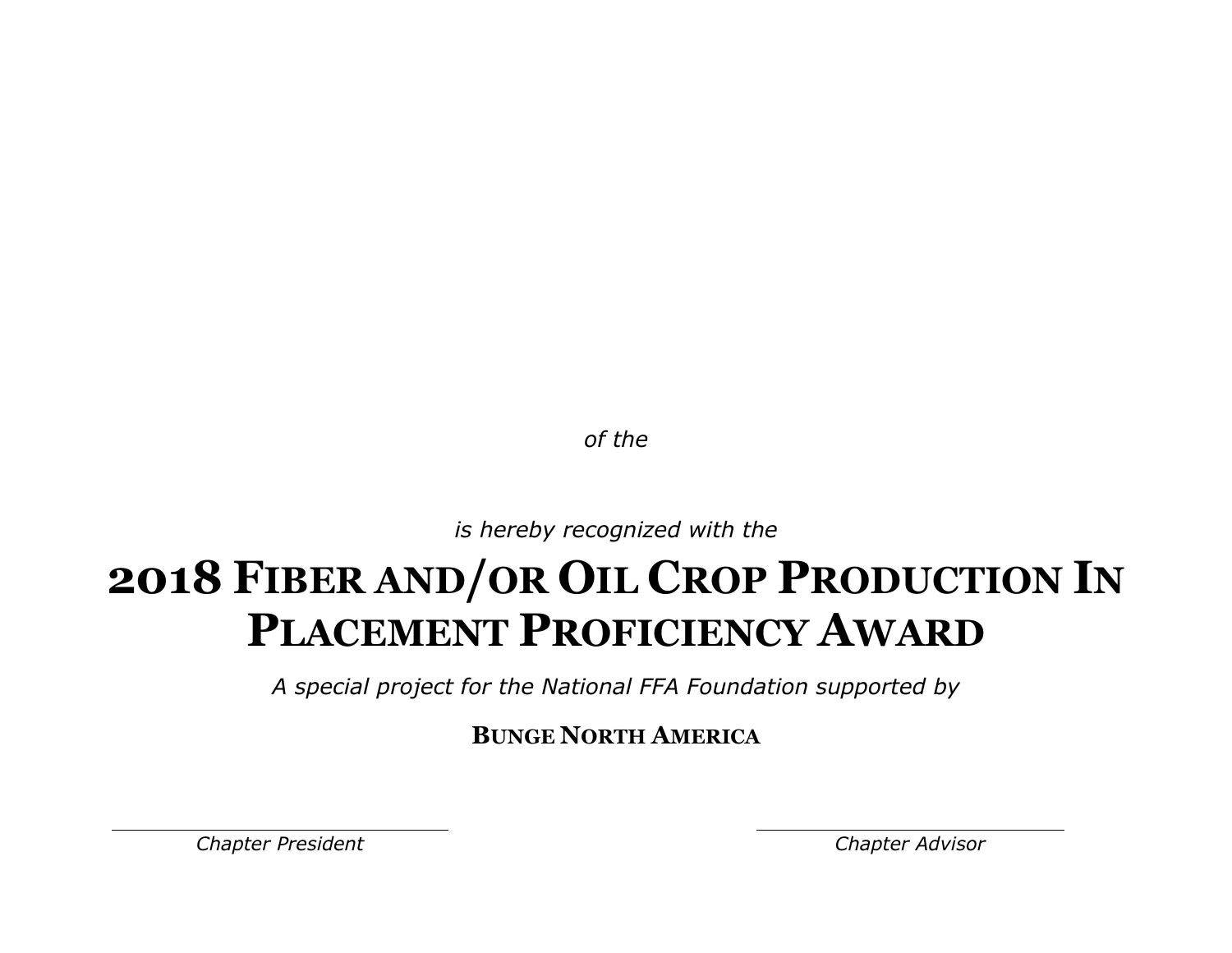*of the*

*is hereby recognized with the*

# 2018 Fiber and/or Oil Crop Production In Placement Proficiency Award

*A special project for the National FFA Foundation supported by*

**Bunge North America**

*Chapter President*

*Chapter Advisor*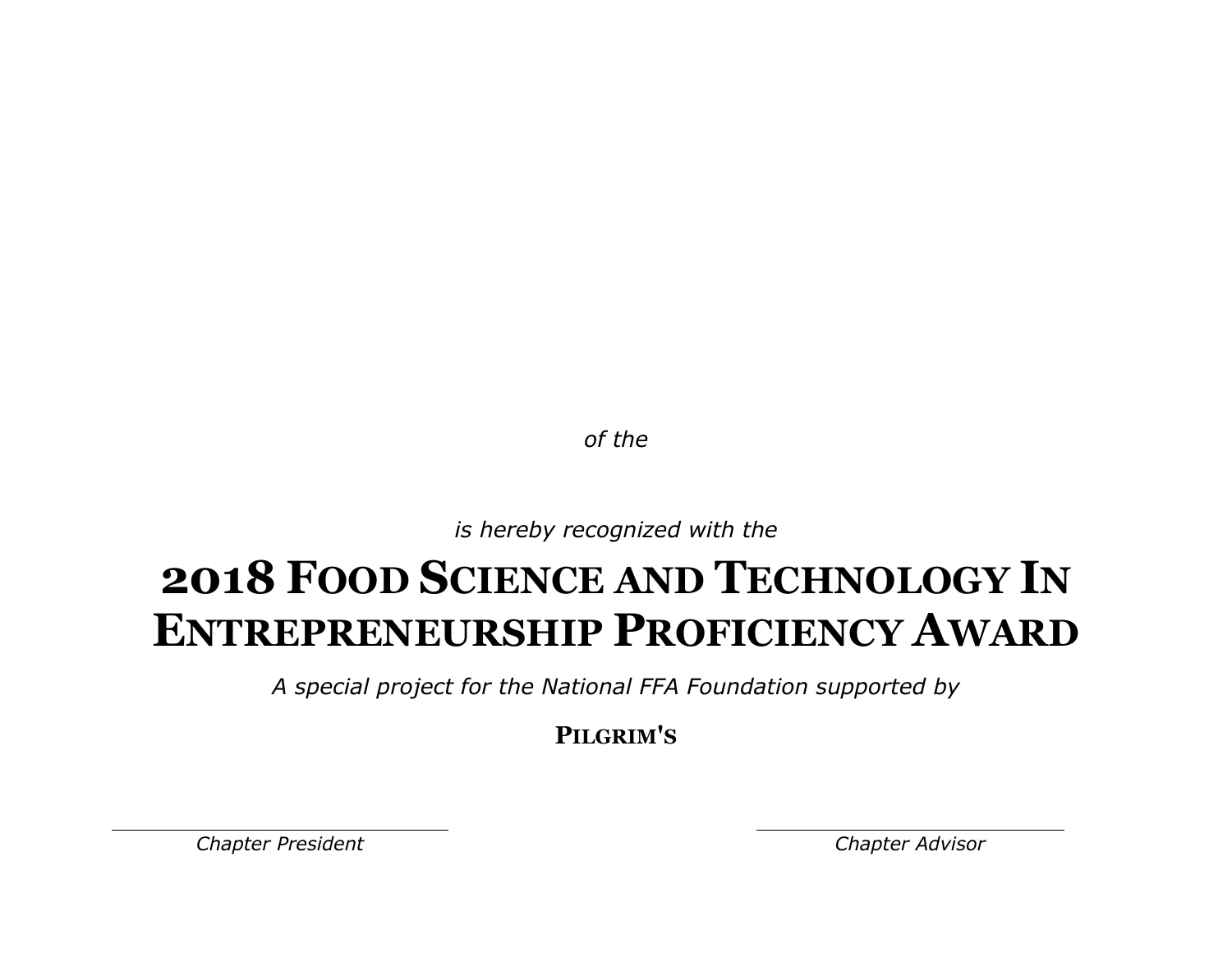*of the*

*is hereby recognized with the*

# 2018 Food Science and Technology In Entrepreneurship Proficiency Award

*A special project for the National FFA Foundation supported by*

**Pilgrim's**

*Chapter President*

*Chapter Advisor*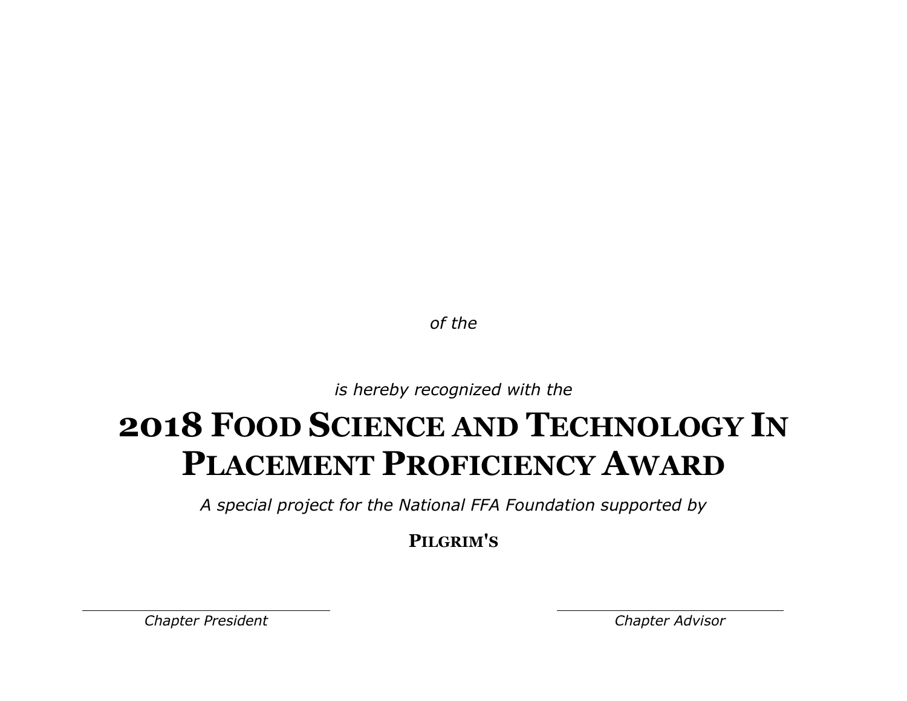*of the*

*is hereby recognized with the*

# 2018 Food Science and Technology In Placement Proficiency Award

*A special project for the National FFA Foundation supported by*

**Pilgrim's**

*Chapter President*

*Chapter Advisor*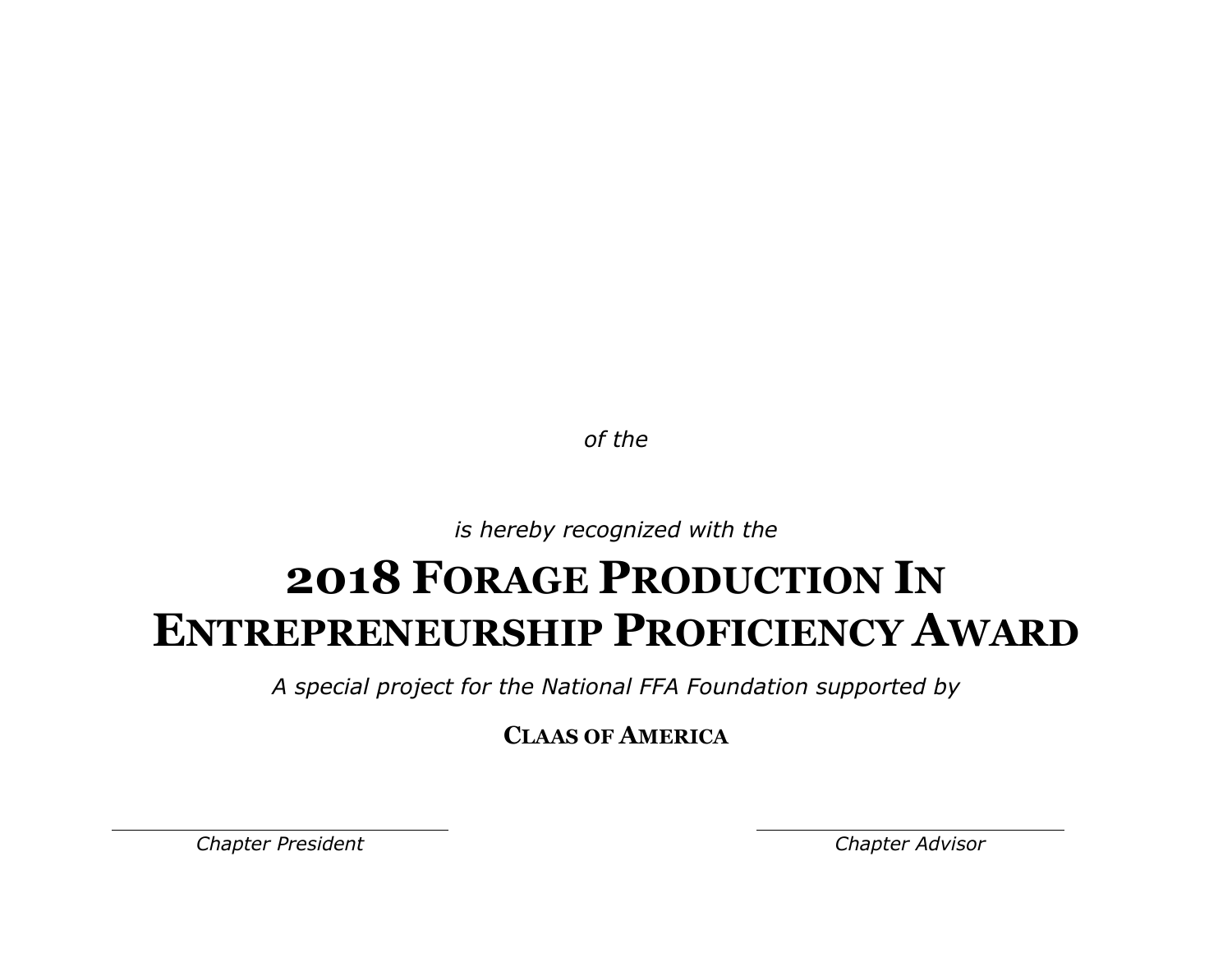*of the*

*is hereby recognized with the*

# 2018 Forage Production In Entrepreneurship Proficiency Award

*A special project for the National FFA Foundation supported by*

**Claas of America**

*Chapter President*

*Chapter Advisor*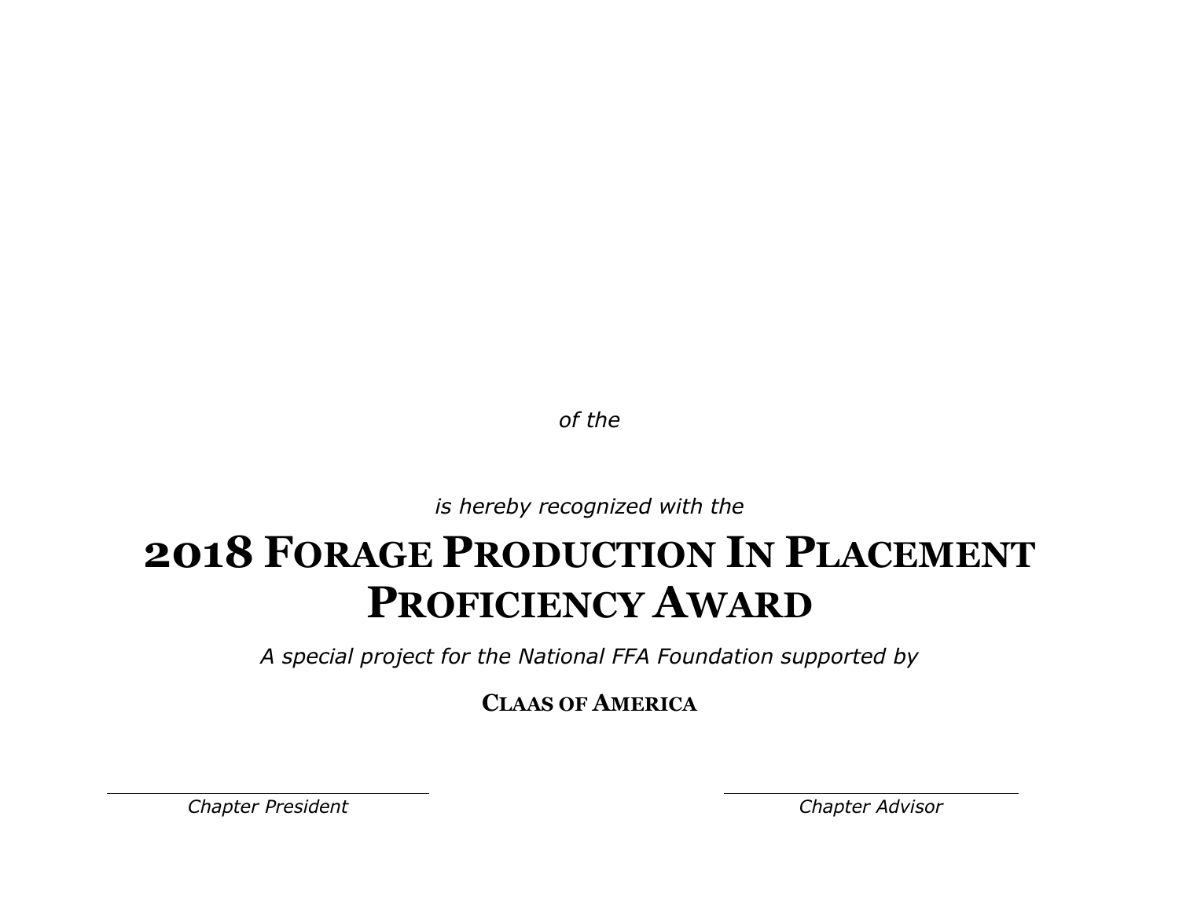*of the*

*is hereby recognized with the*

# 2018 Forage Production In Placement Proficiency Award

*A special project for the National FFA Foundation supported by*

**Claas of America**

*Chapter President*

*Chapter Advisor*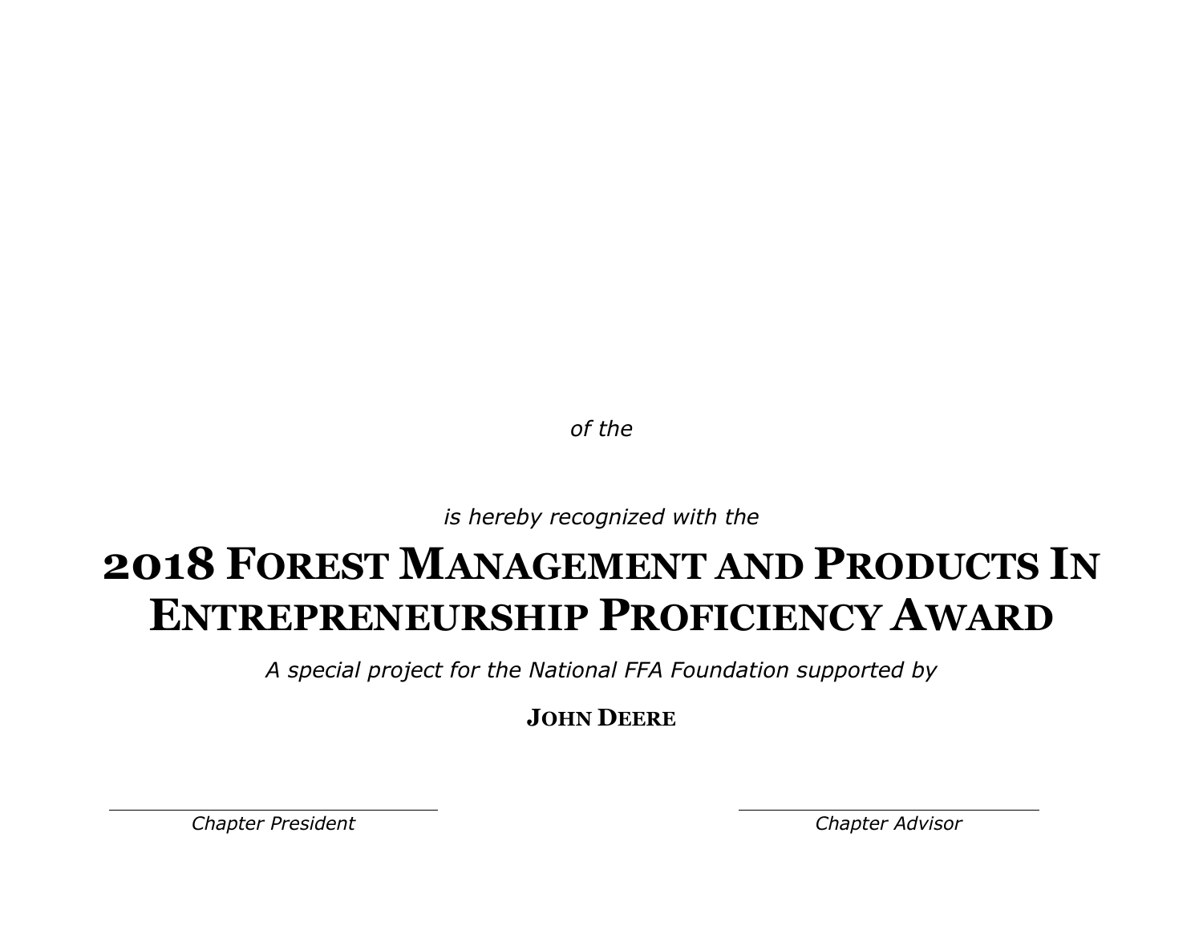*of the*

*is hereby recognized with the*

# 2018 Forest Management and Products In Entrepreneurship Proficiency Award

*A special project for the National FFA Foundation supported by*

**JOHN DEERE**

*Chapter President*

*Chapter Advisor*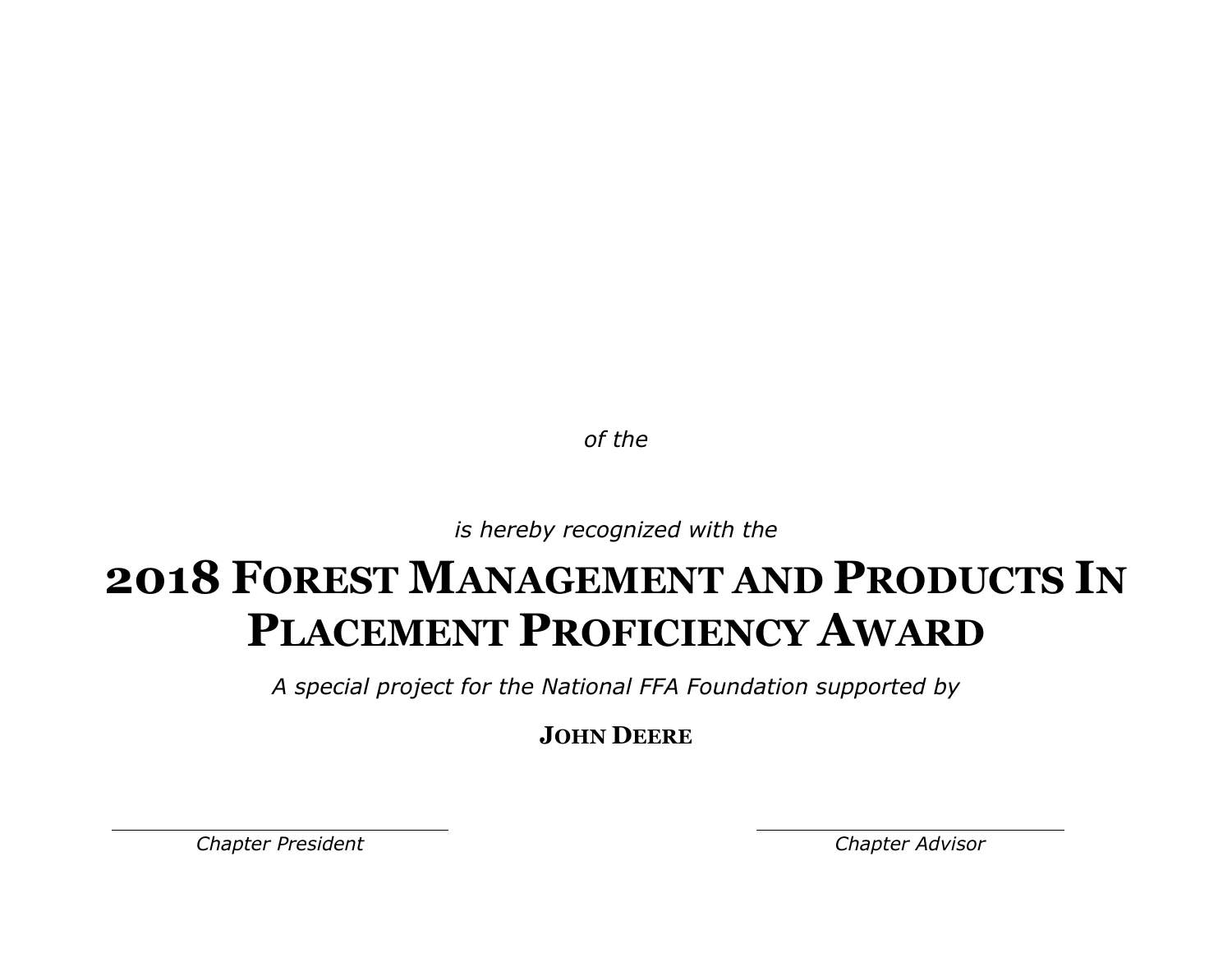*of the*

*is hereby recognized with the*

# 2018 Forest Management and Products In Placement Proficiency Award

*A special project for the National FFA Foundation supported by*

**John Deere**

*Chapter President*

*Chapter Advisor*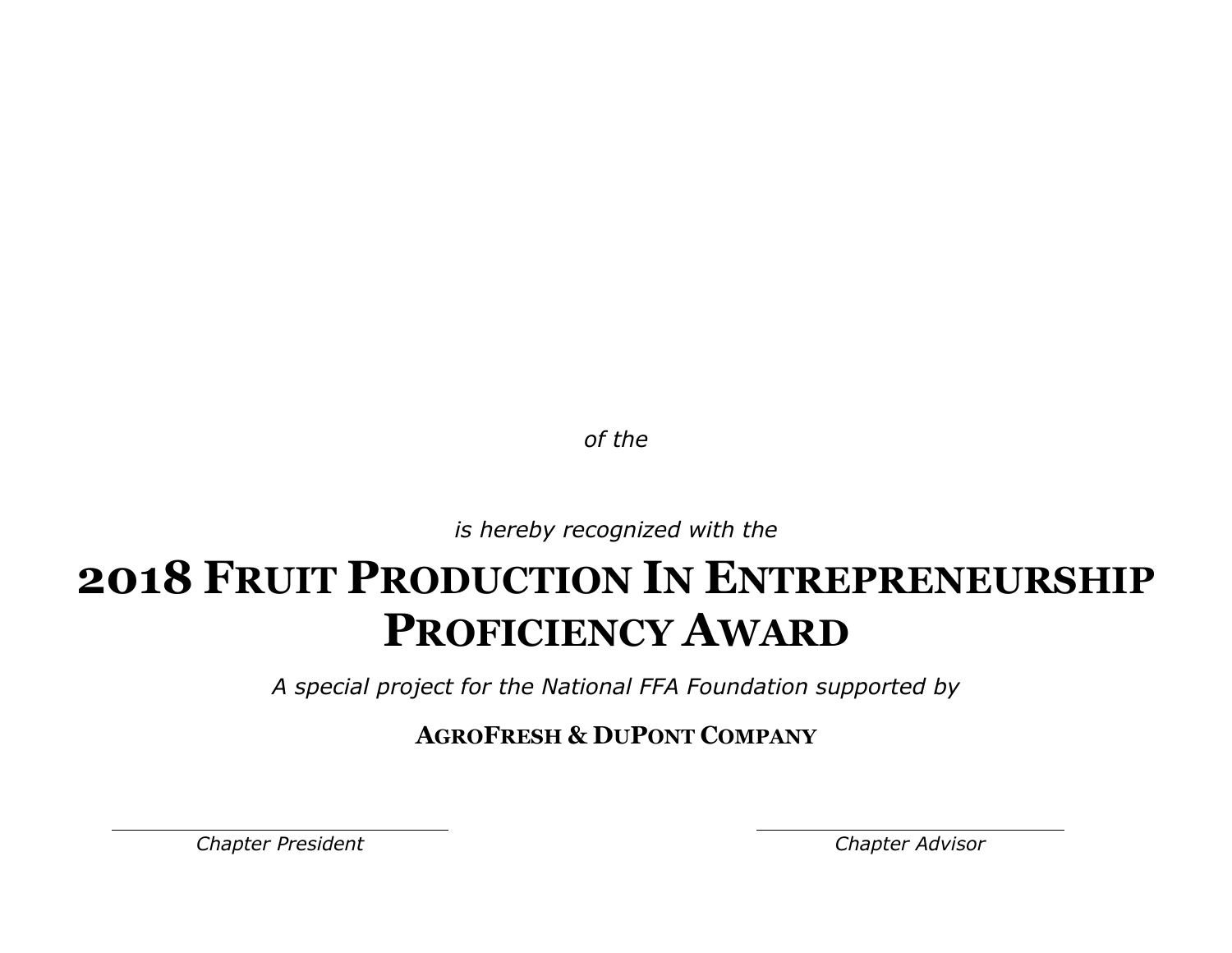*of the*

*is hereby recognized with the*

# 2018 Fruit Production In Entrepreneurship Proficiency Award

*A special project for the National FFA Foundation supported by*

**AgroFresh & DuPont Company**

*Chapter President*

*Chapter Advisor*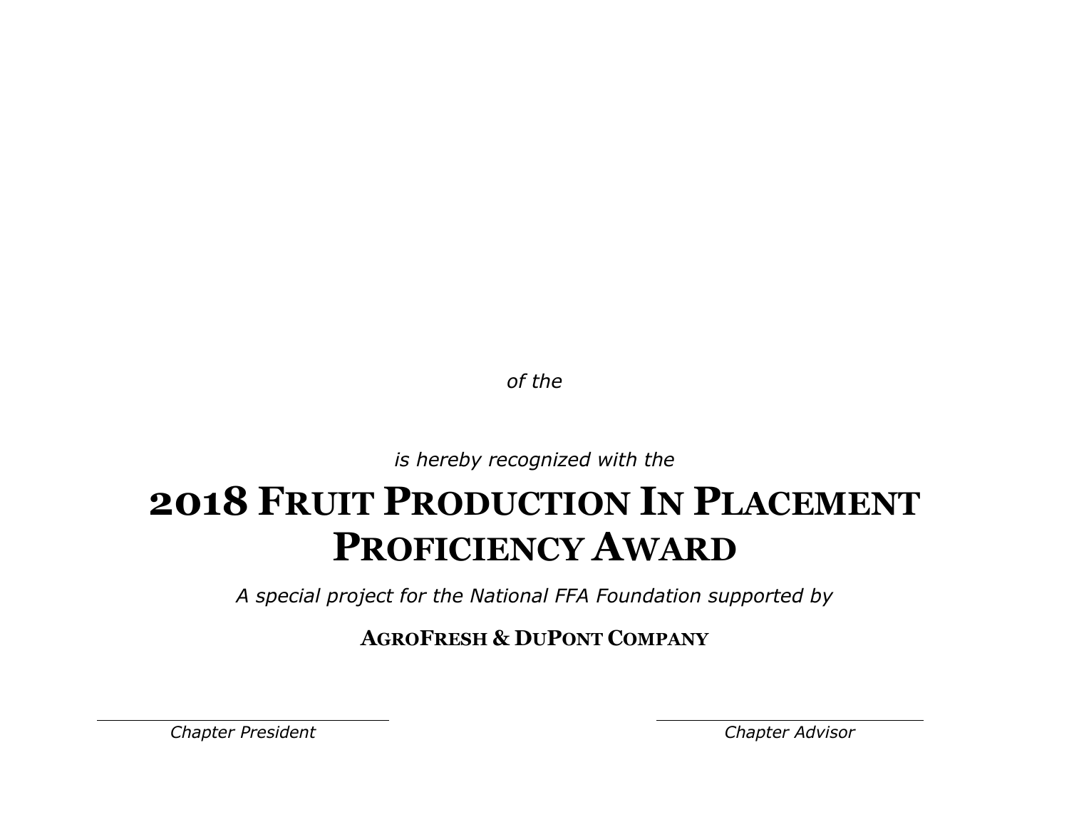*of the*

*is hereby recognized with the*

# 2018 Fruit Production In Placement Proficiency Award

*A special project for the National FFA Foundation supported by*

**AgroFresh & DuPont Company**

*Chapter President*

*Chapter Advisor*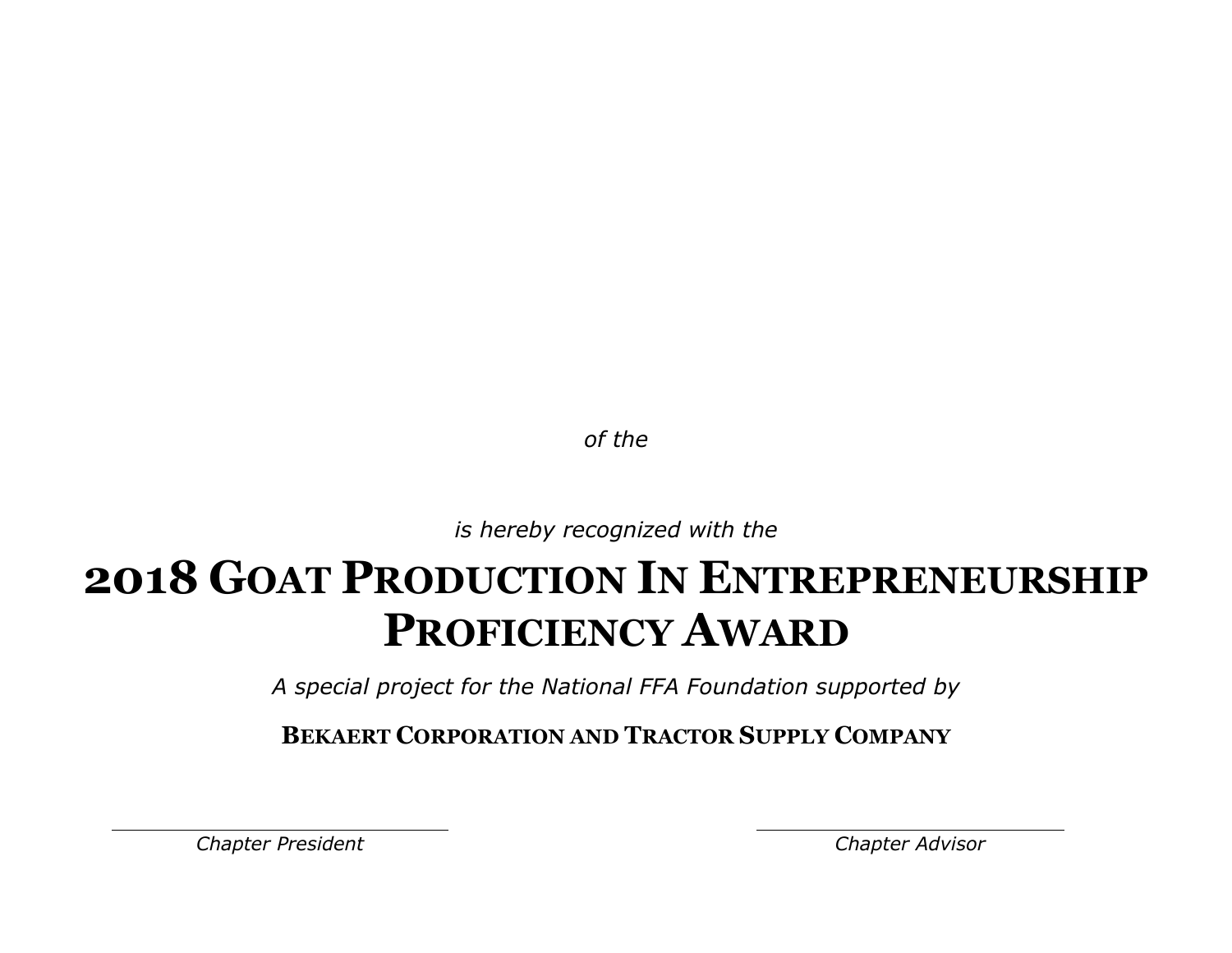*of the*

*is hereby recognized with the*

# 2018 Goat Production In Entrepreneurship Proficiency Award

*A special project for the National FFA Foundation supported by*

**Bekaert Corporation and Tractor Supply Company**

*Chapter President*

*Chapter Advisor*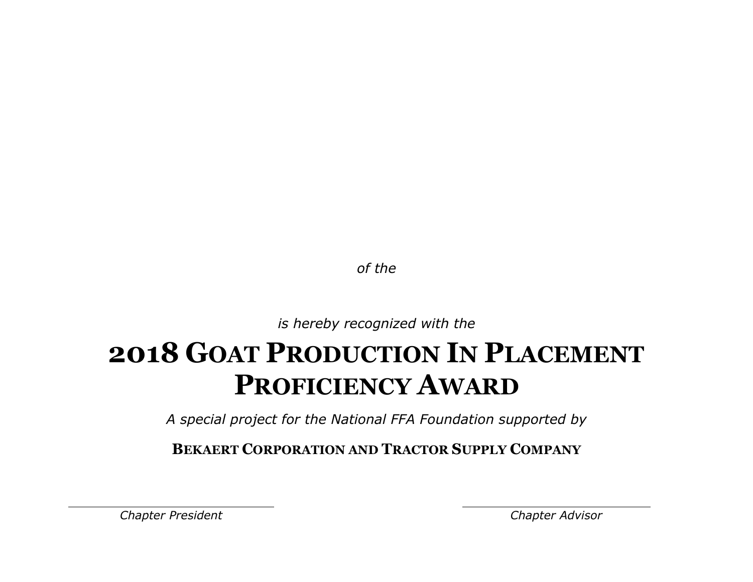*of the*

*is hereby recognized with the*

# 2018 Goat Production In Placement Proficiency Award

*A special project for the National FFA Foundation supported by*

**Bekaert Corporation and Tractor Supply Company**

*Chapter President*

*Chapter Advisor*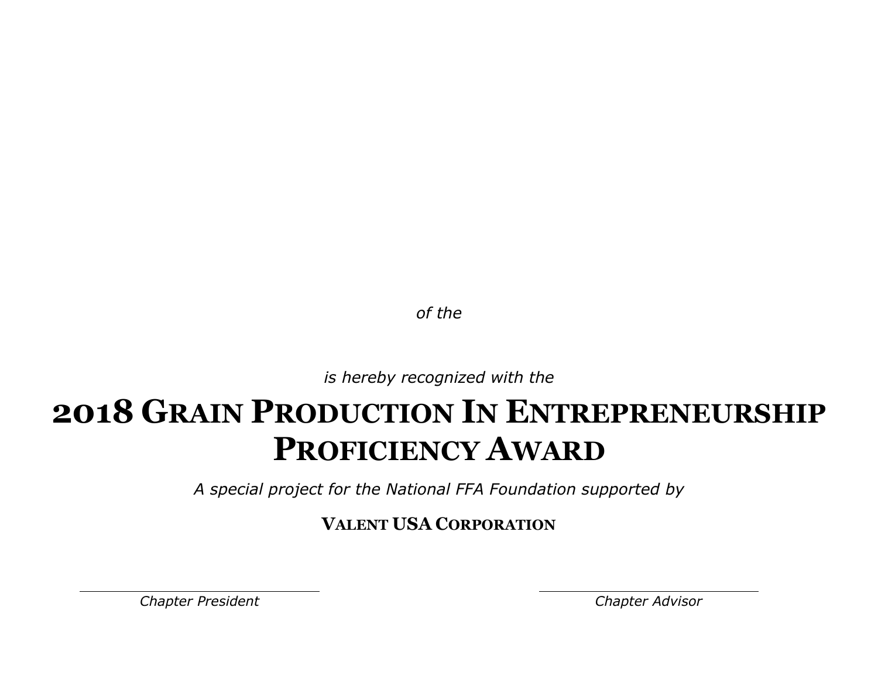*of the*

*is hereby recognized with the*

# 2018 Grain Production In Entrepreneurship Proficiency Award

*A special project for the National FFA Foundation supported by*

**Valent USA Corporation**

*Chapter President*

*Chapter Advisor*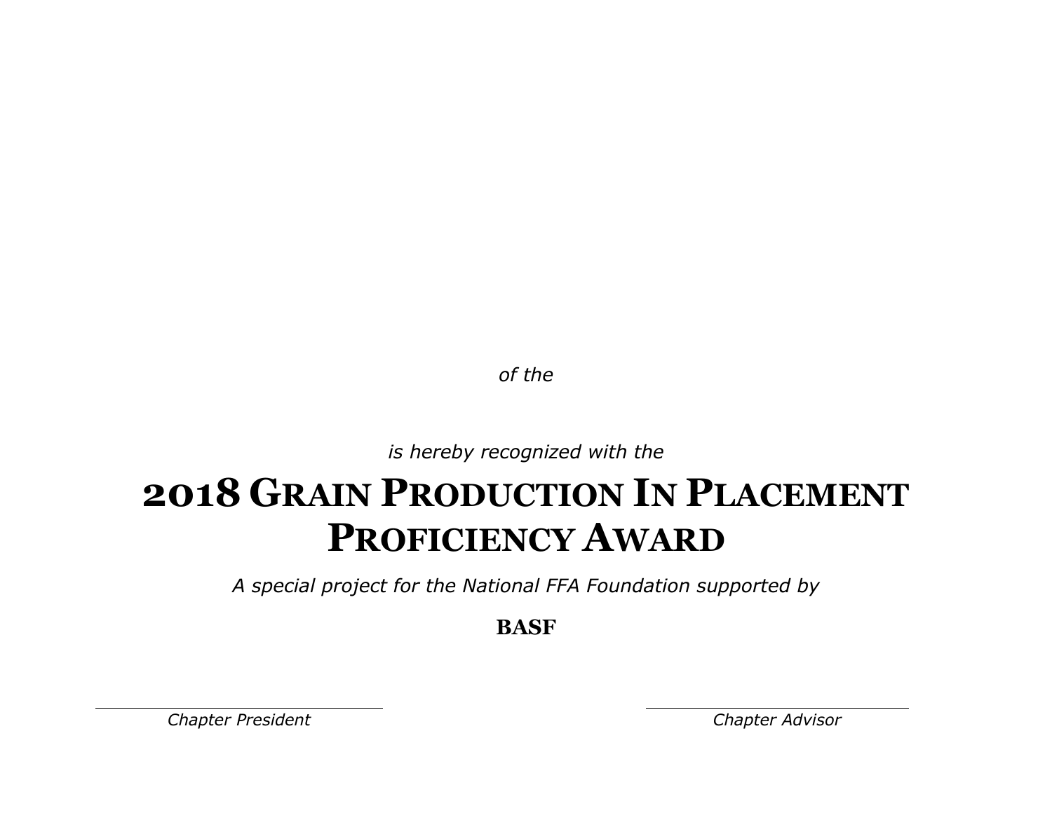*of the*

*is hereby recognized with the*

# 2018 Grain Production In Placement Proficiency Award

*A special project for the National FFA Foundation supported by*

**BASF**

*Chapter President*

*Chapter Advisor*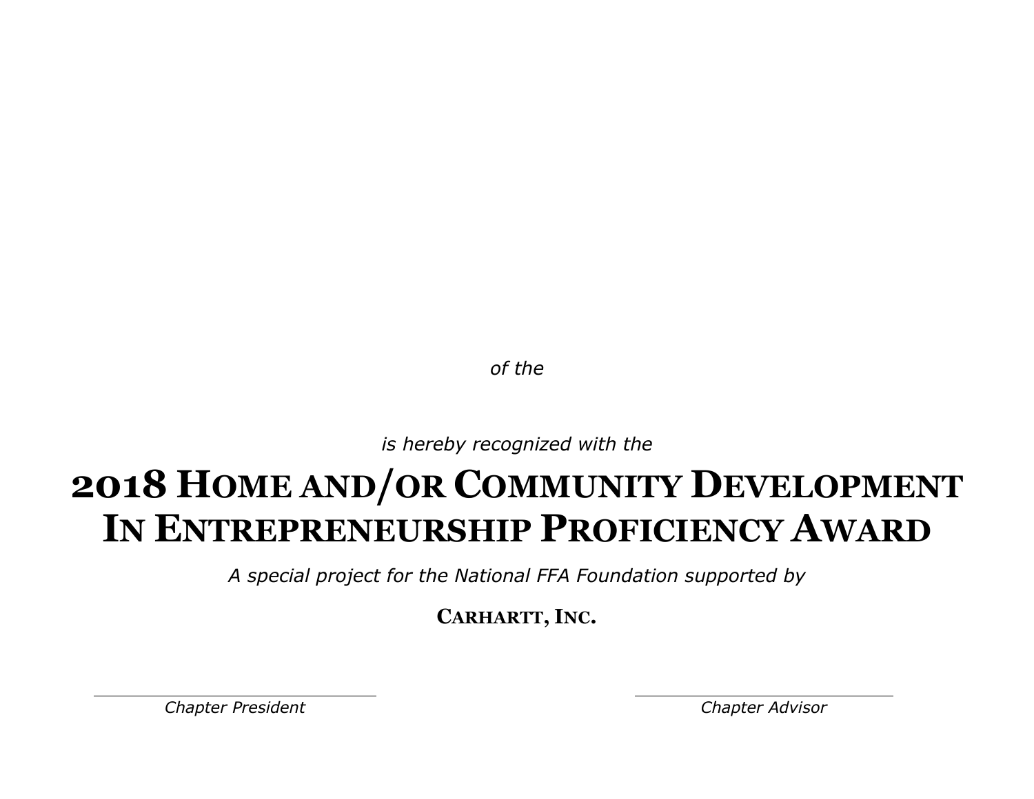*of the*

*is hereby recognized with the*

# 2018 Home and/or Community Development In Entrepreneurship Proficiency Award

*A special project for the National FFA Foundation supported by*

**Carhartt, Inc.**

*Chapter President*

*Chapter Advisor*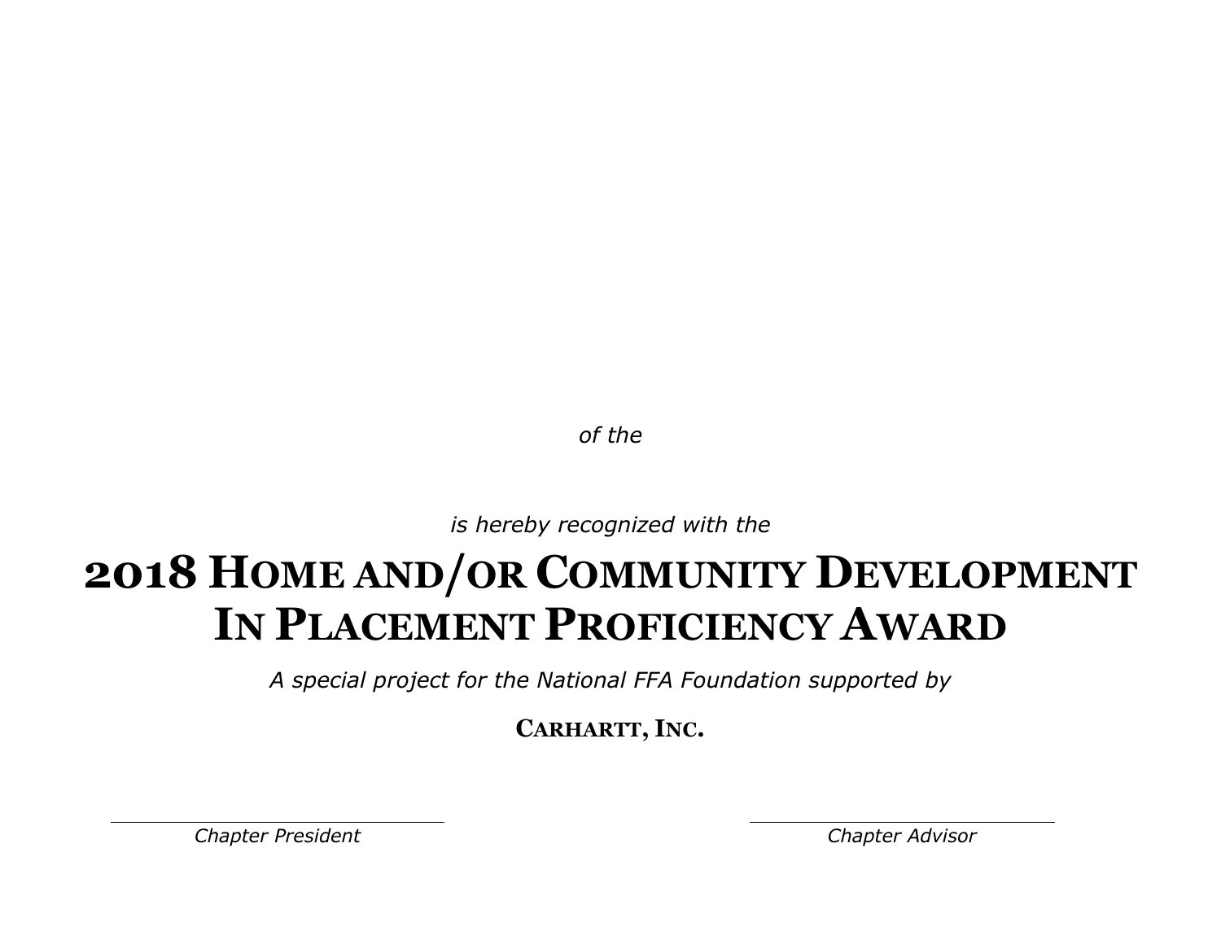*of the*

*is hereby recognized with the*

# 2018 Home and/or Community Development In Placement Proficiency Award

*A special project for the National FFA Foundation supported by*

**Carhartt, Inc.**

*Chapter President*

*Chapter Advisor*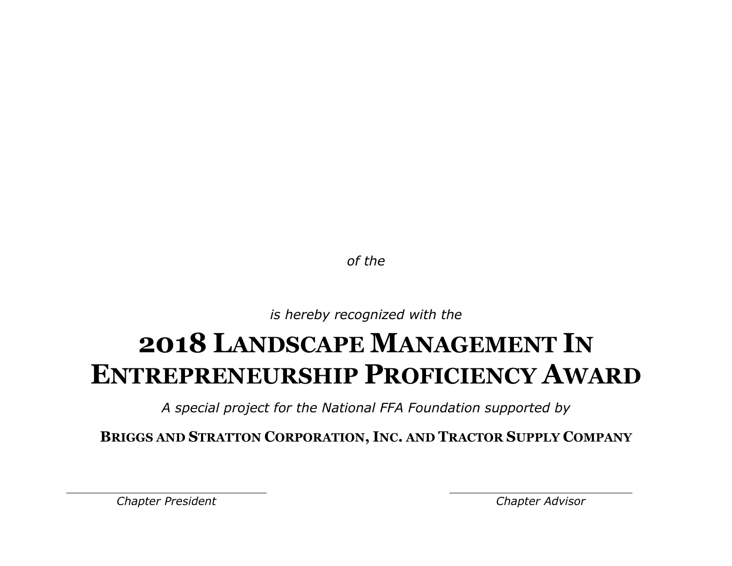*of the*

*is hereby recognized with the*

# 2018 Landscape Management In Entrepreneurship Proficiency Award

*A special project for the National FFA Foundation supported by*

**Briggs and Stratton Corporation, Inc. and Tractor Supply Company**

*Chapter President*

*Chapter Advisor*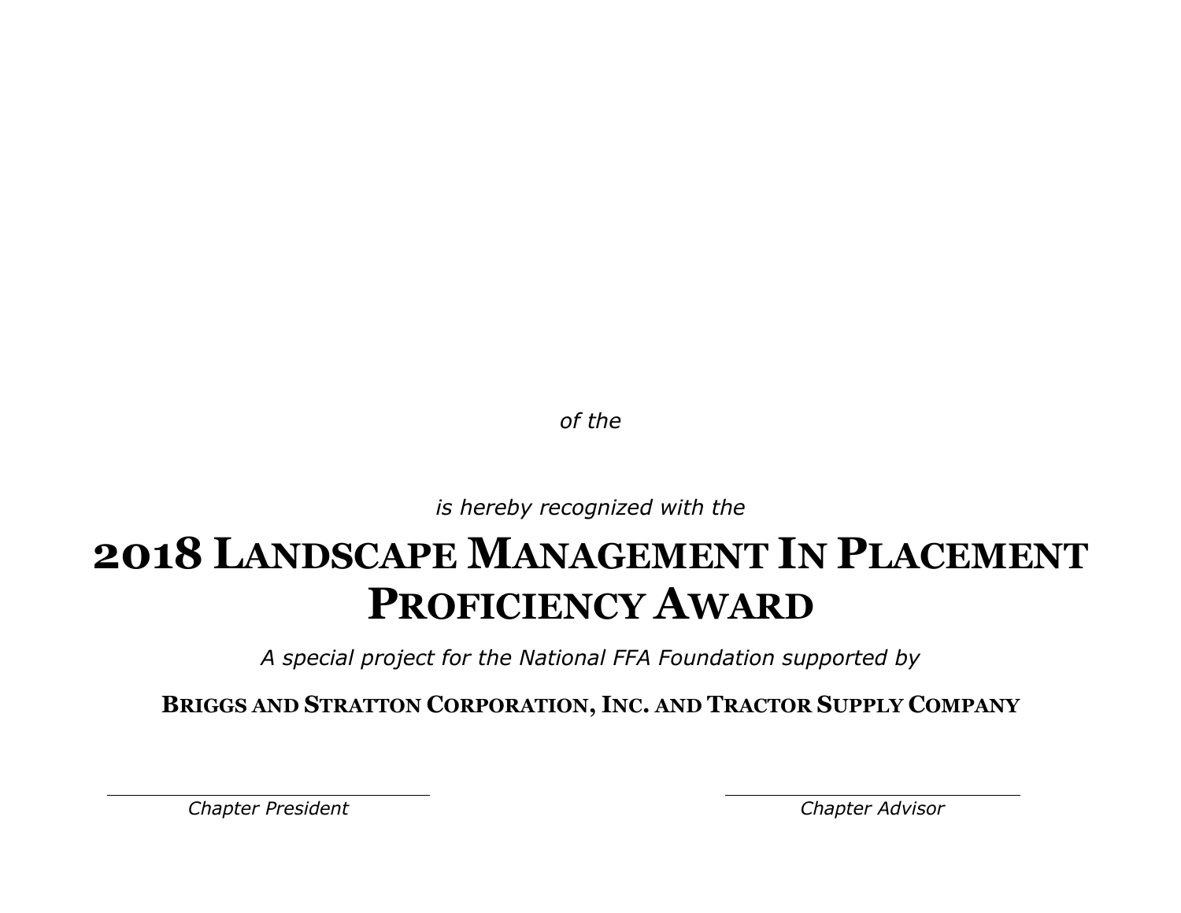*of the*

*is hereby recognized with the*

# 2018 Landscape Management In Placement Proficiency Award

*A special project for the National FFA Foundation supported by*

**Briggs and Stratton Corporation, Inc. and Tractor Supply Company**

*Chapter President*

*Chapter Advisor*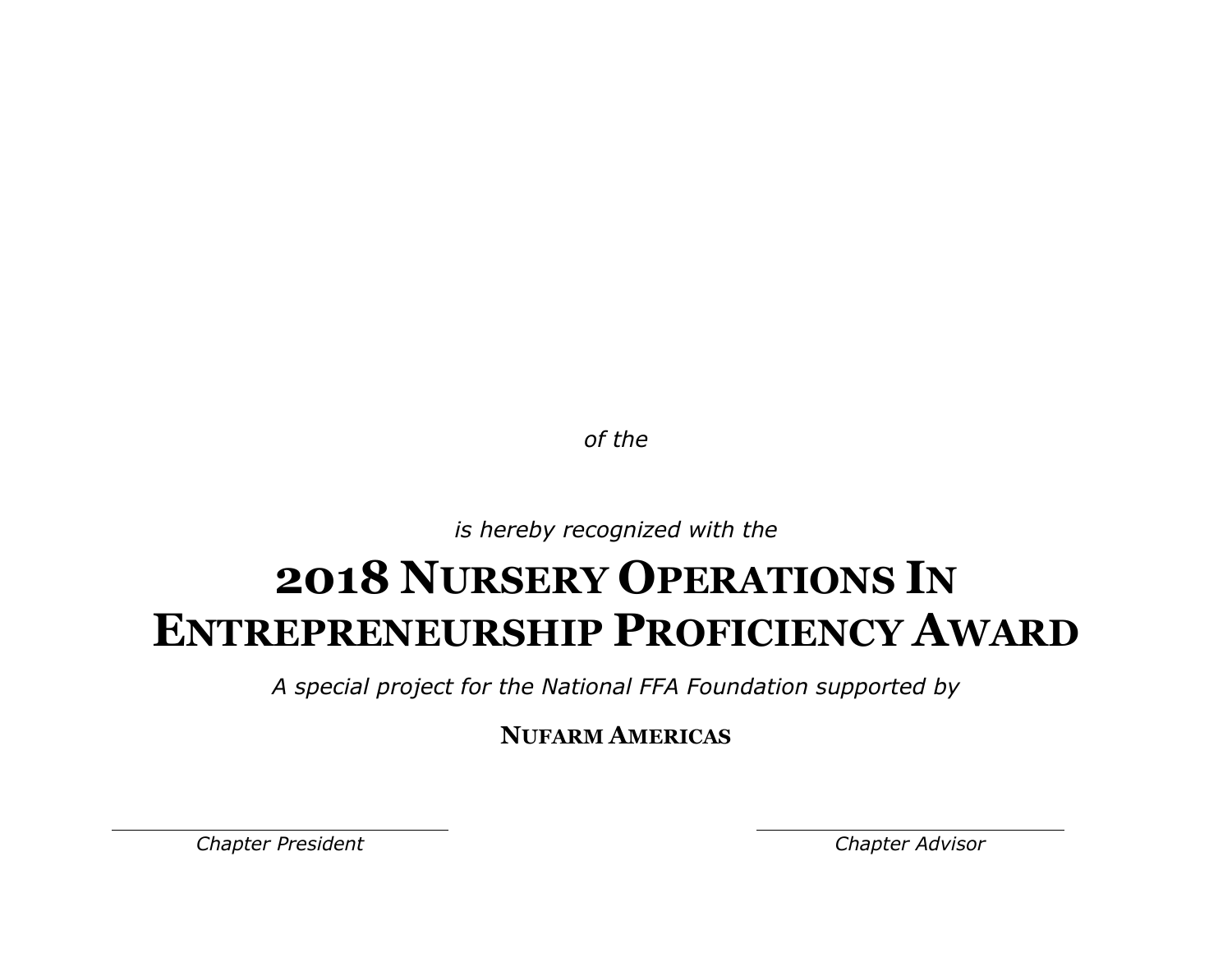*of the*

*is hereby recognized with the*

# 2018 Nursery Operations In Entrepreneurship Proficiency Award

*A special project for the National FFA Foundation supported by*

**Nufarm Americas**

*Chapter President*

*Chapter Advisor*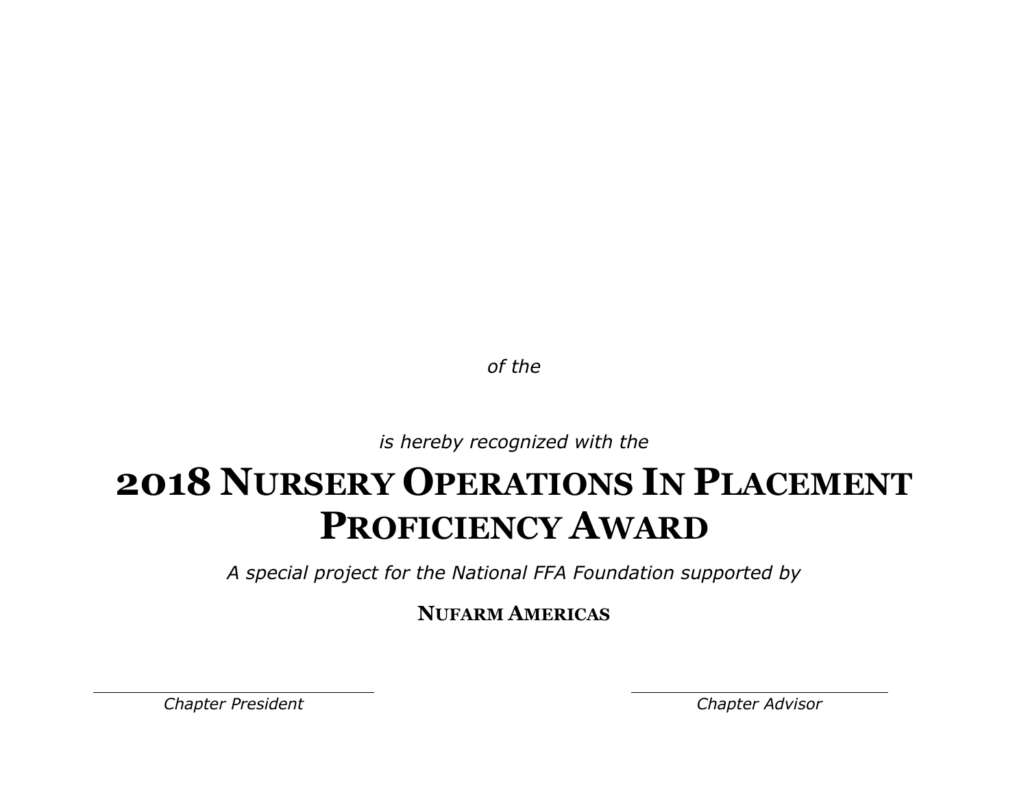*of the*

*is hereby recognized with the*

# 2018 Nursery Operations In Placement Proficiency Award

*A special project for the National FFA Foundation supported by*

**Nufarm Americas**

*Chapter President*

*Chapter Advisor*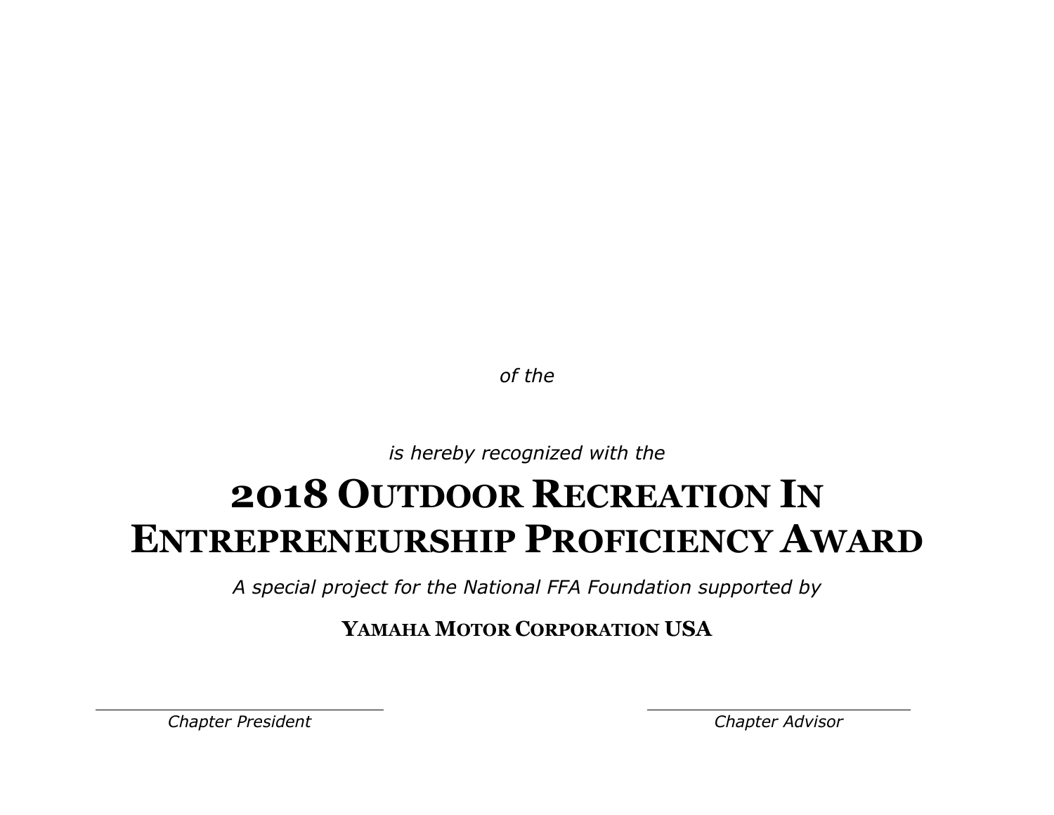*of the*

*is hereby recognized with the*

# 2018 Outdoor Recreation In Entrepreneurship Proficiency Award

*A special project for the National FFA Foundation supported by*

**Yamaha Motor Corporation USA**

*Chapter President*

*Chapter Advisor*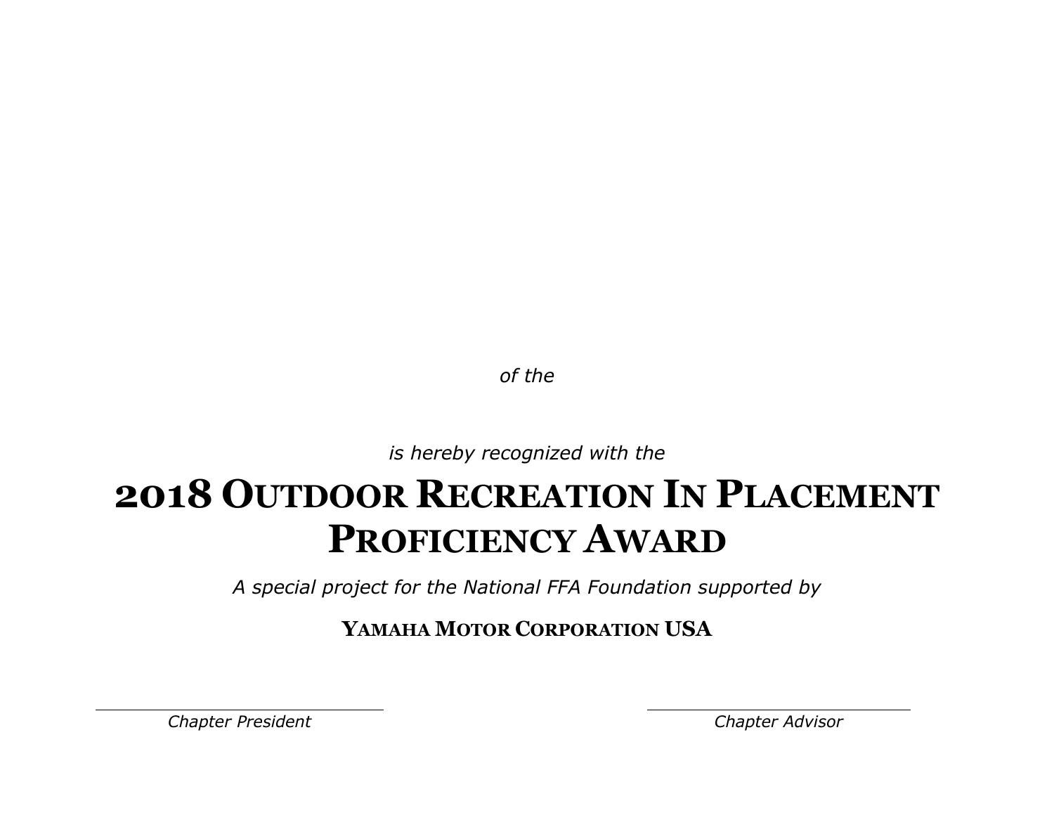*of the*

*is hereby recognized with the*

# 2018 Outdoor Recreation In Placement Proficiency Award

*A special project for the National FFA Foundation supported by*

**Yamaha Motor Corporation USA**

*Chapter President*

*Chapter Advisor*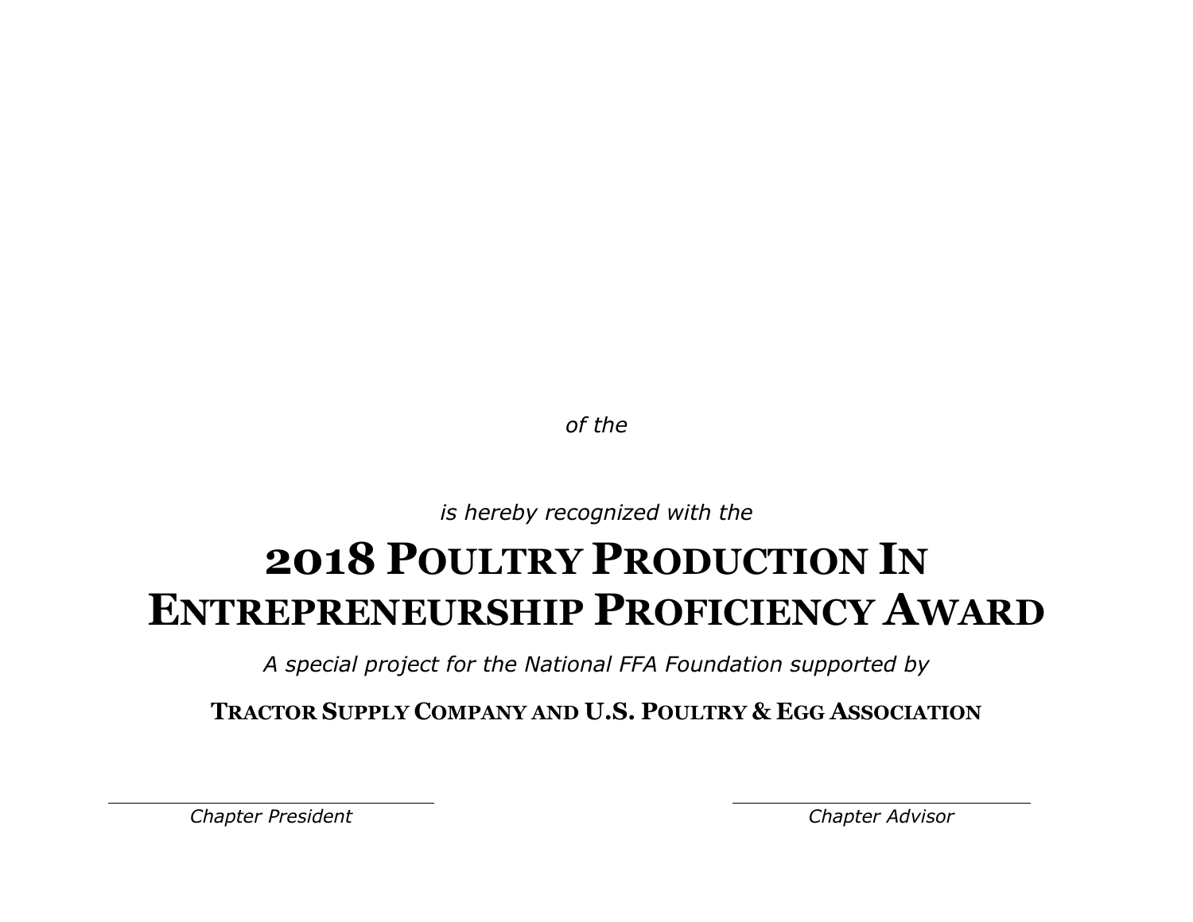*of the*

*is hereby recognized with the*

# 2018 Poultry Production In Entrepreneurship Proficiency Award

*A special project for the National FFA Foundation supported by*

**Tractor Supply Company and U.S. Poultry & Egg Association**

*Chapter President*

*Chapter Advisor*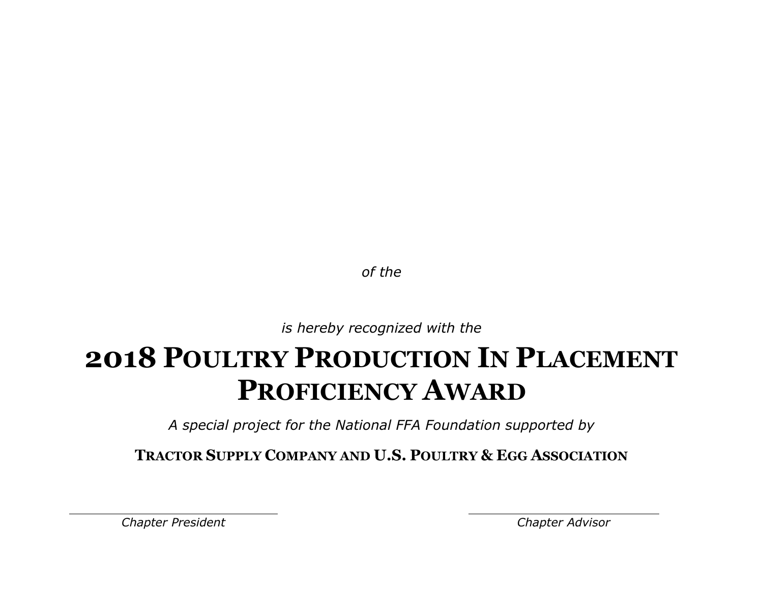*of the*

*is hereby recognized with the*

# 2018 Poultry Production In Placement Proficiency Award

*A special project for the National FFA Foundation supported by*

**Tractor Supply Company and U.S. Poultry & Egg Association**

*Chapter President*

*Chapter Advisor*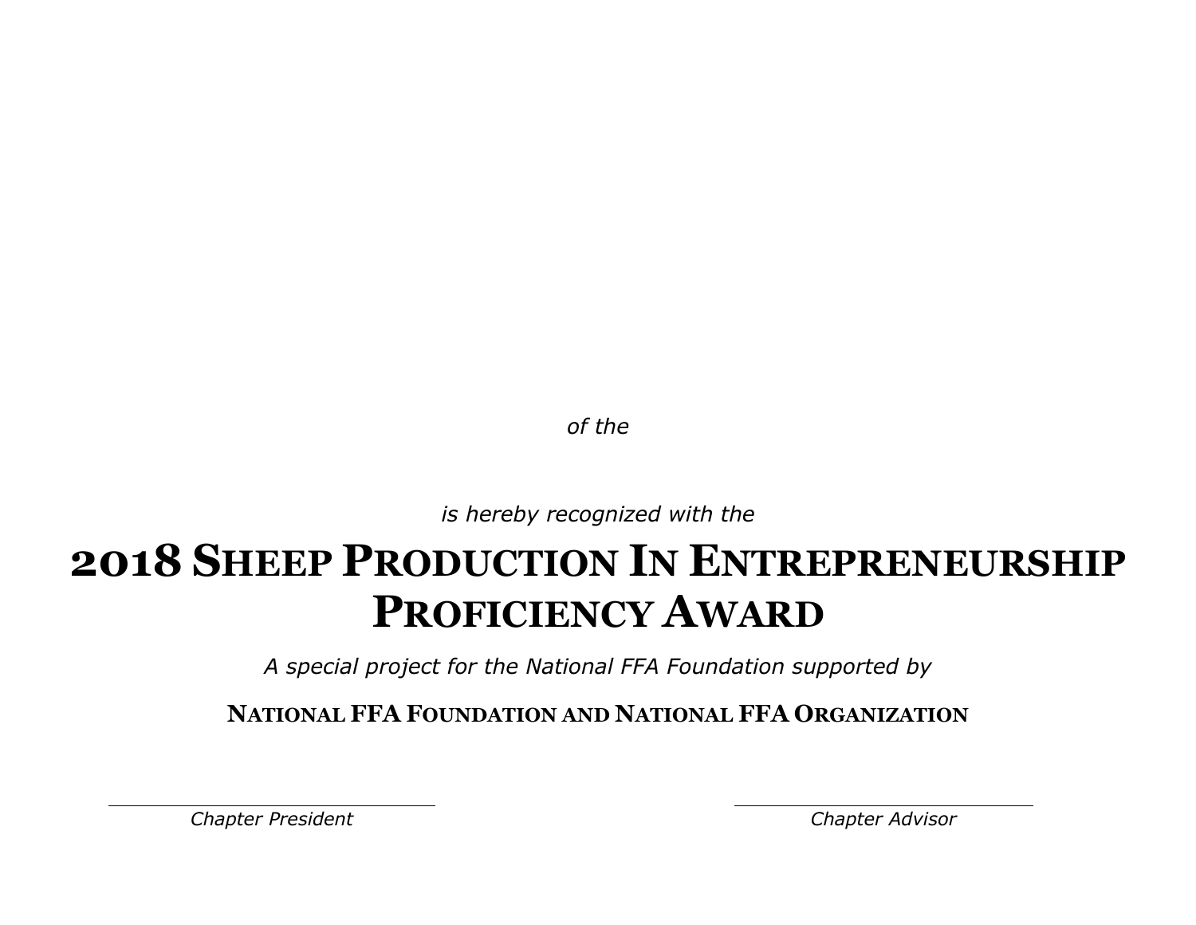*of the*

*is hereby recognized with the*

# 2018 Sheep Production In Entrepreneurship Proficiency Award

*A special project for the National FFA Foundation supported by*

**National FFA Foundation and National FFA Organization**

*Chapter President*

*Chapter Advisor*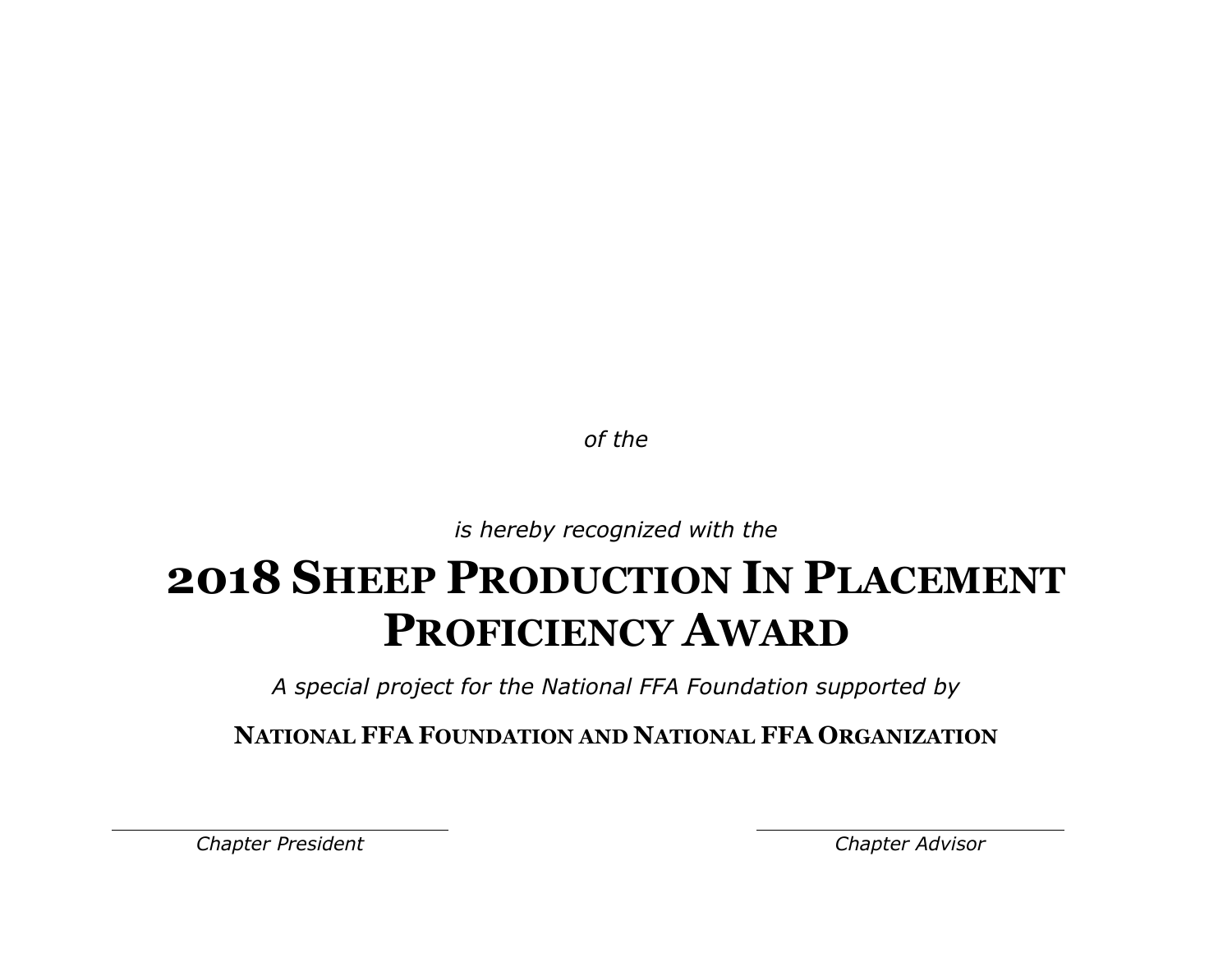*of the*

*is hereby recognized with the*

# 2018 Sheep Production In Placement Proficiency Award

*A special project for the National FFA Foundation supported by*

**National FFA Foundation and National FFA Organization**

*Chapter President*

*Chapter Advisor*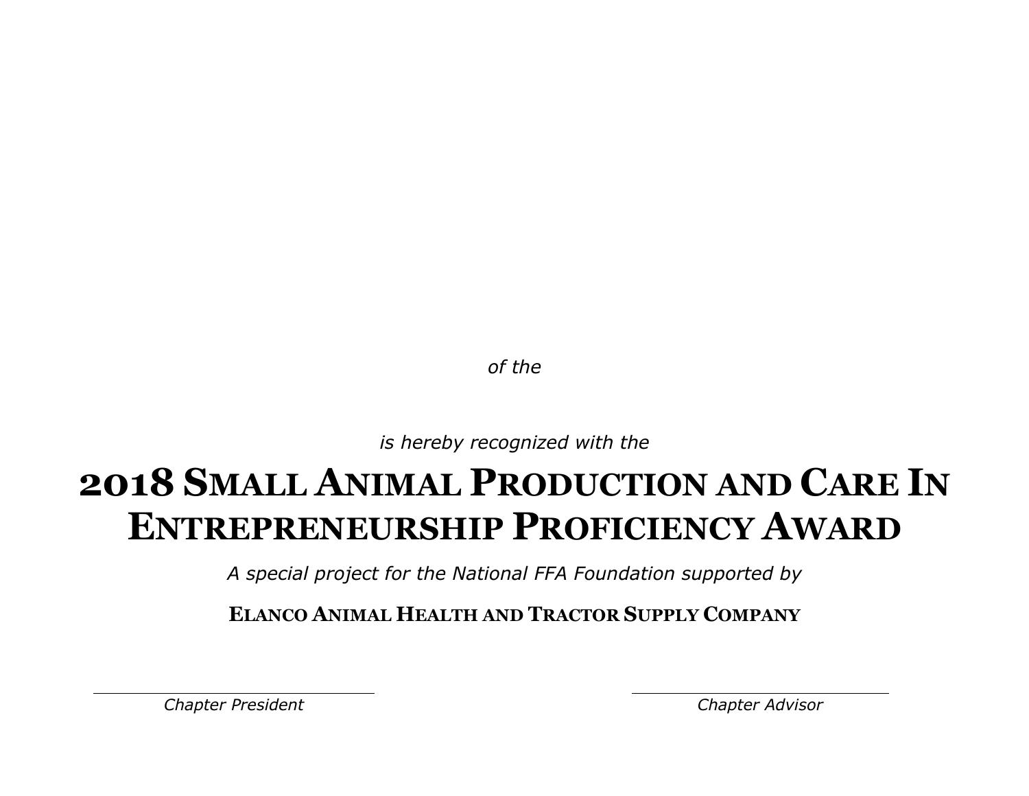*of the*

*is hereby recognized with the*

# 2018 Small Animal Production and Care In Entrepreneurship Proficiency Award

*A special project for the National FFA Foundation supported by*

**Elanco Animal Health and Tractor Supply Company**

*Chapter President*

*Chapter Advisor*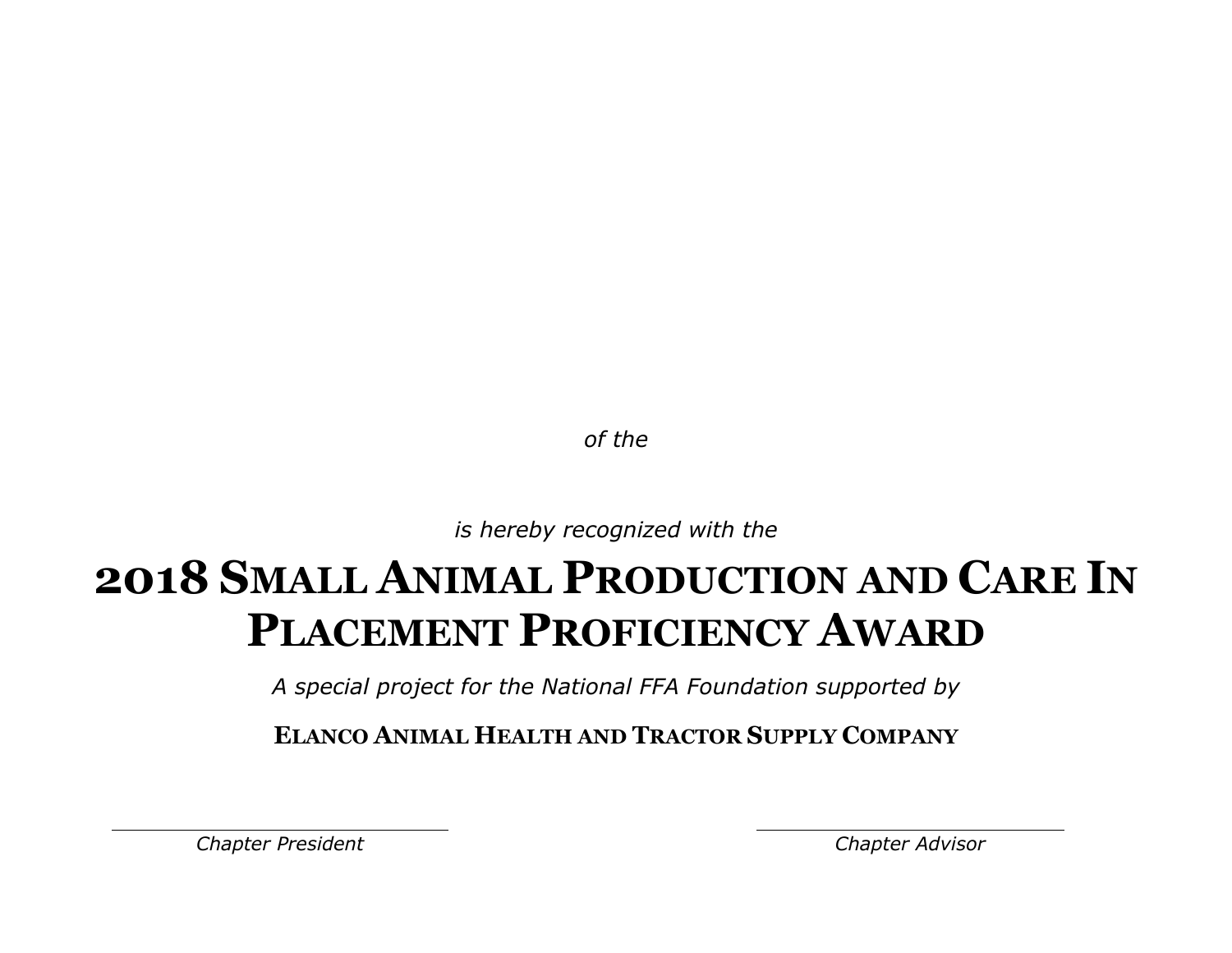*of the*

*is hereby recognized with the*

# 2018 Small Animal Production and Care In Placement Proficiency Award

*A special project for the National FFA Foundation supported by*

**Elanco Animal Health and Tractor Supply Company**

*Chapter President*

*Chapter Advisor*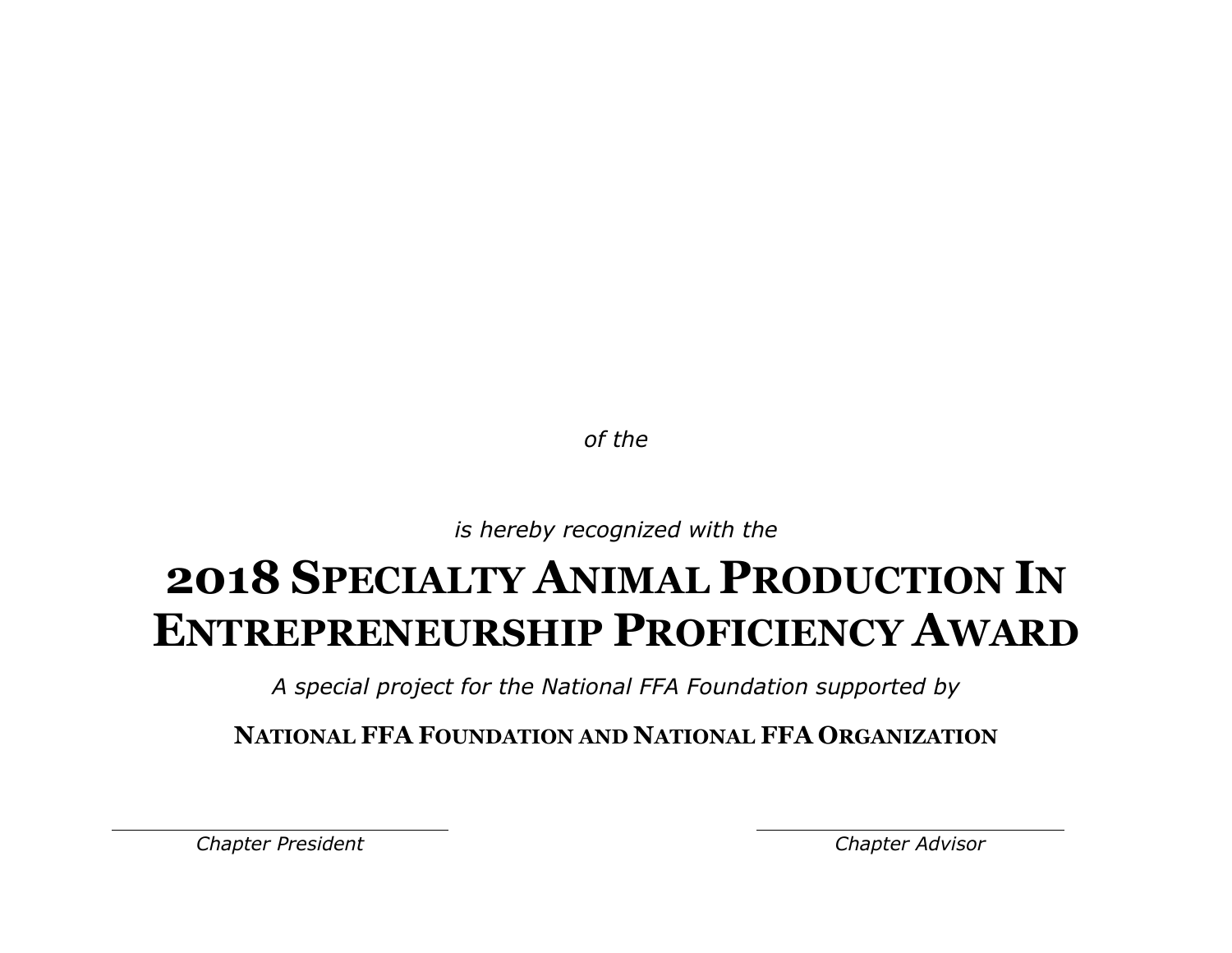*of the*

*is hereby recognized with the*

# 2018 Specialty Animal Production In Entrepreneurship Proficiency Award

*A special project for the National FFA Foundation supported by*

**National FFA Foundation and National FFA Organization**

*Chapter President*

*Chapter Advisor*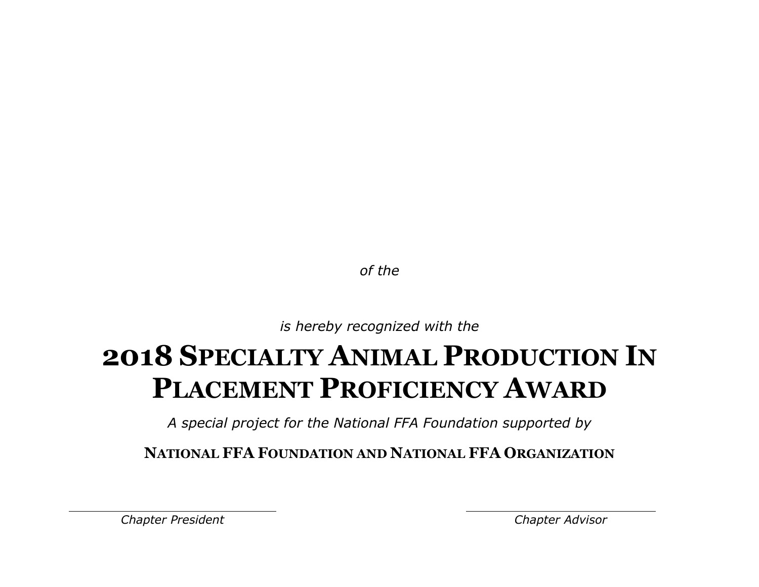*of the*

*is hereby recognized with the*

# 2018 Specialty Animal Production In Placement Proficiency Award

*A special project for the National FFA Foundation supported by*

**National FFA Foundation and National FFA Organization**

*Chapter President*

*Chapter Advisor*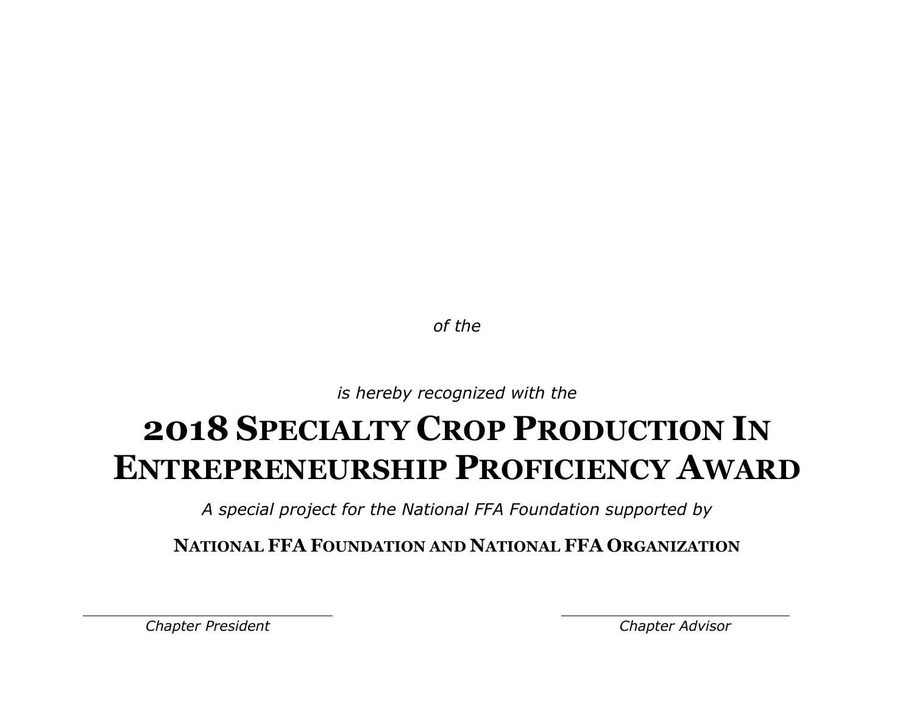*of the*

*is hereby recognized with the*

# 2018 Specialty Crop Production In Entrepreneurship Proficiency Award

*A special project for the National FFA Foundation supported by*

**National FFA Foundation and National FFA Organization**

*Chapter President*

*Chapter Advisor*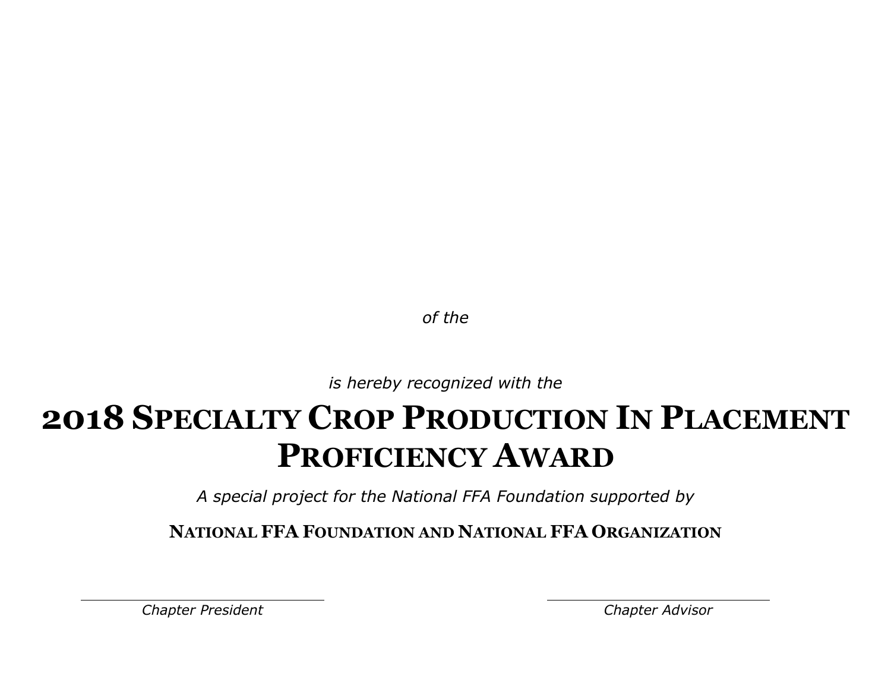*of the*

*is hereby recognized with the*

# 2018 Specialty Crop Production In Placement Proficiency Award

*A special project for the National FFA Foundation supported by*

**National FFA Foundation and National FFA Organization**

*Chapter President*

*Chapter Advisor*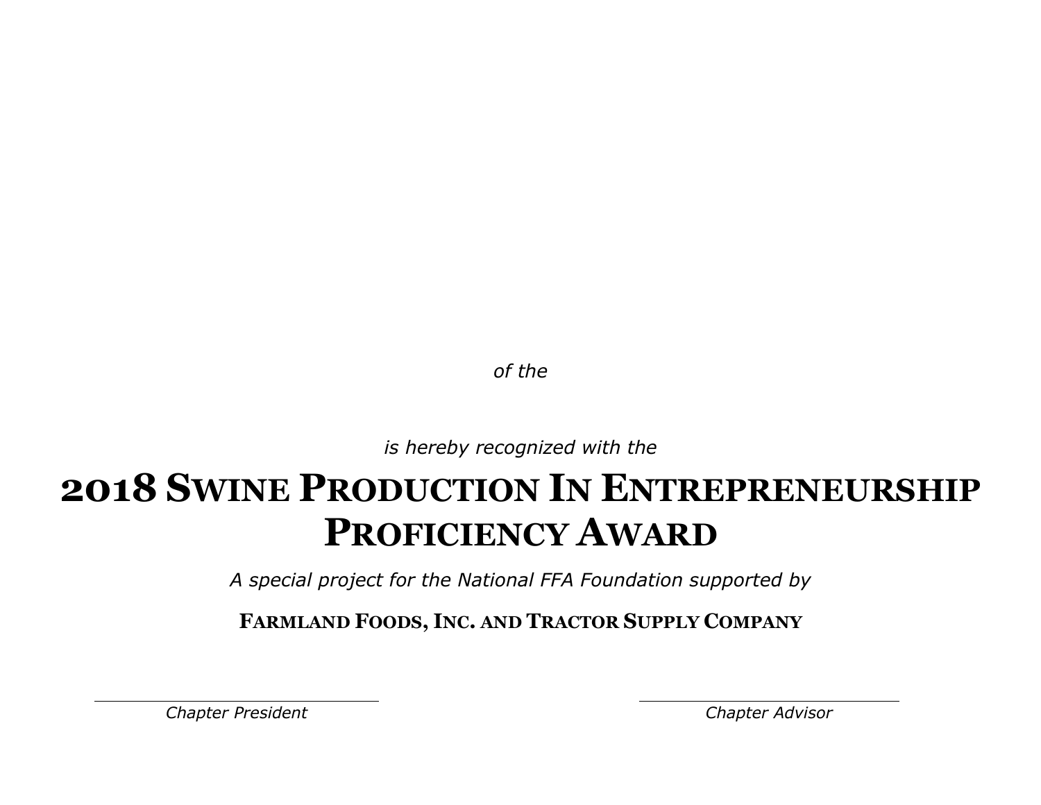*of the*

*is hereby recognized with the*

# 2018 Swine Production In Entrepreneurship Proficiency Award

*A special project for the National FFA Foundation supported by*

**Farmland Foods, Inc. and Tractor Supply Company**

*Chapter President*

*Chapter Advisor*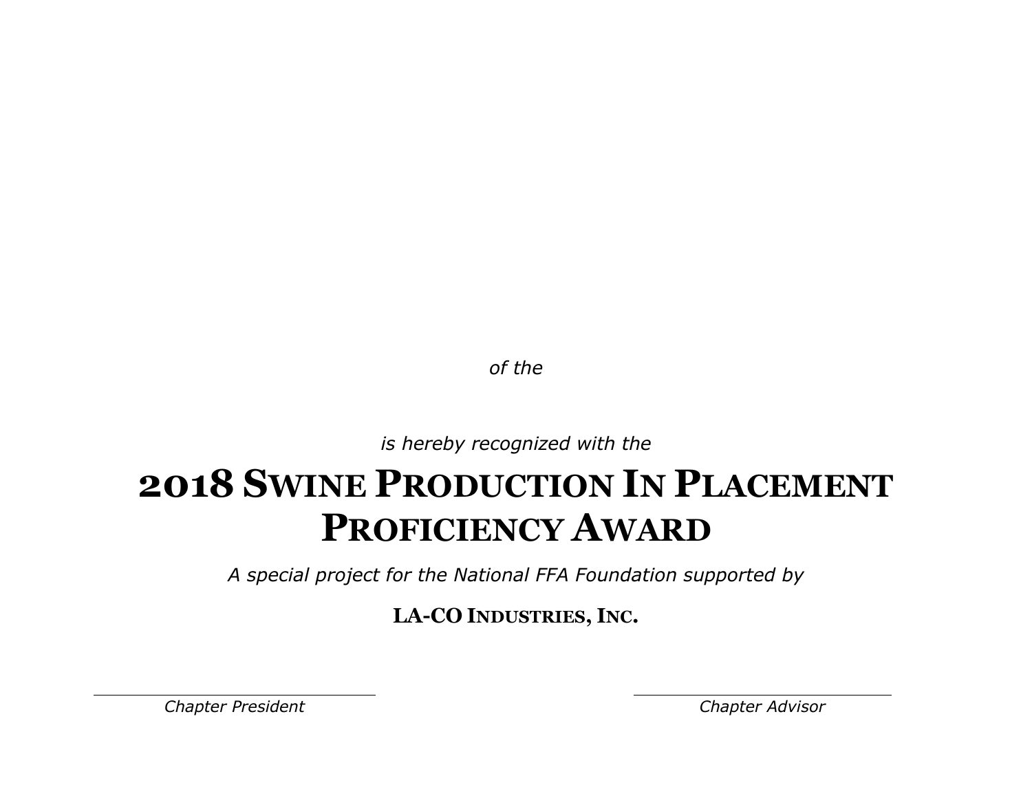*of the*

*is hereby recognized with the*

# 2018 Swine Production In Placement Proficiency Award

*A special project for the National FFA Foundation supported by*

**LA-CO Industries, Inc.**

*Chapter President*

*Chapter Advisor*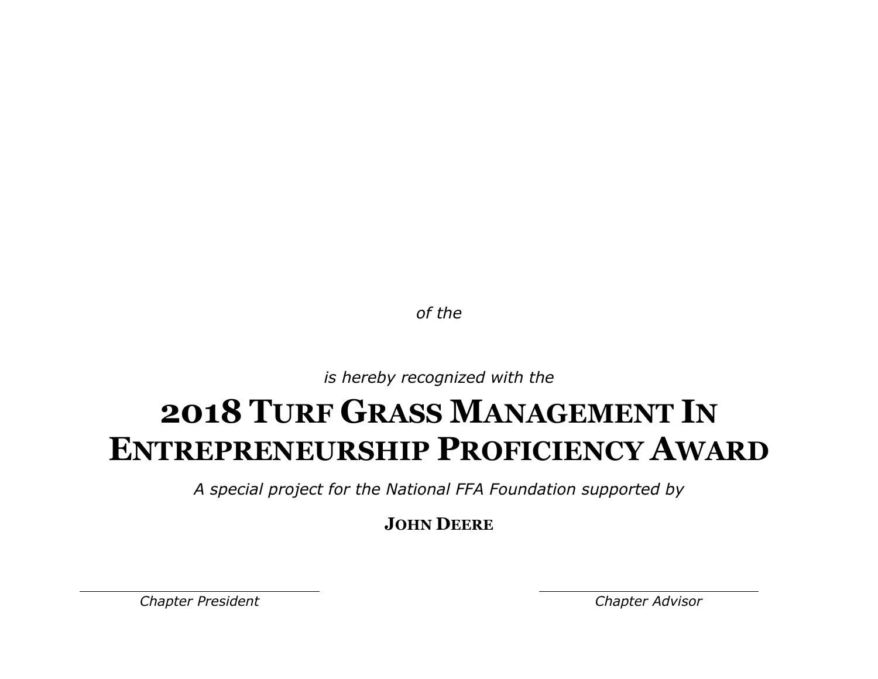*of the*

*is hereby recognized with the*

# 2018 Turf Grass Management In Entrepreneurship Proficiency Award

*A special project for the National FFA Foundation supported by*

**John Deere**

*Chapter President*

*Chapter Advisor*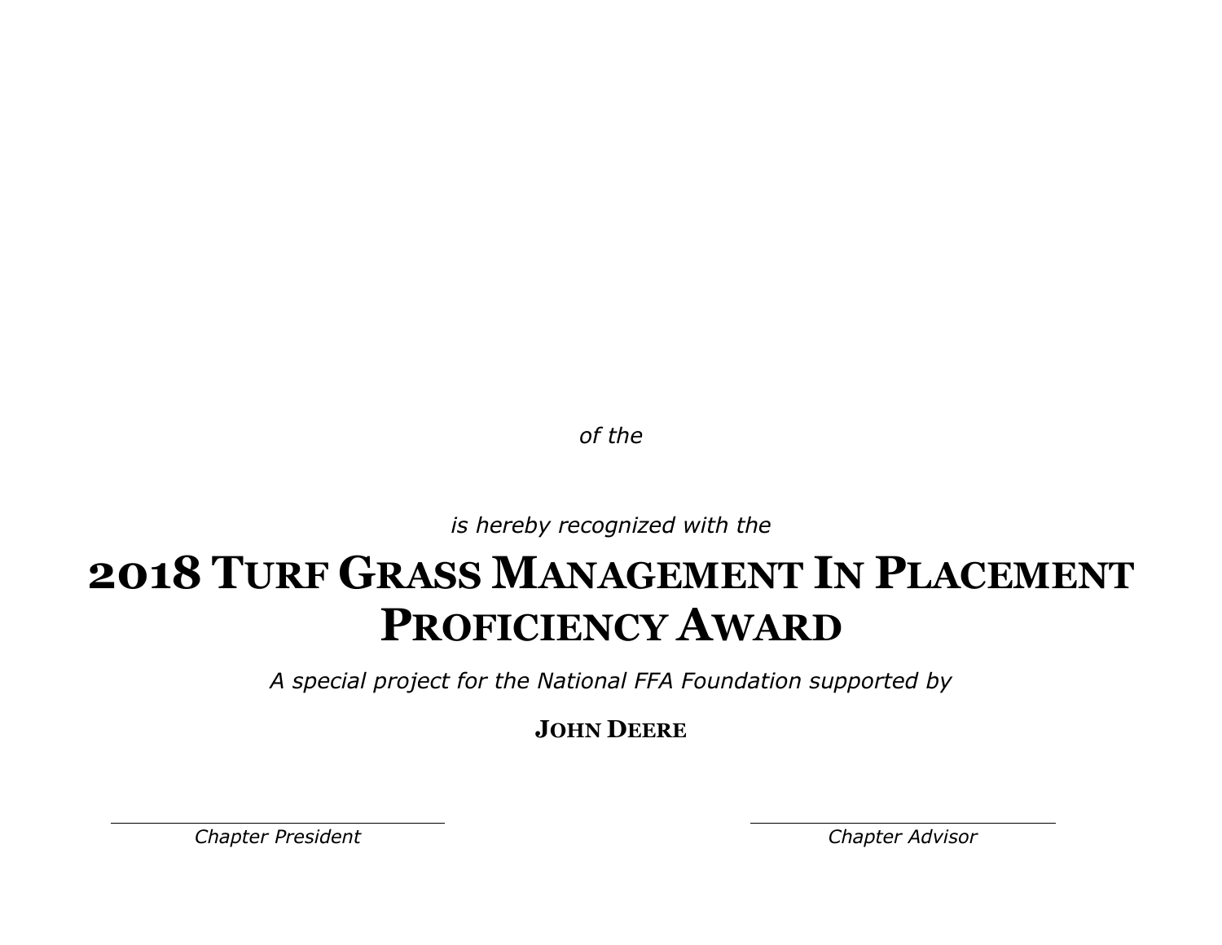*of the*

*is hereby recognized with the*

# 2018 Turf Grass Management In Placement Proficiency Award

*A special project for the National FFA Foundation supported by*

**John Deere**

*Chapter President*

*Chapter Advisor*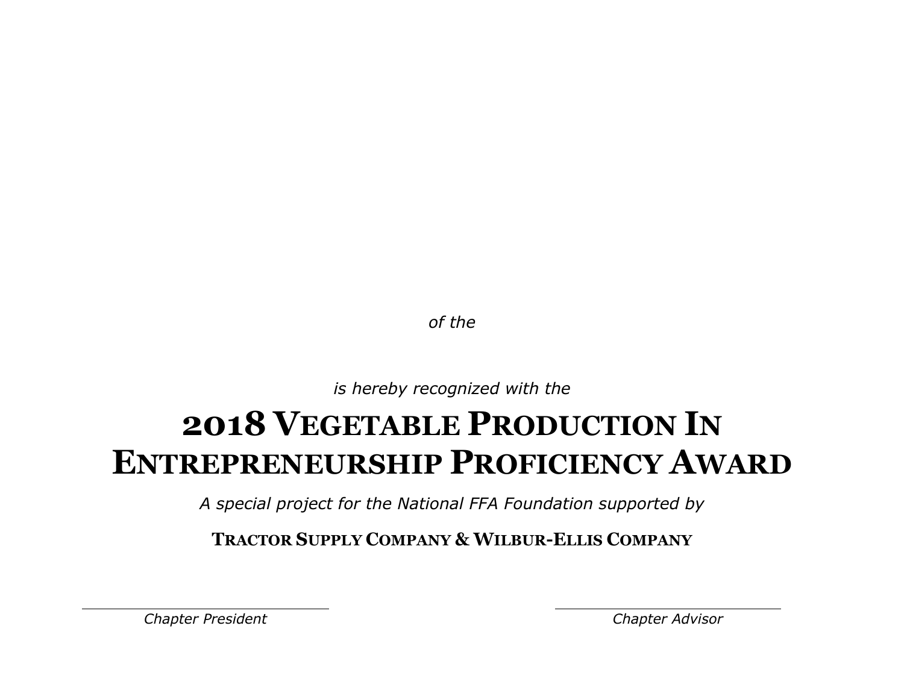*of the*

*is hereby recognized with the*

# 2018 VEGETABLE PRODUCTION IN ENTREPRENEURSHIP PROFICIENCY AWARD

*A special project for the National FFA Foundation supported by*

**TRACTOR SUPPLY COMPANY & WILBUR-ELLIS COMPANY**

*Chapter President*

*Chapter Advisor*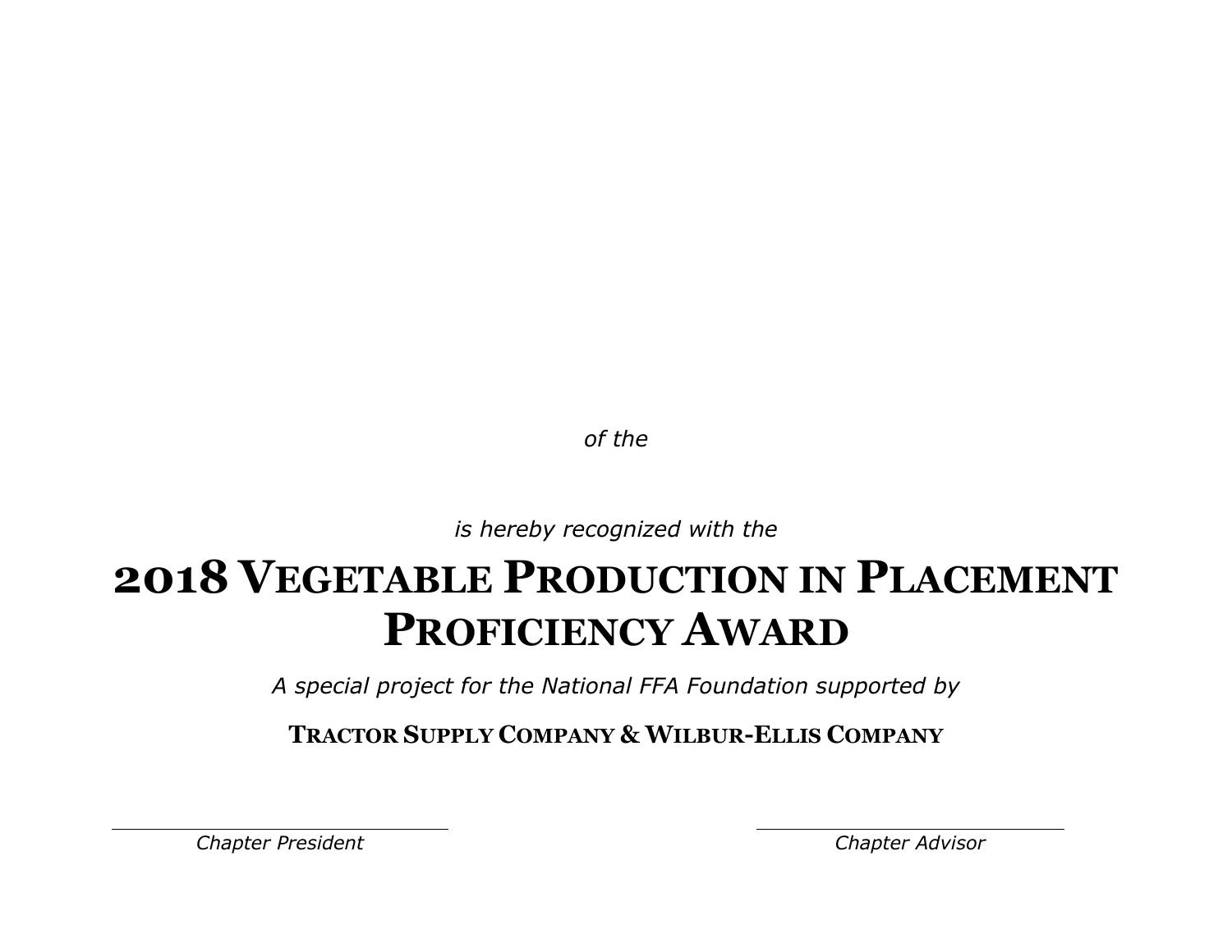*of the*

*is hereby recognized with the*

# 2018 Vegetable Production in Placement Proficiency Award

*A special project for the National FFA Foundation supported by*

**Tractor Supply Company & Wilbur-Ellis Company**

*Chapter President*

*Chapter Advisor*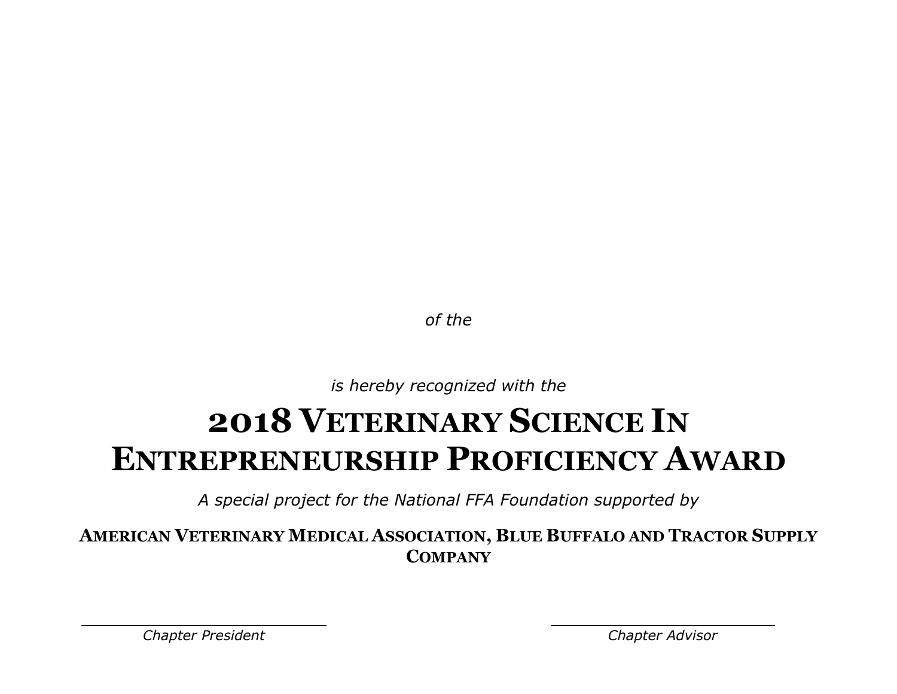*of the*

*is hereby recognized with the*

# 2018 Veterinary Science In Entrepreneurship Proficiency Award

*A special project for the National FFA Foundation supported by*

**American Veterinary Medical Association, Blue Buffalo and Tractor Supply Company**

*Chapter President*

*Chapter Advisor*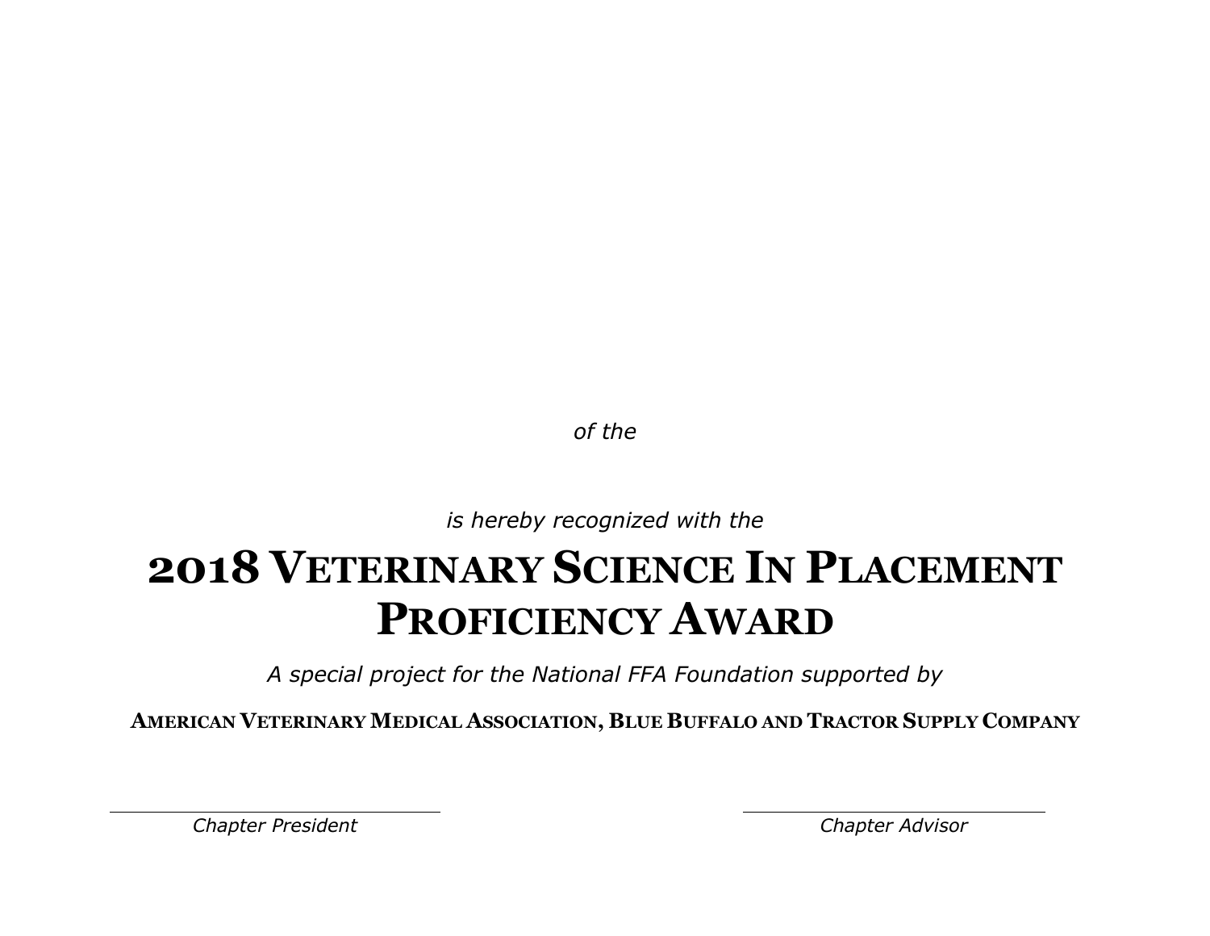*of the*

*is hereby recognized with the*

# 2018 VETERINARY SCIENCE IN PLACEMENT PROFICIENCY AWARD

*A special project for the National FFA Foundation supported by*

**AMERICAN VETERINARY MEDICAL ASSOCIATION, BLUE BUFFALO AND TRACTOR SUPPLY COMPANY**

*Chapter President*

*Chapter Advisor*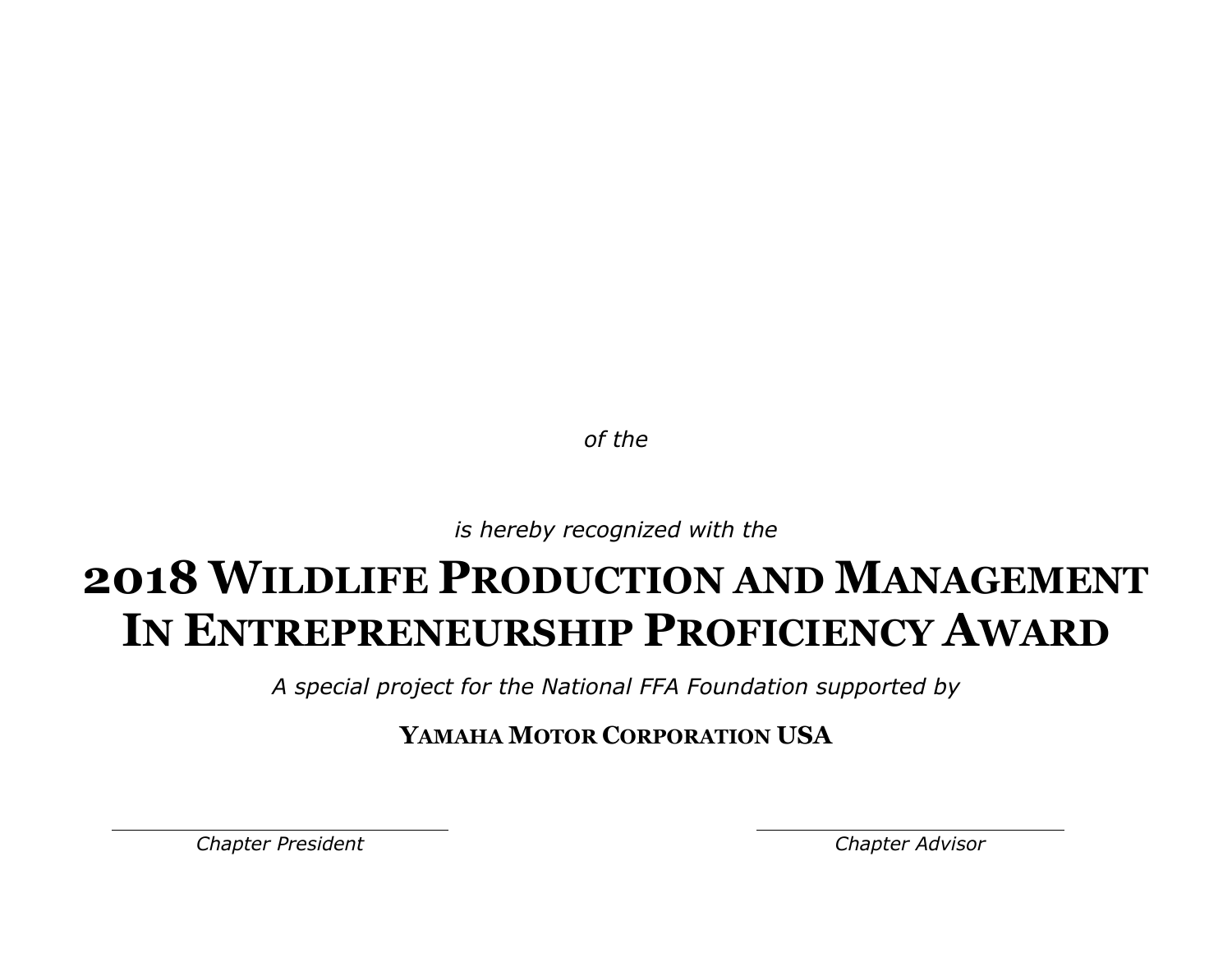*of the*

*is hereby recognized with the*

# 2018 Wildlife Production and Management In Entrepreneurship Proficiency Award

*A special project for the National FFA Foundation supported by*

**Yamaha Motor Corporation USA**

*Chapter President*

*Chapter Advisor*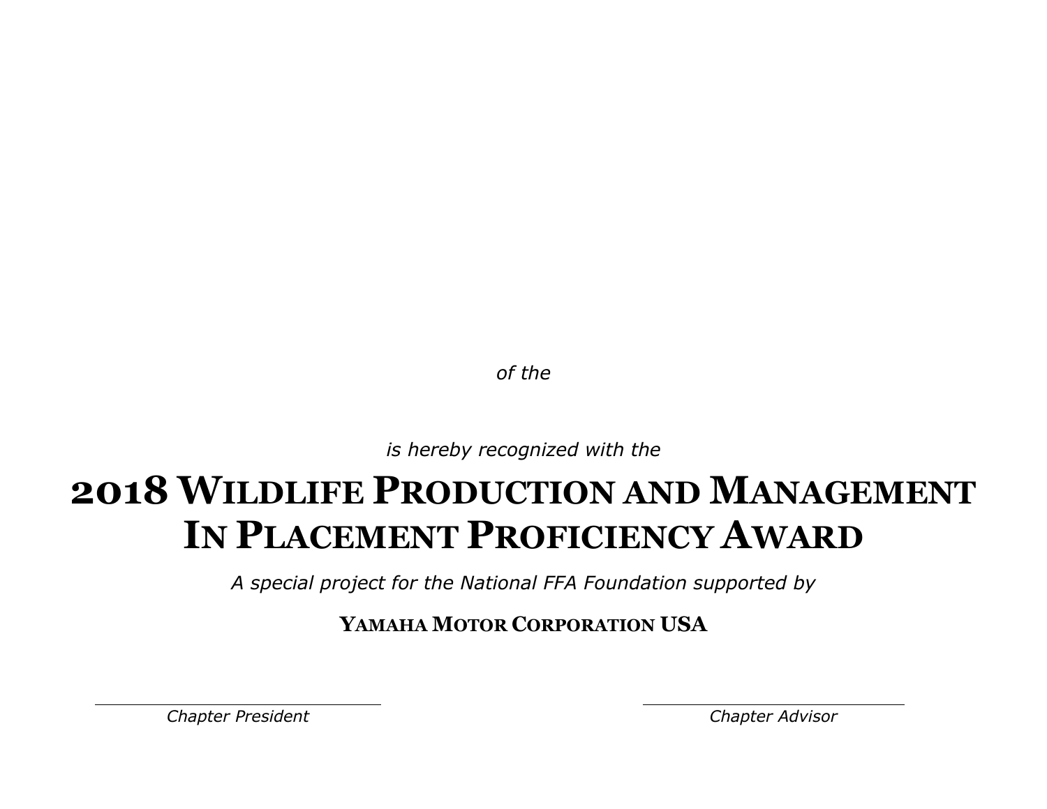*of the*

*is hereby recognized with the*

# 2018 Wildlife Production and Management In Placement Proficiency Award

*A special project for the National FFA Foundation supported by*

**Yamaha Motor Corporation USA**

*Chapter President*

*Chapter Advisor*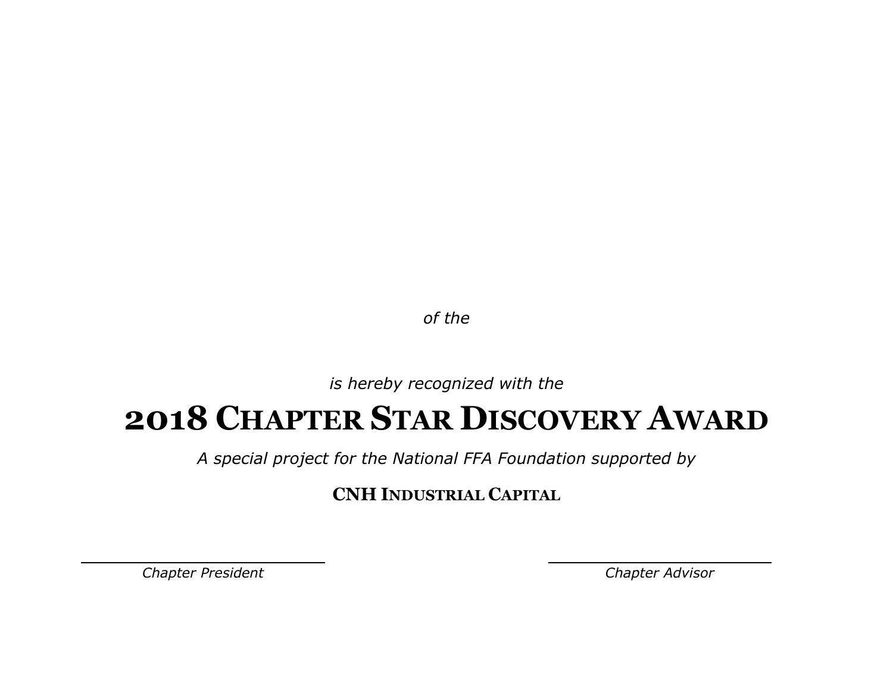*of the*

*is hereby recognized with the*

# 2018 Chapter Star Discovery Award

*A special project for the National FFA Foundation supported by*

**CNH Industrial Capital**

*Chapter President*

*Chapter Advisor*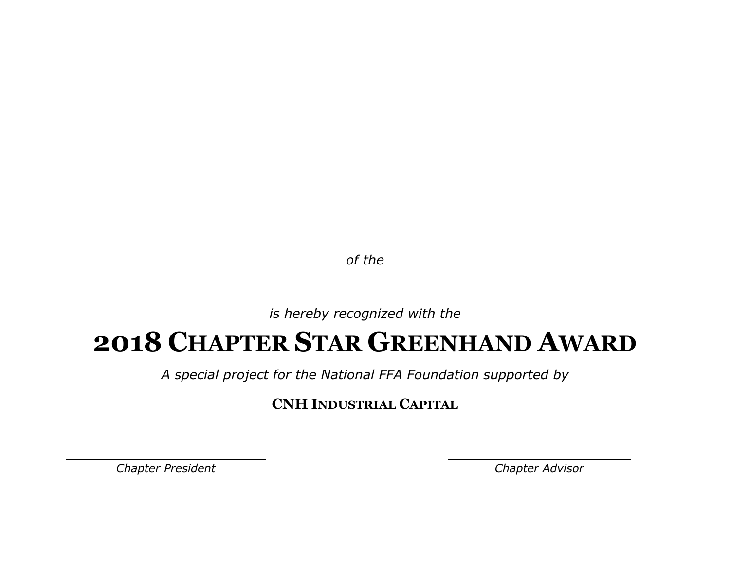*of the*

*is hereby recognized with the*

# 2018 Chapter Star Greenhand Award

*A special project for the National FFA Foundation supported by*

**CNH Industrial Capital**

*Chapter President*

*Chapter Advisor*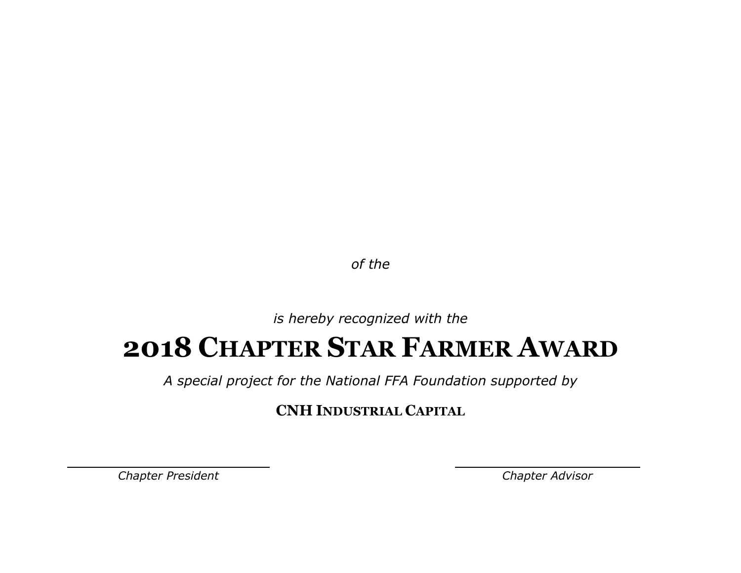*of the*

*is hereby recognized with the*

# 2018 Chapter Star Farmer Award

*A special project for the National FFA Foundation supported by*

**CNH Industrial Capital**

| *Chapter President* | *Chapter Advisor* |
|---|---|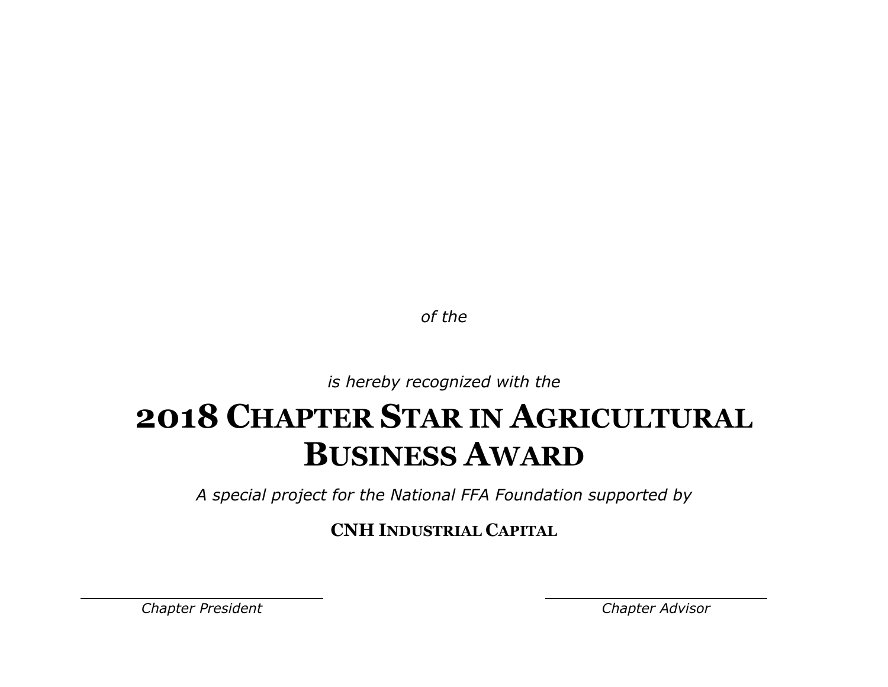*of the*

*is hereby recognized with the*

# 2018 Chapter Star in Agricultural Business Award

*A special project for the National FFA Foundation supported by*

**CNH Industrial Capital**

*Chapter President*

*Chapter Advisor*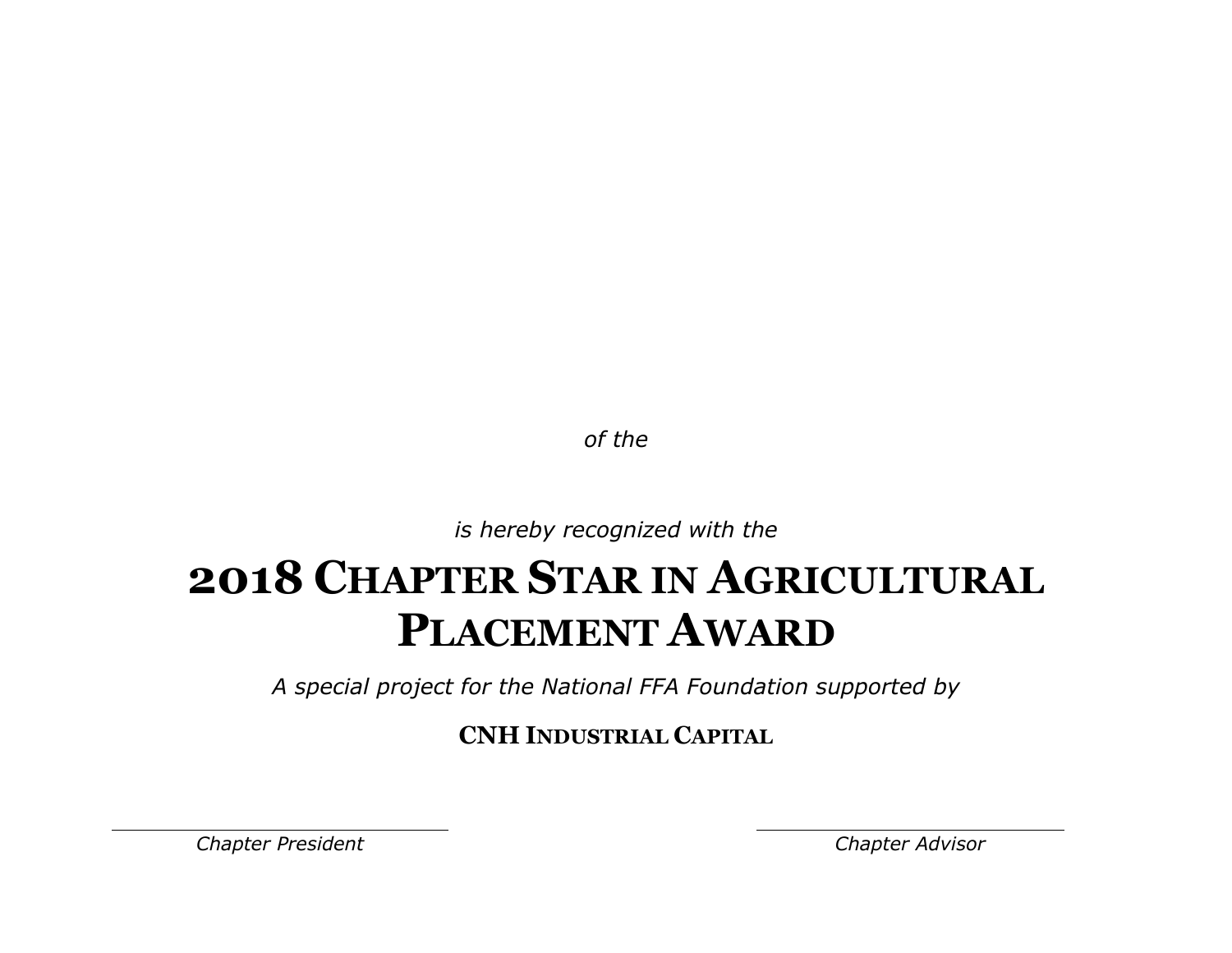*of the*

*is hereby recognized with the*

# 2018 Chapter Star in Agricultural Placement Award

*A special project for the National FFA Foundation supported by*

**CNH Industrial Capital**

*Chapter President*

*Chapter Advisor*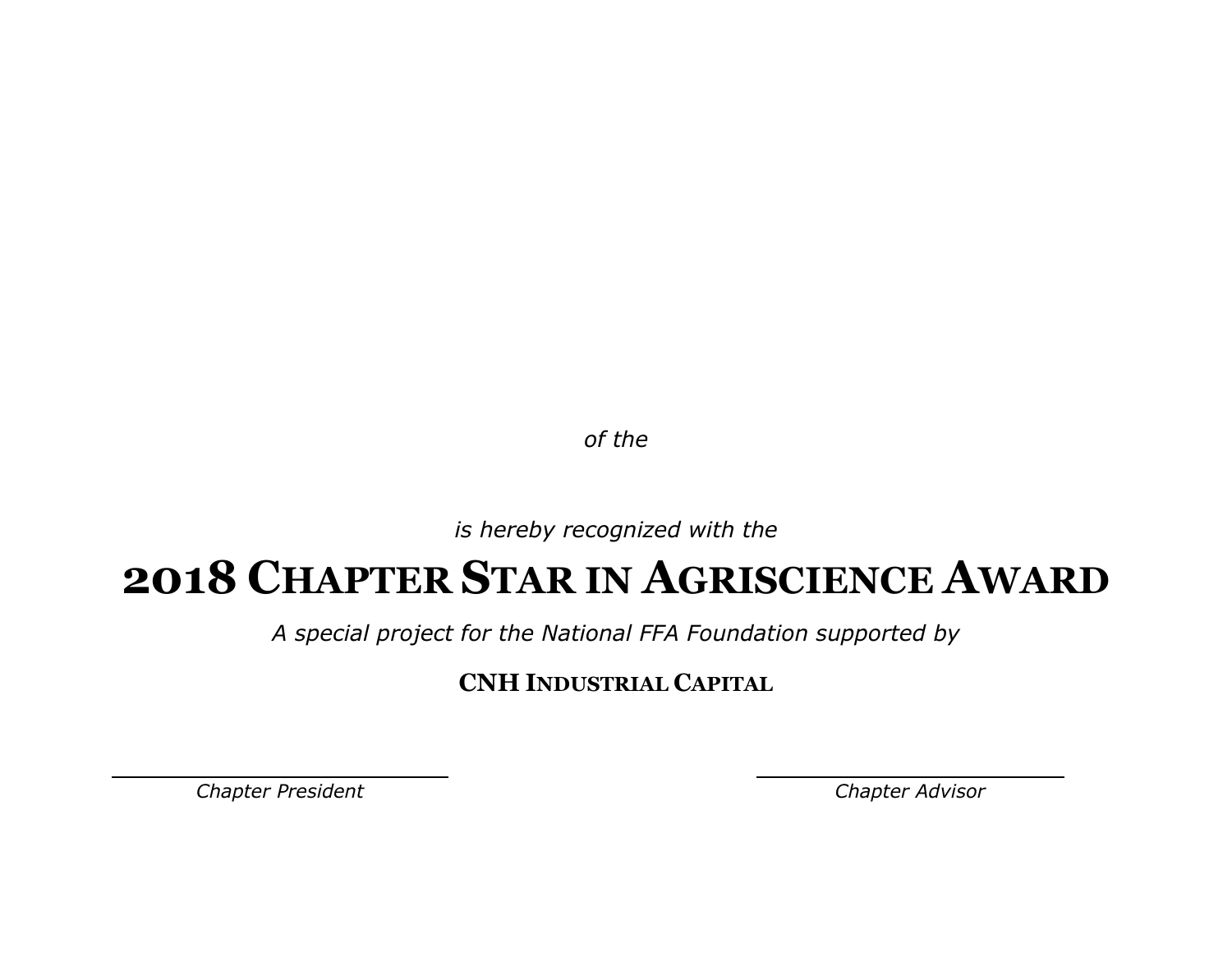*of the*

*is hereby recognized with the*

# 2018 Chapter Star in Agriscience Award

*A special project for the National FFA Foundation supported by*

**CNH Industrial Capital**

*Chapter President*

*Chapter Advisor*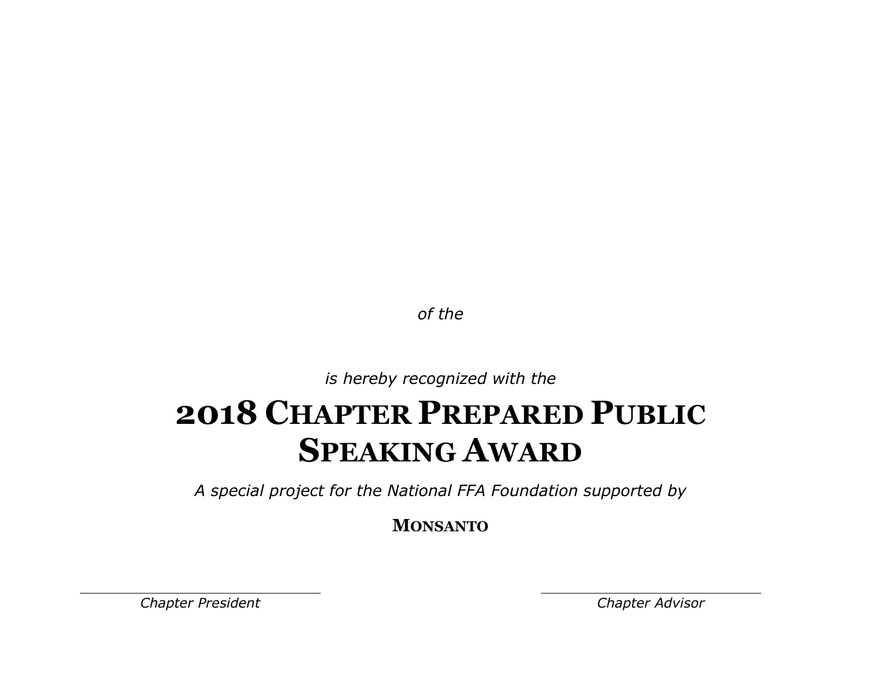*of the*

*is hereby recognized with the*

# 2018 CHAPTER PREPARED PUBLIC SPEAKING AWARD

*A special project for the National FFA Foundation supported by*

**MONSANTO**

*Chapter President*

*Chapter Advisor*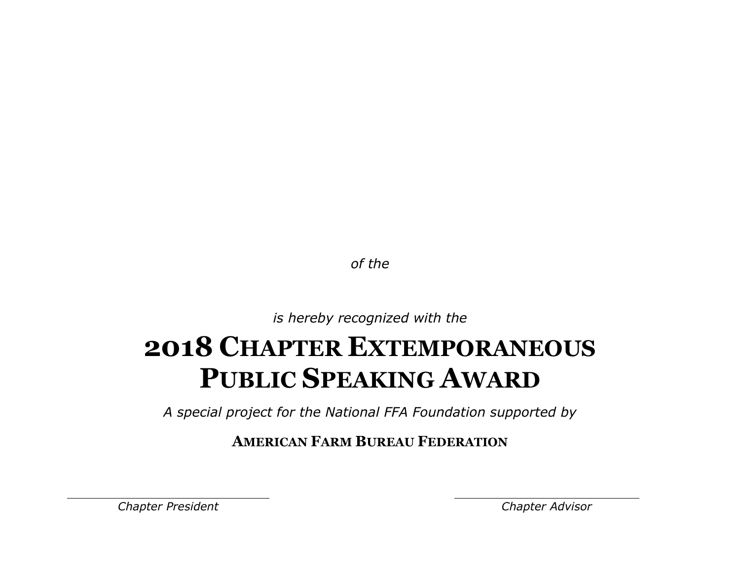*of the*

*is hereby recognized with the*

# 2018 Chapter Extemporaneous Public Speaking Award

*A special project for the National FFA Foundation supported by*

**American Farm Bureau Federation**

*Chapter President*

*Chapter Advisor*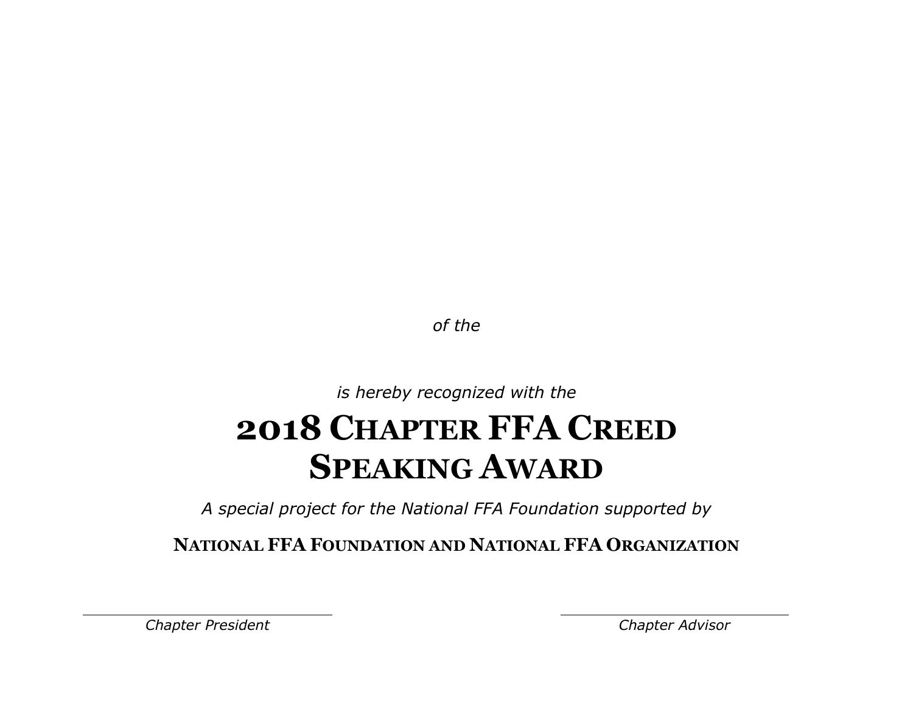*of the*

*is hereby recognized with the*

# 2018 Chapter FFA Creed Speaking Award

*A special project for the National FFA Foundation supported by*

**National FFA Foundation and National FFA Organization**

*Chapter President*

*Chapter Advisor*